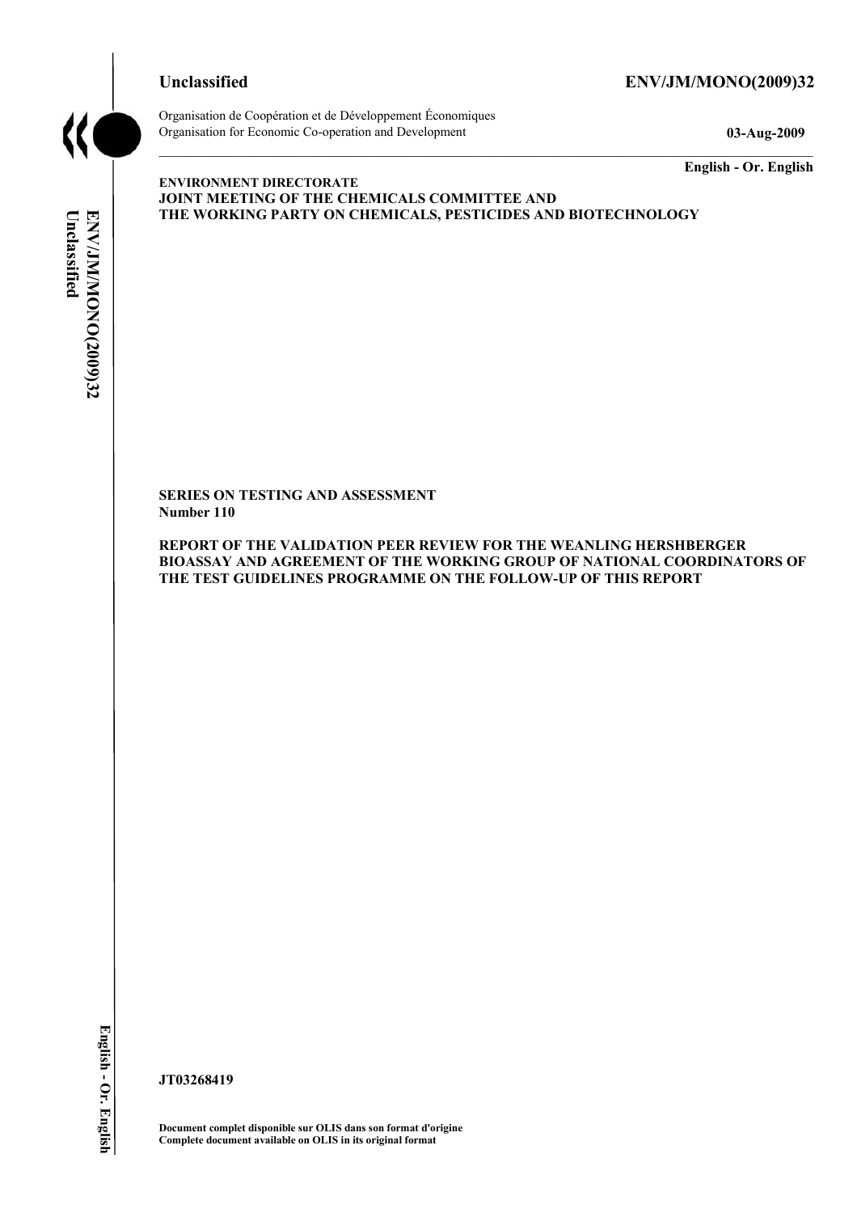**Unclassified** **ENV/JM/MONO(2009)32**

Organisation de Coopération et de Développement Économiques
Organisation for Economic Co-operation and Development **03-Aug-2009**

**English - Or. English**

**ENVIRONMENT DIRECTORATE**
**JOINT MEETING OF THE CHEMICALS COMMITTEE AND**
**THE WORKING PARTY ON CHEMICALS, PESTICIDES AND BIOTECHNOLOGY**

**SERIES ON TESTING AND ASSESSMENT**
**Number 110**

**REPORT OF THE VALIDATION PEER REVIEW FOR THE WEANLING HERSHBERGER BIOASSAY AND AGREEMENT OF THE WORKING GROUP OF NATIONAL COORDINATORS OF THE TEST GUIDELINES PROGRAMME ON THE FOLLOW-UP OF THIS REPORT**

**JT03268419**

**Document complet disponible sur OLIS dans son format d'origine**
**Complete document available on OLIS in its original format**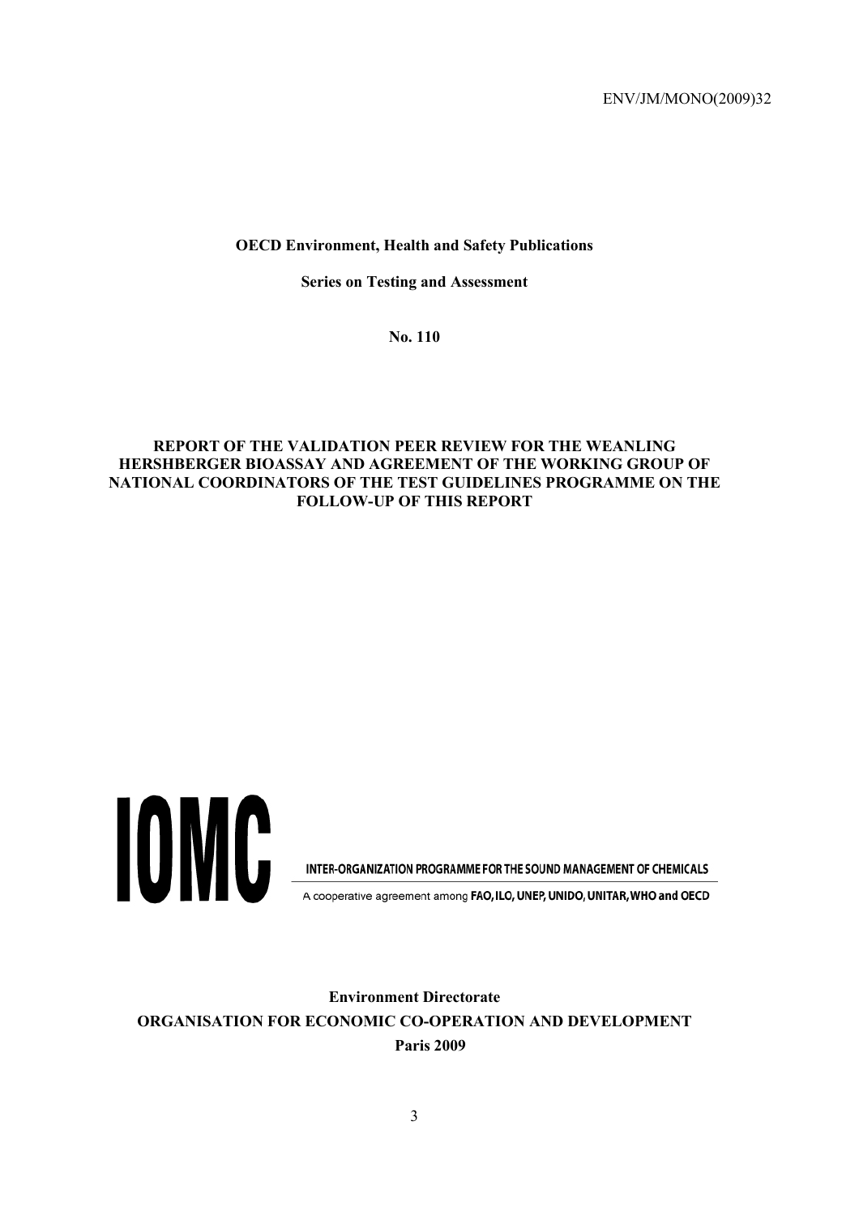ENV/JM/MONO(2009)32

**OECD Environment, Health and Safety Publications**

**Series on Testing and Assessment**

**No. 110**

**REPORT OF THE VALIDATION PEER REVIEW FOR THE WEANLING HERSHBERGER BIOASSAY AND AGREEMENT OF THE WORKING GROUP OF NATIONAL COORDINATORS OF THE TEST GUIDELINES PROGRAMME ON THE FOLLOW-UP OF THIS REPORT**

IOMC

INTER-ORGANIZATION PROGRAMME FOR THE SOUND MANAGEMENT OF CHEMICALS

A cooperative agreement among **FAO, ILO, UNEP, UNIDO, UNITAR, WHO and OECD**

**Environment Directorate**

**ORGANISATION FOR ECONOMIC CO-OPERATION AND DEVELOPMENT**

**Paris 2009**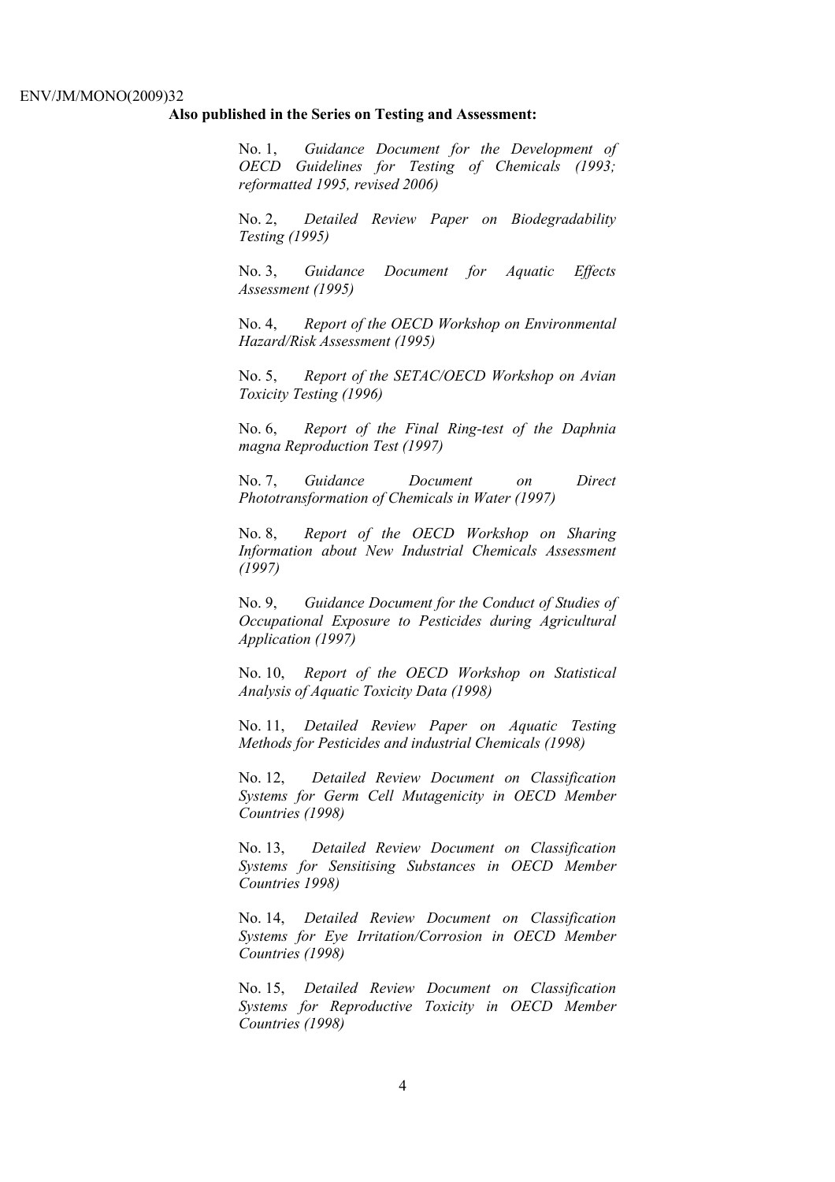**Also published in the Series on Testing and Assessment:**

No. 1, *Guidance Document for the Development of OECD Guidelines for Testing of Chemicals (1993; reformatted 1995, revised 2006)*

No. 2, *Detailed Review Paper on Biodegradability Testing (1995)*

No. 3, *Guidance Document for Aquatic Effects Assessment (1995)*

No. 4, *Report of the OECD Workshop on Environmental Hazard/Risk Assessment (1995)*

No. 5, *Report of the SETAC/OECD Workshop on Avian Toxicity Testing (1996)*

No. 6, *Report of the Final Ring-test of the Daphnia magna Reproduction Test (1997)*

No. 7, *Guidance Document on Direct Phototransformation of Chemicals in Water (1997)*

No. 8, *Report of the OECD Workshop on Sharing Information about New Industrial Chemicals Assessment (1997)*

No. 9, *Guidance Document for the Conduct of Studies of Occupational Exposure to Pesticides during Agricultural Application (1997)*

No. 10, *Report of the OECD Workshop on Statistical Analysis of Aquatic Toxicity Data (1998)*

No. 11, *Detailed Review Paper on Aquatic Testing Methods for Pesticides and industrial Chemicals (1998)*

No. 12, *Detailed Review Document on Classification Systems for Germ Cell Mutagenicity in OECD Member Countries (1998)*

No. 13, *Detailed Review Document on Classification Systems for Sensitising Substances in OECD Member Countries 1998)*

No. 14, *Detailed Review Document on Classification Systems for Eye Irritation/Corrosion in OECD Member Countries (1998)*

No. 15, *Detailed Review Document on Classification Systems for Reproductive Toxicity in OECD Member Countries (1998)*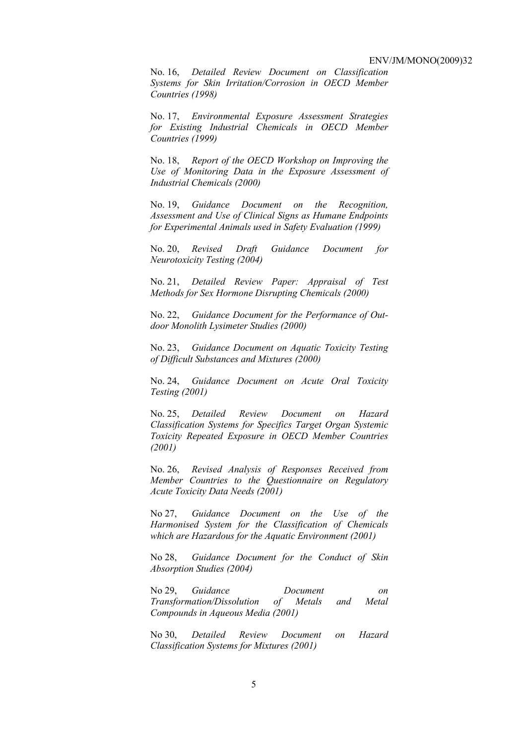No. 16, *Detailed Review Document on Classification Systems for Skin Irritation/Corrosion in OECD Member Countries (1998)*

No. 17, *Environmental Exposure Assessment Strategies for Existing Industrial Chemicals in OECD Member Countries (1999)*

No. 18, *Report of the OECD Workshop on Improving the Use of Monitoring Data in the Exposure Assessment of Industrial Chemicals (2000)*

No. 19, *Guidance Document on the Recognition, Assessment and Use of Clinical Signs as Humane Endpoints for Experimental Animals used in Safety Evaluation (1999)*

No. 20, *Revised Draft Guidance Document for Neurotoxicity Testing (2004)*

No. 21, *Detailed Review Paper: Appraisal of Test Methods for Sex Hormone Disrupting Chemicals (2000)*

No. 22, *Guidance Document for the Performance of Out-door Monolith Lysimeter Studies (2000)*

No. 23, *Guidance Document on Aquatic Toxicity Testing of Difficult Substances and Mixtures (2000)*

No. 24, *Guidance Document on Acute Oral Toxicity Testing (2001)*

No. 25, *Detailed Review Document on Hazard Classification Systems for Specifics Target Organ Systemic Toxicity Repeated Exposure in OECD Member Countries (2001)*

No. 26, *Revised Analysis of Responses Received from Member Countries to the Questionnaire on Regulatory Acute Toxicity Data Needs (2001)*

No 27, *Guidance Document on the Use of the Harmonised System for the Classification of Chemicals which are Hazardous for the Aquatic Environment (2001)*

No 28, *Guidance Document for the Conduct of Skin Absorption Studies (2004)*

No 29, *Guidance Document on Transformation/Dissolution of Metals and Metal Compounds in Aqueous Media (2001)*

No 30, *Detailed Review Document on Hazard Classification Systems for Mixtures (2001)*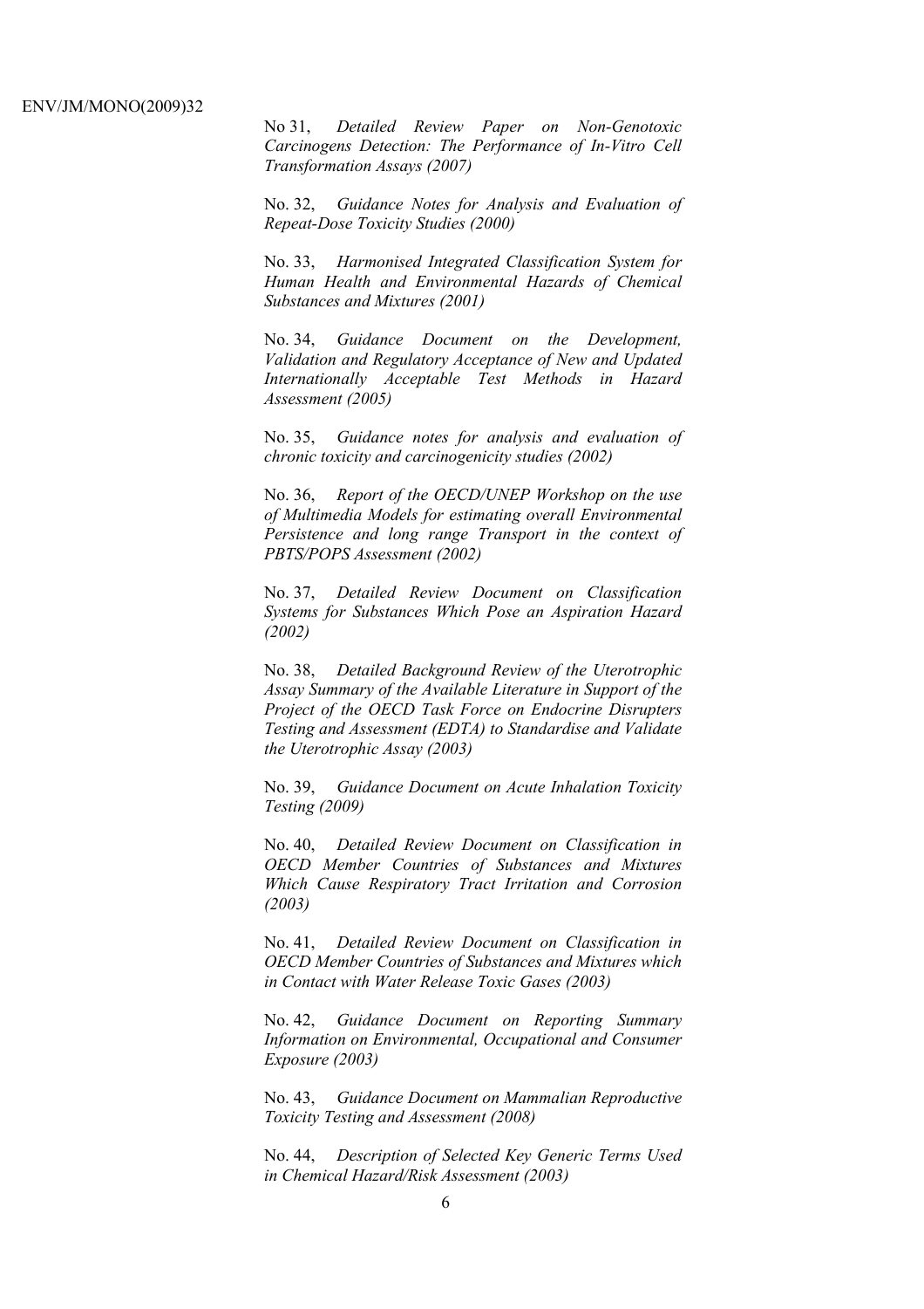No 31, *Detailed Review Paper on Non-Genotoxic Carcinogens Detection: The Performance of In-Vitro Cell Transformation Assays (2007)*

No. 32, *Guidance Notes for Analysis and Evaluation of Repeat-Dose Toxicity Studies (2000)*

No. 33, *Harmonised Integrated Classification System for Human Health and Environmental Hazards of Chemical Substances and Mixtures (2001)*

No. 34, *Guidance Document on the Development, Validation and Regulatory Acceptance of New and Updated Internationally Acceptable Test Methods in Hazard Assessment (2005)*

No. 35, *Guidance notes for analysis and evaluation of chronic toxicity and carcinogenicity studies (2002)*

No. 36, *Report of the OECD/UNEP Workshop on the use of Multimedia Models for estimating overall Environmental Persistence and long range Transport in the context of PBTS/POPS Assessment (2002)*

No. 37, *Detailed Review Document on Classification Systems for Substances Which Pose an Aspiration Hazard (2002)*

No. 38, *Detailed Background Review of the Uterotrophic Assay Summary of the Available Literature in Support of the Project of the OECD Task Force on Endocrine Disrupters Testing and Assessment (EDTA) to Standardise and Validate the Uterotrophic Assay (2003)*

No. 39, *Guidance Document on Acute Inhalation Toxicity Testing (2009)*

No. 40, *Detailed Review Document on Classification in OECD Member Countries of Substances and Mixtures Which Cause Respiratory Tract Irritation and Corrosion (2003)*

No. 41, *Detailed Review Document on Classification in OECD Member Countries of Substances and Mixtures which in Contact with Water Release Toxic Gases (2003)*

No. 42, *Guidance Document on Reporting Summary Information on Environmental, Occupational and Consumer Exposure (2003)*

No. 43, *Guidance Document on Mammalian Reproductive Toxicity Testing and Assessment (2008)*

No. 44, *Description of Selected Key Generic Terms Used in Chemical Hazard/Risk Assessment (2003)*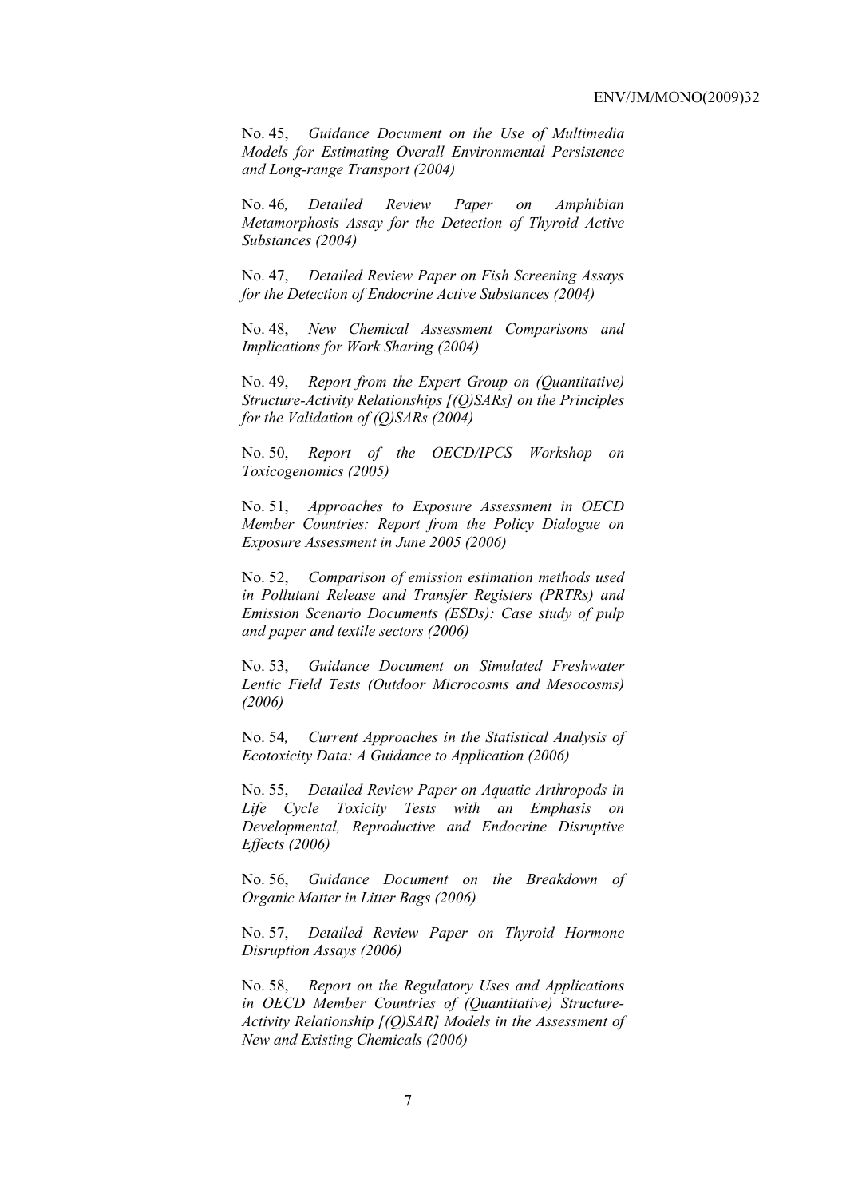No. 45, *Guidance Document on the Use of Multimedia Models for Estimating Overall Environmental Persistence and Long-range Transport (2004)*

No. 46*, Detailed Review Paper on Amphibian Metamorphosis Assay for the Detection of Thyroid Active Substances (2004)*

No. 47, *Detailed Review Paper on Fish Screening Assays for the Detection of Endocrine Active Substances (2004)*

No. 48, *New Chemical Assessment Comparisons and Implications for Work Sharing (2004)*

No. 49, *Report from the Expert Group on (Quantitative) Structure-Activity Relationships [(Q)SARs] on the Principles for the Validation of (Q)SARs (2004)*

No. 50, *Report of the OECD/IPCS Workshop on Toxicogenomics (2005)*

No. 51, *Approaches to Exposure Assessment in OECD Member Countries: Report from the Policy Dialogue on Exposure Assessment in June 2005 (2006)*

No. 52, *Comparison of emission estimation methods used in Pollutant Release and Transfer Registers (PRTRs) and Emission Scenario Documents (ESDs): Case study of pulp and paper and textile sectors (2006)*

No. 53, *Guidance Document on Simulated Freshwater Lentic Field Tests (Outdoor Microcosms and Mesocosms) (2006)*

No. 54*, Current Approaches in the Statistical Analysis of Ecotoxicity Data: A Guidance to Application (2006)*

No. 55, *Detailed Review Paper on Aquatic Arthropods in Life Cycle Toxicity Tests with an Emphasis on Developmental, Reproductive and Endocrine Disruptive Effects (2006)*

No. 56, *Guidance Document on the Breakdown of Organic Matter in Litter Bags (2006)*

No. 57, *Detailed Review Paper on Thyroid Hormone Disruption Assays (2006)*

No. 58, *Report on the Regulatory Uses and Applications in OECD Member Countries of (Quantitative) Structure-Activity Relationship [(Q)SAR] Models in the Assessment of New and Existing Chemicals (2006)*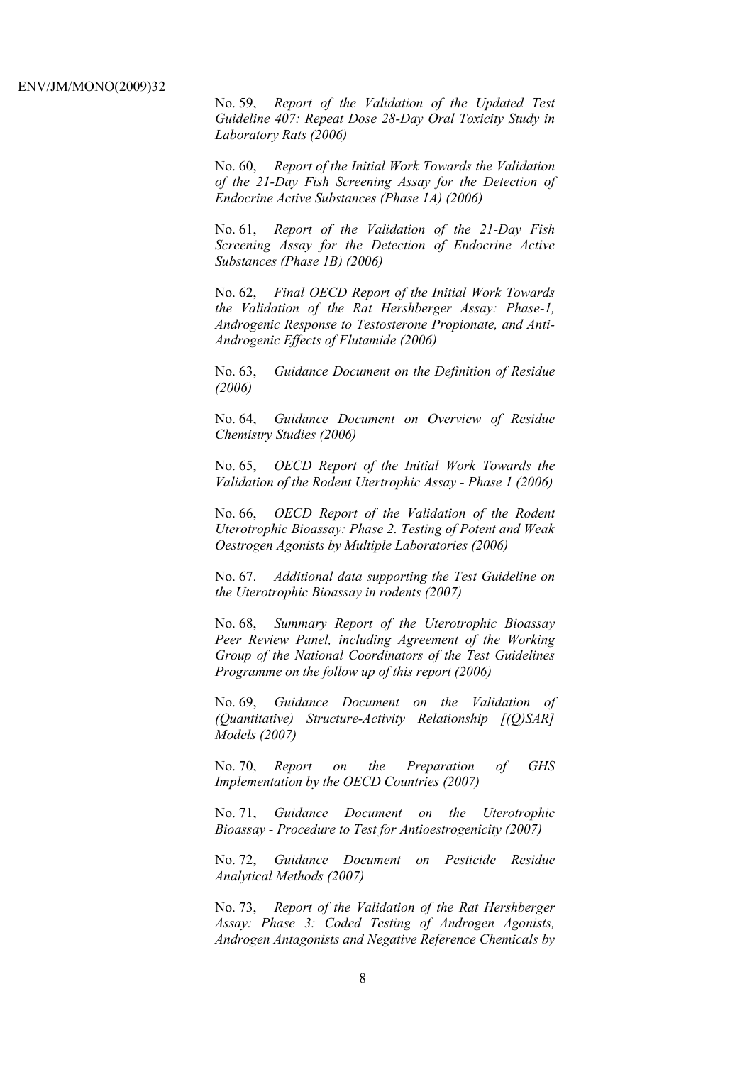No. 59, *Report of the Validation of the Updated Test Guideline 407: Repeat Dose 28-Day Oral Toxicity Study in Laboratory Rats (2006)*

No. 60, *Report of the Initial Work Towards the Validation of the 21-Day Fish Screening Assay for the Detection of Endocrine Active Substances (Phase 1A) (2006)*

No. 61, *Report of the Validation of the 21-Day Fish Screening Assay for the Detection of Endocrine Active Substances (Phase 1B) (2006)*

No. 62, *Final OECD Report of the Initial Work Towards the Validation of the Rat Hershberger Assay: Phase-1, Androgenic Response to Testosterone Propionate, and Anti-Androgenic Effects of Flutamide (2006)*

No. 63, *Guidance Document on the Definition of Residue (2006)*

No. 64, *Guidance Document on Overview of Residue Chemistry Studies (2006)*

No. 65, *OECD Report of the Initial Work Towards the Validation of the Rodent Utertrophic Assay - Phase 1 (2006)*

No. 66, *OECD Report of the Validation of the Rodent Uterotrophic Bioassay: Phase 2. Testing of Potent and Weak Oestrogen Agonists by Multiple Laboratories (2006)*

No. 67. *Additional data supporting the Test Guideline on the Uterotrophic Bioassay in rodents (2007)*

No. 68, *Summary Report of the Uterotrophic Bioassay Peer Review Panel, including Agreement of the Working Group of the National Coordinators of the Test Guidelines Programme on the follow up of this report (2006)*

No. 69, *Guidance Document on the Validation of (Quantitative) Structure-Activity Relationship [(Q)SAR] Models (2007)*

No. 70, *Report on the Preparation of GHS Implementation by the OECD Countries (2007)*

No. 71, *Guidance Document on the Uterotrophic Bioassay - Procedure to Test for Antioestrogenicity (2007)*

No. 72, *Guidance Document on Pesticide Residue Analytical Methods (2007)*

No. 73, *Report of the Validation of the Rat Hershberger Assay: Phase 3: Coded Testing of Androgen Agonists, Androgen Antagonists and Negative Reference Chemicals by*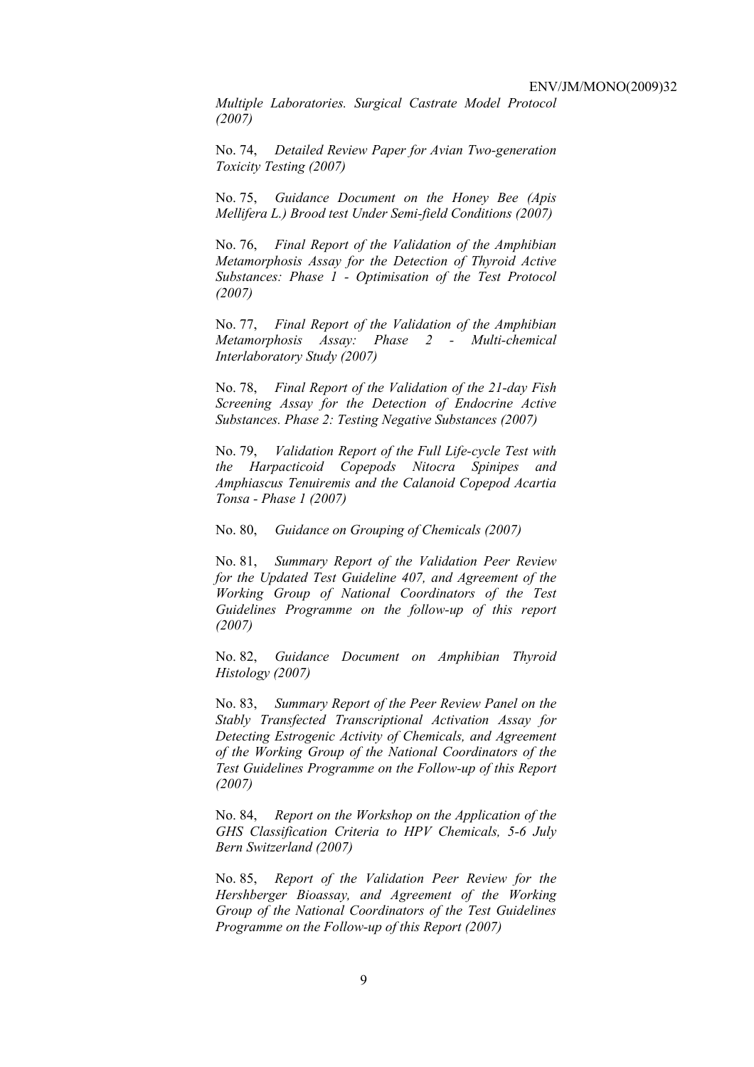*Multiple Laboratories. Surgical Castrate Model Protocol (2007)*

No. 74, *Detailed Review Paper for Avian Two-generation Toxicity Testing (2007)*

No. 75, *Guidance Document on the Honey Bee (Apis Mellifera L.) Brood test Under Semi-field Conditions (2007)*

No. 76, *Final Report of the Validation of the Amphibian Metamorphosis Assay for the Detection of Thyroid Active Substances: Phase 1 - Optimisation of the Test Protocol (2007)*

No. 77, *Final Report of the Validation of the Amphibian Metamorphosis Assay: Phase 2 - Multi-chemical Interlaboratory Study (2007)*

No. 78, *Final Report of the Validation of the 21-day Fish Screening Assay for the Detection of Endocrine Active Substances. Phase 2: Testing Negative Substances (2007)*

No. 79, *Validation Report of the Full Life-cycle Test with the Harpacticoid Copepods Nitocra Spinipes and Amphiascus Tenuiremis and the Calanoid Copepod Acartia Tonsa - Phase 1 (2007)*

No. 80, *Guidance on Grouping of Chemicals (2007)*

No. 81, *Summary Report of the Validation Peer Review for the Updated Test Guideline 407, and Agreement of the Working Group of National Coordinators of the Test Guidelines Programme on the follow-up of this report (2007)*

No. 82, *Guidance Document on Amphibian Thyroid Histology (2007)*

No. 83, *Summary Report of the Peer Review Panel on the Stably Transfected Transcriptional Activation Assay for Detecting Estrogenic Activity of Chemicals, and Agreement of the Working Group of the National Coordinators of the Test Guidelines Programme on the Follow-up of this Report (2007)*

No. 84, *Report on the Workshop on the Application of the GHS Classification Criteria to HPV Chemicals, 5-6 July Bern Switzerland (2007)*

No. 85, *Report of the Validation Peer Review for the Hershberger Bioassay, and Agreement of the Working Group of the National Coordinators of the Test Guidelines Programme on the Follow-up of this Report (2007)*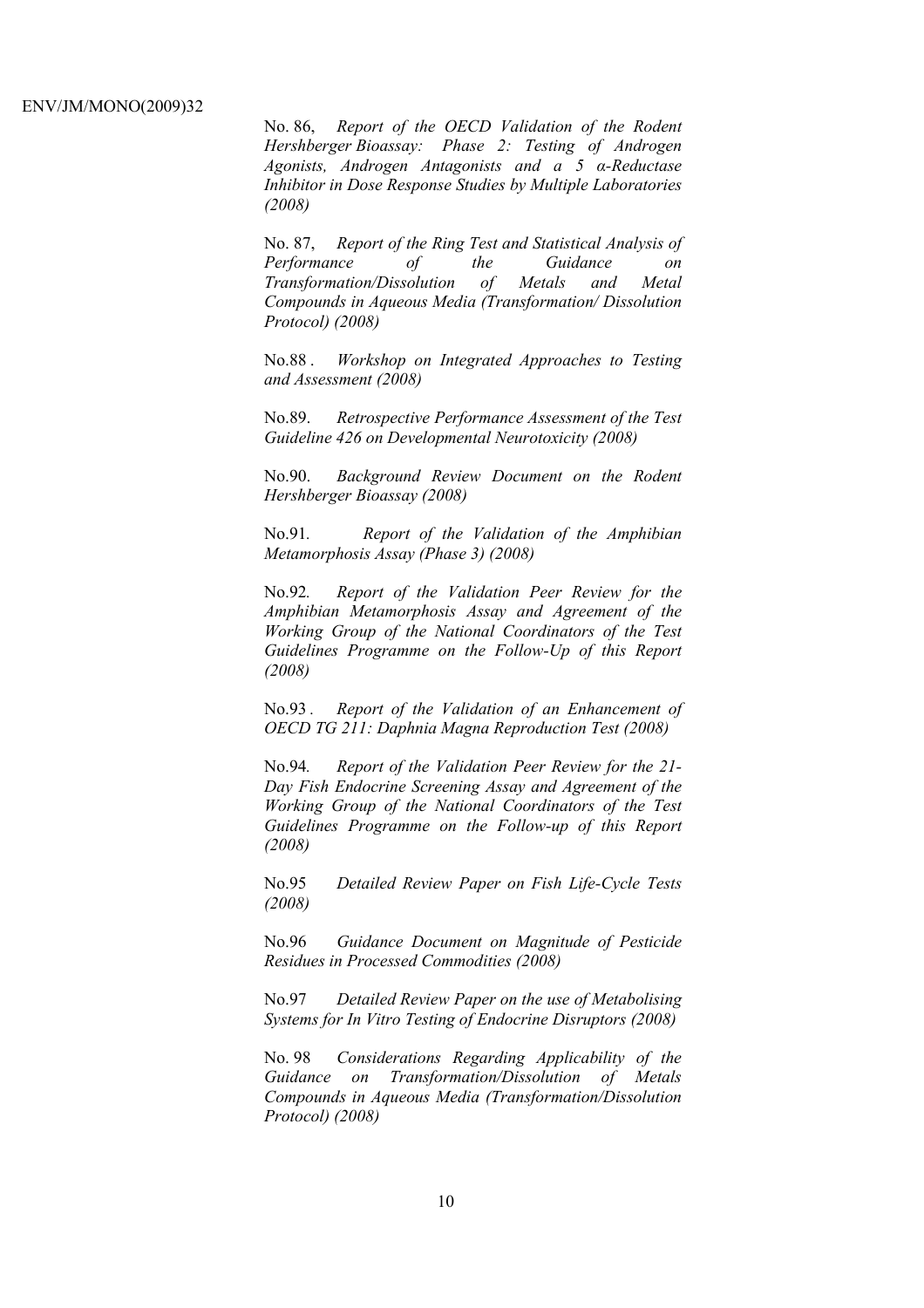No. 86, *Report of the OECD Validation of the Rodent Hershberger Bioassay: Phase 2: Testing of Androgen Agonists, Androgen Antagonists and a 5 α-Reductase Inhibitor in Dose Response Studies by Multiple Laboratories (2008)*

No. 87, *Report of the Ring Test and Statistical Analysis of Performance of the Guidance on Transformation/Dissolution of Metals and Metal Compounds in Aqueous Media (Transformation/ Dissolution Protocol) (2008)*

No.88 . *Workshop on Integrated Approaches to Testing and Assessment (2008)*

No.89. *Retrospective Performance Assessment of the Test Guideline 426 on Developmental Neurotoxicity (2008)*

No.90. *Background Review Document on the Rodent Hershberger Bioassay (2008)*

No.91. *Report of the Validation of the Amphibian Metamorphosis Assay (Phase 3) (2008)*

No.92. *Report of the Validation Peer Review for the Amphibian Metamorphosis Assay and Agreement of the Working Group of the National Coordinators of the Test Guidelines Programme on the Follow-Up of this Report (2008)*

No.93 . *Report of the Validation of an Enhancement of OECD TG 211: Daphnia Magna Reproduction Test (2008)*

No.94. *Report of the Validation Peer Review for the 21-Day Fish Endocrine Screening Assay and Agreement of the Working Group of the National Coordinators of the Test Guidelines Programme on the Follow-up of this Report (2008)*

No.95 *Detailed Review Paper on Fish Life-Cycle Tests (2008)*

No.96 *Guidance Document on Magnitude of Pesticide Residues in Processed Commodities (2008)*

No.97 *Detailed Review Paper on the use of Metabolising Systems for In Vitro Testing of Endocrine Disruptors (2008)*

No. 98 *Considerations Regarding Applicability of the Guidance on Transformation/Dissolution of Metals Compounds in Aqueous Media (Transformation/Dissolution Protocol) (2008)*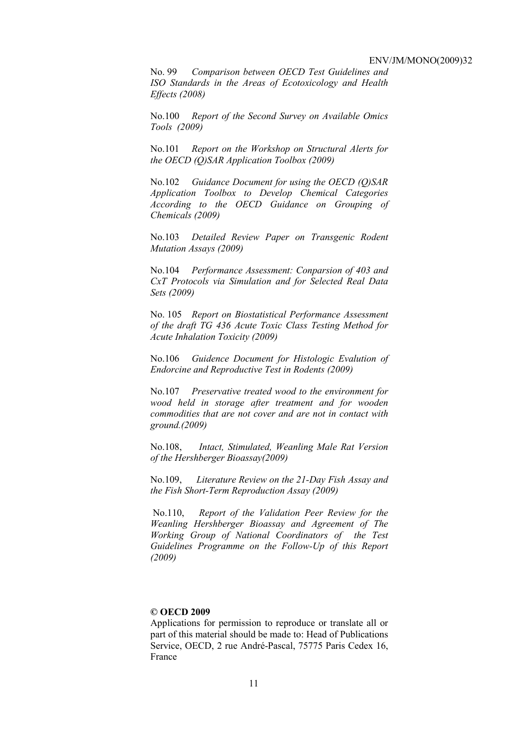No. 99 *Comparison between OECD Test Guidelines and ISO Standards in the Areas of Ecotoxicology and Health Effects (2008)*

No.100 *Report of the Second Survey on Available Omics Tools (2009)*

No.101 *Report on the Workshop on Structural Alerts for the OECD (Q)SAR Application Toolbox (2009)*

No.102 *Guidance Document for using the OECD (Q)SAR Application Toolbox to Develop Chemical Categories According to the OECD Guidance on Grouping of Chemicals (2009)*

No.103 *Detailed Review Paper on Transgenic Rodent Mutation Assays (2009)*

No.104 *Performance Assessment: Conparsion of 403 and CxT Protocols via Simulation and for Selected Real Data Sets (2009)*

No. 105 *Report on Biostatistical Performance Assessment of the draft TG 436 Acute Toxic Class Testing Method for Acute Inhalation Toxicity (2009)*

No.106 *Guidence Document for Histologic Evalution of Endorcine and Reproductive Test in Rodents (2009)*

No.107 *Preservative treated wood to the environment for wood held in storage after treatment and for wooden commodities that are not cover and are not in contact with ground.(2009)*

No.108, *Intact, Stimulated, Weanling Male Rat Version of the Hershberger Bioassay(2009)*

No.109, *Literature Review on the 21-Day Fish Assay and the Fish Short-Term Reproduction Assay (2009)*

No.110, *Report of the Validation Peer Review for the Weanling Hershberger Bioassay and Agreement of The Working Group of National Coordinators of the Test Guidelines Programme on the Follow-Up of this Report (2009)*

**© OECD 2009**

Applications for permission to reproduce or translate all or part of this material should be made to: Head of Publications Service, OECD, 2 rue André-Pascal, 75775 Paris Cedex 16, France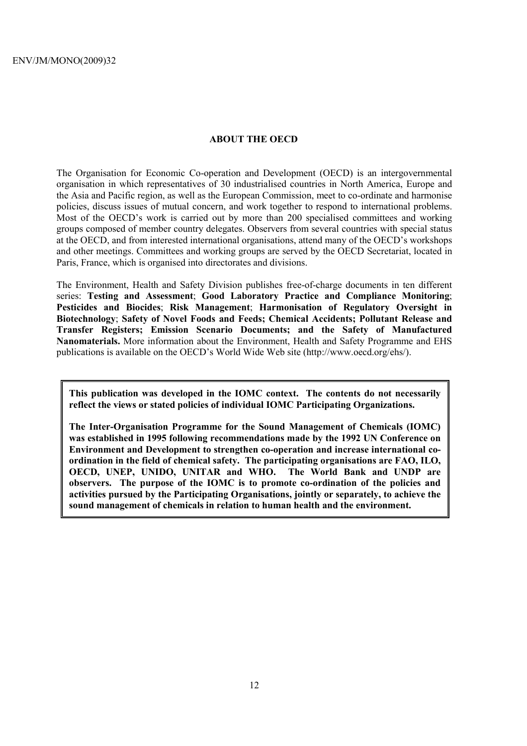## ABOUT THE OECD

The Organisation for Economic Co-operation and Development (OECD) is an intergovernmental organisation in which representatives of 30 industrialised countries in North America, Europe and the Asia and Pacific region, as well as the European Commission, meet to co-ordinate and harmonise policies, discuss issues of mutual concern, and work together to respond to international problems. Most of the OECD's work is carried out by more than 200 specialised committees and working groups composed of member country delegates. Observers from several countries with special status at the OECD, and from interested international organisations, attend many of the OECD's workshops and other meetings. Committees and working groups are served by the OECD Secretariat, located in Paris, France, which is organised into directorates and divisions.

The Environment, Health and Safety Division publishes free-of-charge documents in ten different series: **Testing and Assessment**; **Good Laboratory Practice and Compliance Monitoring**; **Pesticides and Biocides**; **Risk Management**; **Harmonisation of Regulatory Oversight in Biotechnology**; **Safety of Novel Foods and Feeds; Chemical Accidents; Pollutant Release and Transfer Registers; Emission Scenario Documents; and the Safety of Manufactured Nanomaterials.** More information about the Environment, Health and Safety Programme and EHS publications is available on the OECD's World Wide Web site (http://www.oecd.org/ehs/).

**This publication was developed in the IOMC context. The contents do not necessarily reflect the views or stated policies of individual IOMC Participating Organizations.**

**The Inter-Organisation Programme for the Sound Management of Chemicals (IOMC) was established in 1995 following recommendations made by the 1992 UN Conference on Environment and Development to strengthen co-operation and increase international co-ordination in the field of chemical safety. The participating organisations are FAO, ILO, OECD, UNEP, UNIDO, UNITAR and WHO. The World Bank and UNDP are observers. The purpose of the IOMC is to promote co-ordination of the policies and activities pursued by the Participating Organisations, jointly or separately, to achieve the sound management of chemicals in relation to human health and the environment.**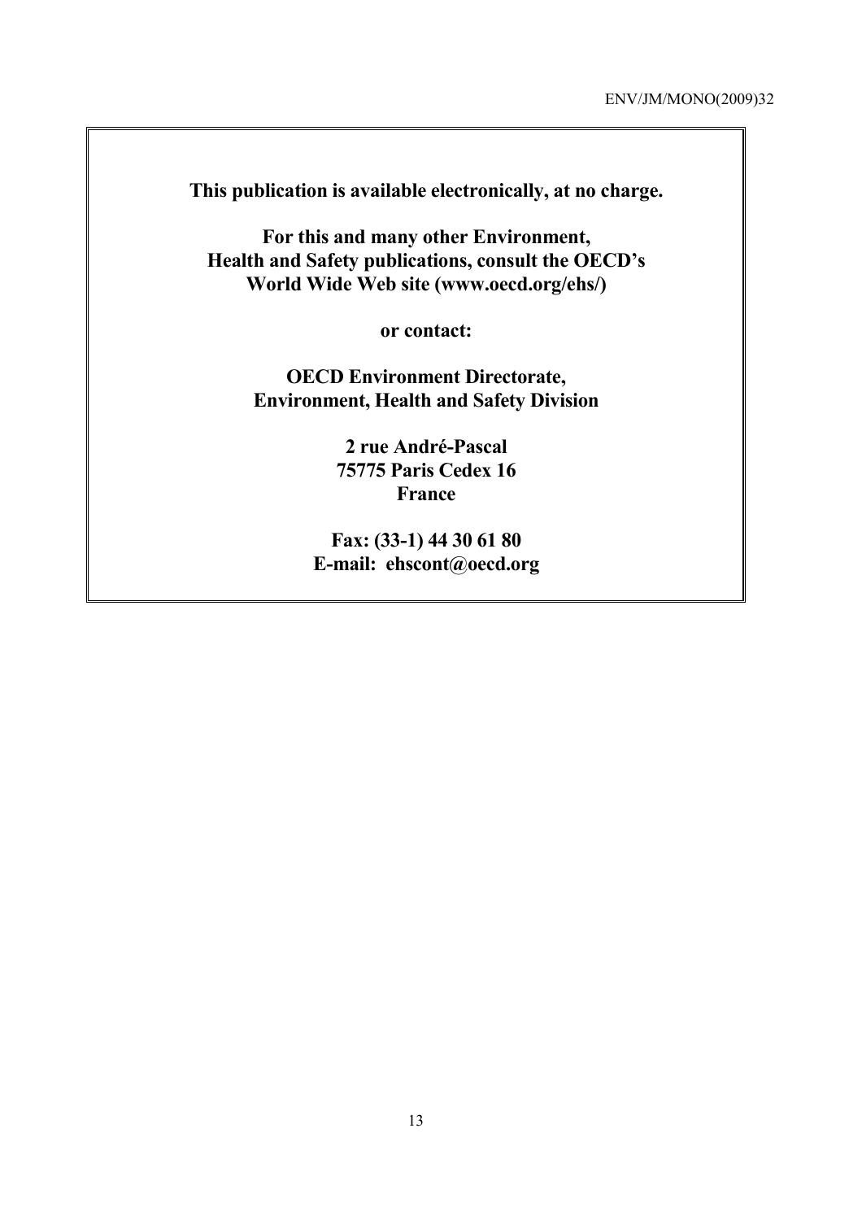**This publication is available electronically, at no charge.**

**For this and many other Environment, Health and Safety publications, consult the OECD's World Wide Web site (www.oecd.org/ehs/)**

**or contact:**

**OECD Environment Directorate, Environment, Health and Safety Division**

**2 rue André-Pascal**
**75775 Paris Cedex 16**
**France**

**Fax: (33-1) 44 30 61 80**
**E-mail: ehscont@oecd.org**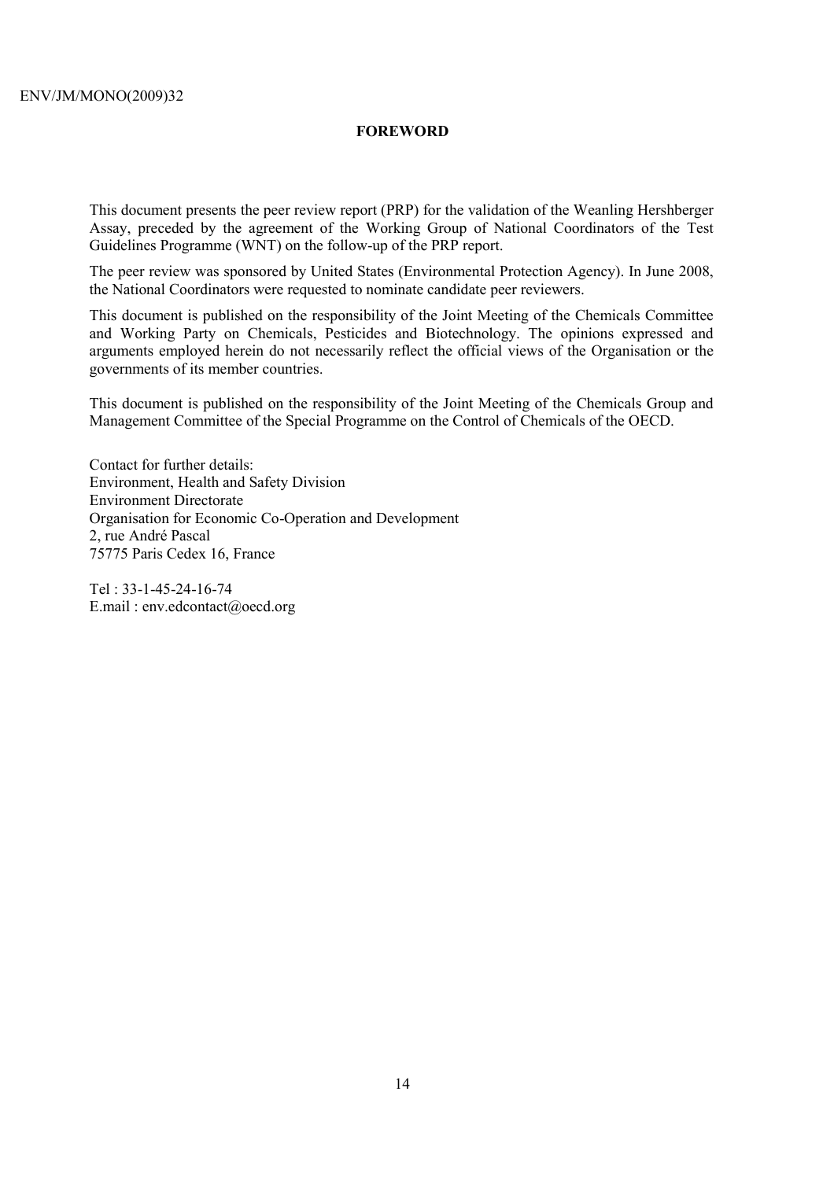## FOREWORD

This document presents the peer review report (PRP) for the validation of the Weanling Hershberger Assay, preceded by the agreement of the Working Group of National Coordinators of the Test Guidelines Programme (WNT) on the follow-up of the PRP report.

The peer review was sponsored by United States (Environmental Protection Agency). In June 2008, the National Coordinators were requested to nominate candidate peer reviewers.

This document is published on the responsibility of the Joint Meeting of the Chemicals Committee and Working Party on Chemicals, Pesticides and Biotechnology. The opinions expressed and arguments employed herein do not necessarily reflect the official views of the Organisation or the governments of its member countries.

This document is published on the responsibility of the Joint Meeting of the Chemicals Group and Management Committee of the Special Programme on the Control of Chemicals of the OECD.

Contact for further details:
Environment, Health and Safety Division
Environment Directorate
Organisation for Economic Co-Operation and Development
2, rue André Pascal
75775 Paris Cedex 16, France

Tel : 33-1-45-24-16-74
E.mail : env.edcontact@oecd.org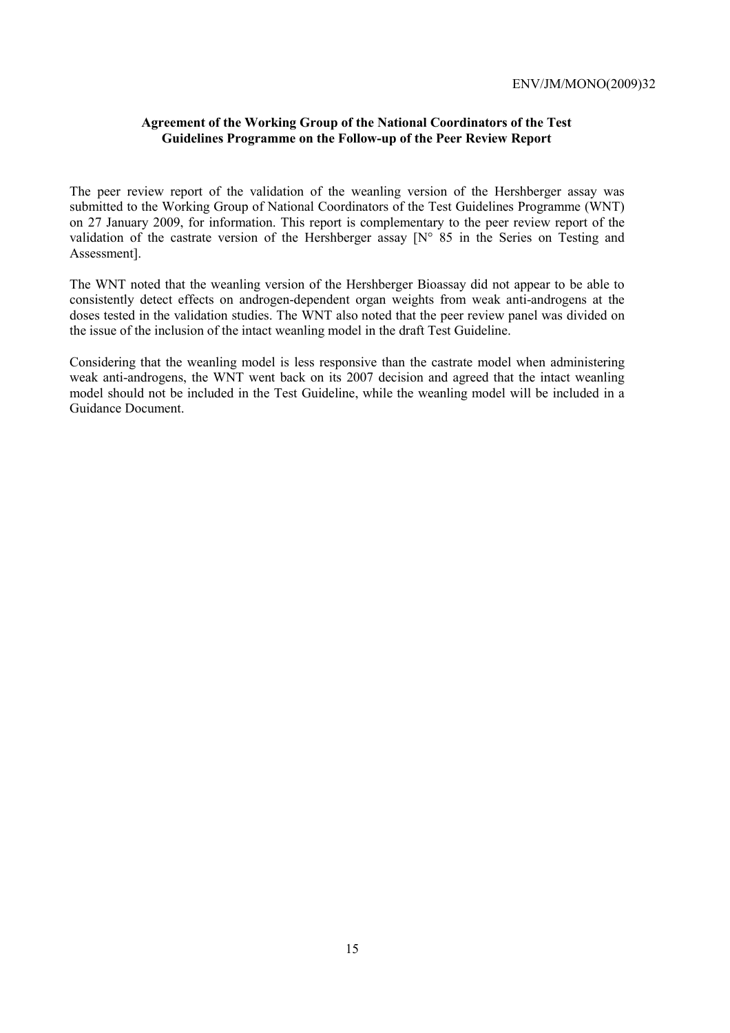## Agreement of the Working Group of the National Coordinators of the Test Guidelines Programme on the Follow-up of the Peer Review Report

The peer review report of the validation of the weanling version of the Hershberger assay was submitted to the Working Group of National Coordinators of the Test Guidelines Programme (WNT) on 27 January 2009, for information. This report is complementary to the peer review report of the validation of the castrate version of the Hershberger assay [N° 85 in the Series on Testing and Assessment].

The WNT noted that the weanling version of the Hershberger Bioassay did not appear to be able to consistently detect effects on androgen-dependent organ weights from weak anti-androgens at the doses tested in the validation studies. The WNT also noted that the peer review panel was divided on the issue of the inclusion of the intact weanling model in the draft Test Guideline.

Considering that the weanling model is less responsive than the castrate model when administering weak anti-androgens, the WNT went back on its 2007 decision and agreed that the intact weanling model should not be included in the Test Guideline, while the weanling model will be included in a Guidance Document.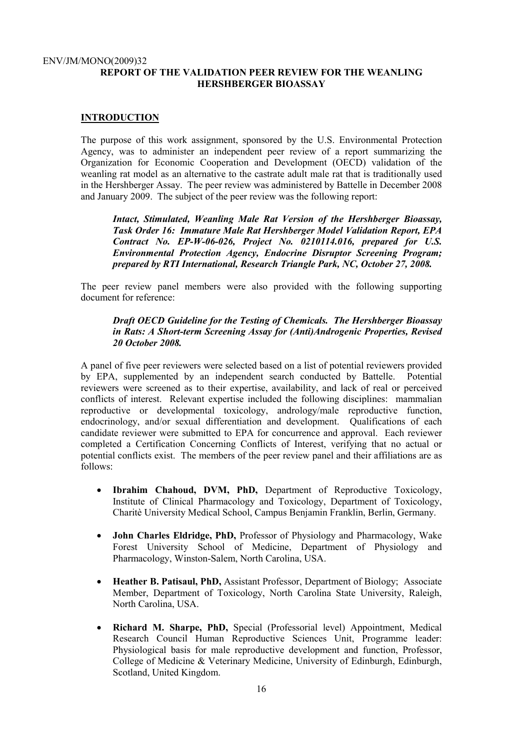## REPORT OF THE VALIDATION PEER REVIEW FOR THE WEANLING HERSHBERGER BIOASSAY

### INTRODUCTION

The purpose of this work assignment, sponsored by the U.S. Environmental Protection Agency, was to administer an independent peer review of a report summarizing the Organization for Economic Cooperation and Development (OECD) validation of the weanling rat model as an alternative to the castrate adult male rat that is traditionally used in the Hershberger Assay. The peer review was administered by Battelle in December 2008 and January 2009. The subject of the peer review was the following report:

> ***Intact, Stimulated, Weanling Male Rat Version of the Hershberger Bioassay, Task Order 16: Immature Male Rat Hershberger Model Validation Report, EPA Contract No. EP-W-06-026, Project No. 0210114.016, prepared for U.S. Environmental Protection Agency, Endocrine Disruptor Screening Program; prepared by RTI International, Research Triangle Park, NC, October 27, 2008.***

The peer review panel members were also provided with the following supporting document for reference:

> ***Draft OECD Guideline for the Testing of Chemicals. The Hershberger Bioassay in Rats: A Short-term Screening Assay for (Anti)Androgenic Properties, Revised 20 October 2008.***

A panel of five peer reviewers were selected based on a list of potential reviewers provided by EPA, supplemented by an independent search conducted by Battelle. Potential reviewers were screened as to their expertise, availability, and lack of real or perceived conflicts of interest. Relevant expertise included the following disciplines: mammalian reproductive or developmental toxicology, andrology/male reproductive function, endocrinology, and/or sexual differentiation and development. Qualifications of each candidate reviewer were submitted to EPA for concurrence and approval. Each reviewer completed a Certification Concerning Conflicts of Interest, verifying that no actual or potential conflicts exist. The members of the peer review panel and their affiliations are as follows:

- **Ibrahim Chahoud, DVM, PhD,** Department of Reproductive Toxicology, Institute of Clinical Pharmacology and Toxicology, Department of Toxicology, Charitè University Medical School, Campus Benjamin Franklin, Berlin, Germany.
- **John Charles Eldridge, PhD,** Professor of Physiology and Pharmacology, Wake Forest University School of Medicine, Department of Physiology and Pharmacology, Winston-Salem, North Carolina, USA.
- **Heather B. Patisaul, PhD,** Assistant Professor, Department of Biology; Associate Member, Department of Toxicology, North Carolina State University, Raleigh, North Carolina, USA.
- **Richard M. Sharpe, PhD,** Special (Professorial level) Appointment, Medical Research Council Human Reproductive Sciences Unit, Programme leader: Physiological basis for male reproductive development and function, Professor, College of Medicine & Veterinary Medicine, University of Edinburgh, Edinburgh, Scotland, United Kingdom.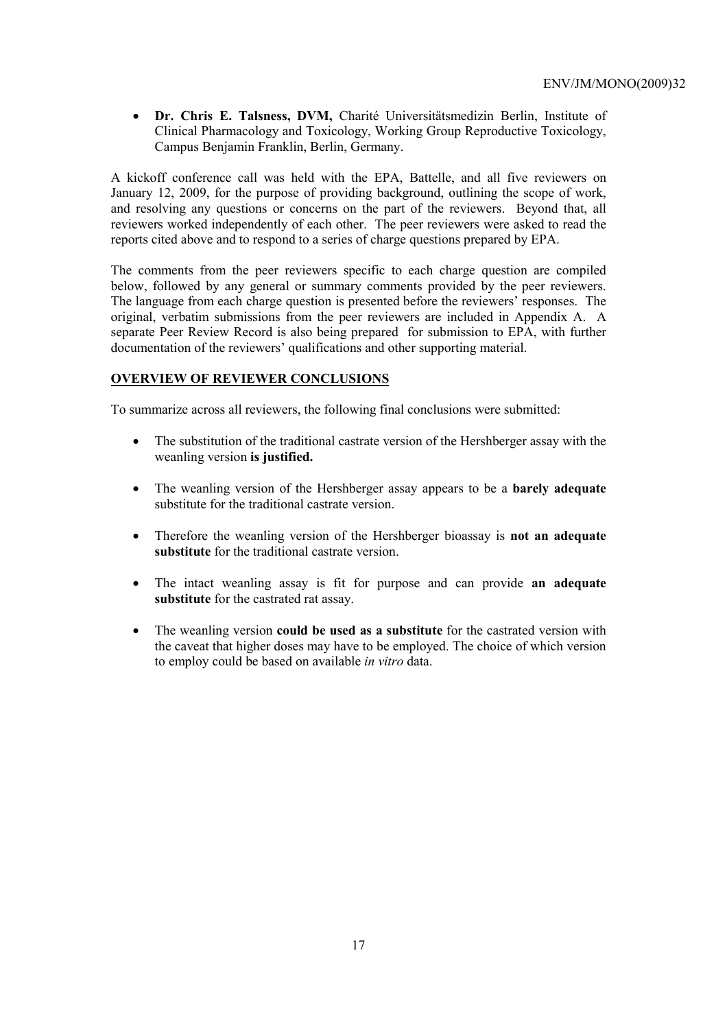- **Dr. Chris E. Talsness, DVM,** Charité Universitätsmedizin Berlin, Institute of Clinical Pharmacology and Toxicology, Working Group Reproductive Toxicology, Campus Benjamin Franklin, Berlin, Germany.

A kickoff conference call was held with the EPA, Battelle, and all five reviewers on January 12, 2009, for the purpose of providing background, outlining the scope of work, and resolving any questions or concerns on the part of the reviewers. Beyond that, all reviewers worked independently of each other. The peer reviewers were asked to read the reports cited above and to respond to a series of charge questions prepared by EPA.

The comments from the peer reviewers specific to each charge question are compiled below, followed by any general or summary comments provided by the peer reviewers. The language from each charge question is presented before the reviewers' responses. The original, verbatim submissions from the peer reviewers are included in Appendix A. A separate Peer Review Record is also being prepared for submission to EPA, with further documentation of the reviewers' qualifications and other supporting material.

## OVERVIEW OF REVIEWER CONCLUSIONS

To summarize across all reviewers, the following final conclusions were submitted:

- The substitution of the traditional castrate version of the Hershberger assay with the weanling version **is justified.**
- The weanling version of the Hershberger assay appears to be a **barely adequate** substitute for the traditional castrate version.
- Therefore the weanling version of the Hershberger bioassay is **not an adequate substitute** for the traditional castrate version.
- The intact weanling assay is fit for purpose and can provide **an adequate substitute** for the castrated rat assay.
- The weanling version **could be used as a substitute** for the castrated version with the caveat that higher doses may have to be employed. The choice of which version to employ could be based on available *in vitro* data.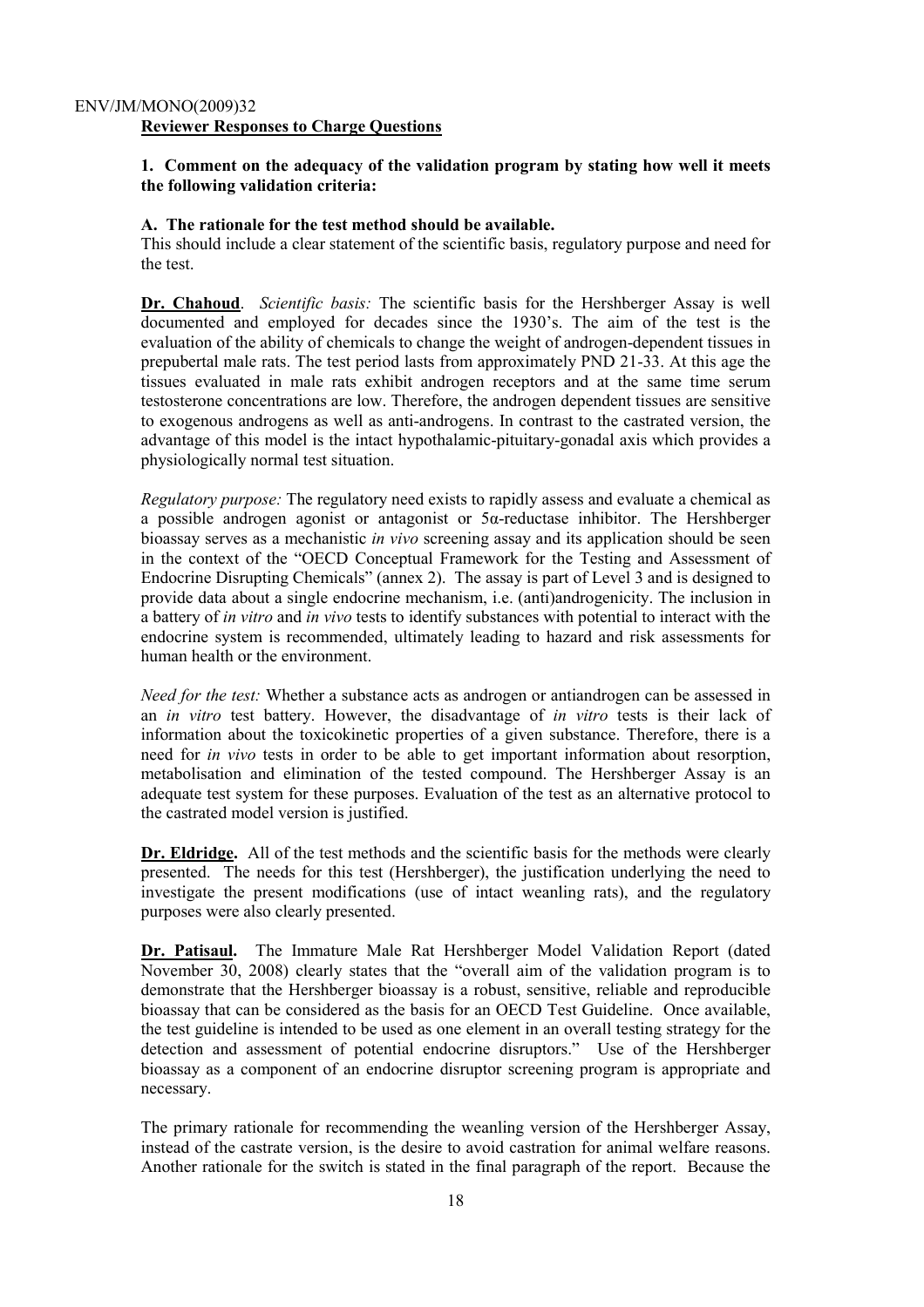## Reviewer Responses to Charge Questions

**1. Comment on the adequacy of the validation program by stating how well it meets the following validation criteria:**

**A. The rationale for the test method should be available.**

This should include a clear statement of the scientific basis, regulatory purpose and need for the test.

**Dr. Chahoud**. *Scientific basis:* The scientific basis for the Hershberger Assay is well documented and employed for decades since the 1930's. The aim of the test is the evaluation of the ability of chemicals to change the weight of androgen-dependent tissues in prepubertal male rats. The test period lasts from approximately PND 21-33. At this age the tissues evaluated in male rats exhibit androgen receptors and at the same time serum testosterone concentrations are low. Therefore, the androgen dependent tissues are sensitive to exogenous androgens as well as anti-androgens. In contrast to the castrated version, the advantage of this model is the intact hypothalamic-pituitary-gonadal axis which provides a physiologically normal test situation.

*Regulatory purpose:* The regulatory need exists to rapidly assess and evaluate a chemical as a possible androgen agonist or antagonist or 5α-reductase inhibitor. The Hershberger bioassay serves as a mechanistic *in vivo* screening assay and its application should be seen in the context of the "OECD Conceptual Framework for the Testing and Assessment of Endocrine Disrupting Chemicals" (annex 2). The assay is part of Level 3 and is designed to provide data about a single endocrine mechanism, i.e. (anti)androgenicity. The inclusion in a battery of *in vitro* and *in vivo* tests to identify substances with potential to interact with the endocrine system is recommended, ultimately leading to hazard and risk assessments for human health or the environment.

*Need for the test:* Whether a substance acts as androgen or antiandrogen can be assessed in an *in vitro* test battery. However, the disadvantage of *in vitro* tests is their lack of information about the toxicokinetic properties of a given substance. Therefore, there is a need for *in vivo* tests in order to be able to get important information about resorption, metabolisation and elimination of the tested compound. The Hershberger Assay is an adequate test system for these purposes. Evaluation of the test as an alternative protocol to the castrated model version is justified.

**Dr. Eldridge.** All of the test methods and the scientific basis for the methods were clearly presented. The needs for this test (Hershberger), the justification underlying the need to investigate the present modifications (use of intact weanling rats), and the regulatory purposes were also clearly presented.

**Dr. Patisaul.** The Immature Male Rat Hershberger Model Validation Report (dated November 30, 2008) clearly states that the "overall aim of the validation program is to demonstrate that the Hershberger bioassay is a robust, sensitive, reliable and reproducible bioassay that can be considered as the basis for an OECD Test Guideline. Once available, the test guideline is intended to be used as one element in an overall testing strategy for the detection and assessment of potential endocrine disruptors." Use of the Hershberger bioassay as a component of an endocrine disruptor screening program is appropriate and necessary.

The primary rationale for recommending the weanling version of the Hershberger Assay, instead of the castrate version, is the desire to avoid castration for animal welfare reasons. Another rationale for the switch is stated in the final paragraph of the report. Because the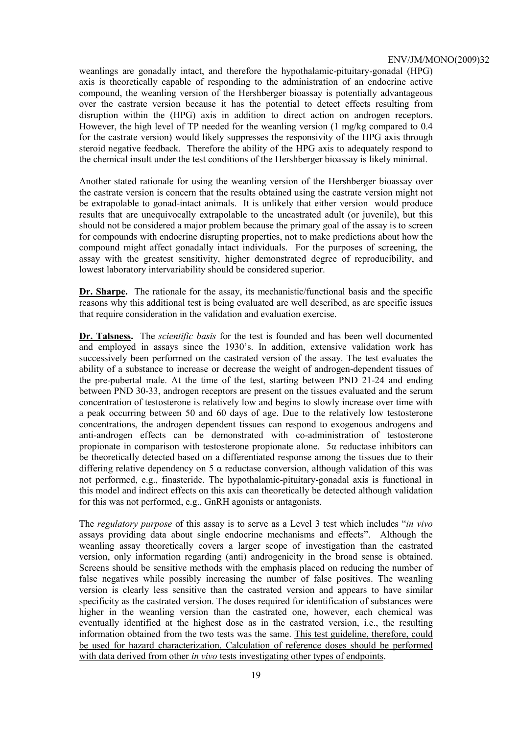weanlings are gonadally intact, and therefore the hypothalamic-pituitary-gonadal (HPG) axis is theoretically capable of responding to the administration of an endocrine active compound, the weanling version of the Hershberger bioassay is potentially advantageous over the castrate version because it has the potential to detect effects resulting from disruption within the (HPG) axis in addition to direct action on androgen receptors. However, the high level of TP needed for the weanling version (1 mg/kg compared to 0.4 for the castrate version) would likely suppresses the responsivity of the HPG axis through steroid negative feedback. Therefore the ability of the HPG axis to adequately respond to the chemical insult under the test conditions of the Hershberger bioassay is likely minimal.

Another stated rationale for using the weanling version of the Hershberger bioassay over the castrate version is concern that the results obtained using the castrate version might not be extrapolable to gonad-intact animals. It is unlikely that either version would produce results that are unequivocally extrapolable to the uncastrated adult (or juvenile), but this should not be considered a major problem because the primary goal of the assay is to screen for compounds with endocrine disrupting properties, not to make predictions about how the compound might affect gonadally intact individuals. For the purposes of screening, the assay with the greatest sensitivity, higher demonstrated degree of reproducibility, and lowest laboratory intervariability should be considered superior.

**Dr. Sharpe.** The rationale for the assay, its mechanistic/functional basis and the specific reasons why this additional test is being evaluated are well described, as are specific issues that require consideration in the validation and evaluation exercise.

**Dr. Talsness.** The *scientific basis* for the test is founded and has been well documented and employed in assays since the 1930's. In addition, extensive validation work has successively been performed on the castrated version of the assay. The test evaluates the ability of a substance to increase or decrease the weight of androgen-dependent tissues of the pre-pubertal male. At the time of the test, starting between PND 21-24 and ending between PND 30-33, androgen receptors are present on the tissues evaluated and the serum concentration of testosterone is relatively low and begins to slowly increase over time with a peak occurring between 50 and 60 days of age. Due to the relatively low testosterone concentrations, the androgen dependent tissues can respond to exogenous androgens and anti-androgen effects can be demonstrated with co-administration of testosterone propionate in comparison with testosterone propionate alone. 5α reductase inhibitors can be theoretically detected based on a differentiated response among the tissues due to their differing relative dependency on 5 α reductase conversion, although validation of this was not performed, e.g., finasteride. The hypothalamic-pituitary-gonadal axis is functional in this model and indirect effects on this axis can theoretically be detected although validation for this was not performed, e.g., GnRH agonists or antagonists.

The *regulatory purpose* of this assay is to serve as a Level 3 test which includes "*in vivo* assays providing data about single endocrine mechanisms and effects". Although the weanling assay theoretically covers a larger scope of investigation than the castrated version, only information regarding (anti) androgenicity in the broad sense is obtained. Screens should be sensitive methods with the emphasis placed on reducing the number of false negatives while possibly increasing the number of false positives. The weanling version is clearly less sensitive than the castrated version and appears to have similar specificity as the castrated version. The doses required for identification of substances were higher in the weanling version than the castrated one, however, each chemical was eventually identified at the highest dose as in the castrated version, i.e., the resulting information obtained from the two tests was the same. <u>This test guideline, therefore, could be used for hazard characterization. Calculation of reference doses should be performed with data derived from other *in vivo* tests investigating other types of endpoints</u>.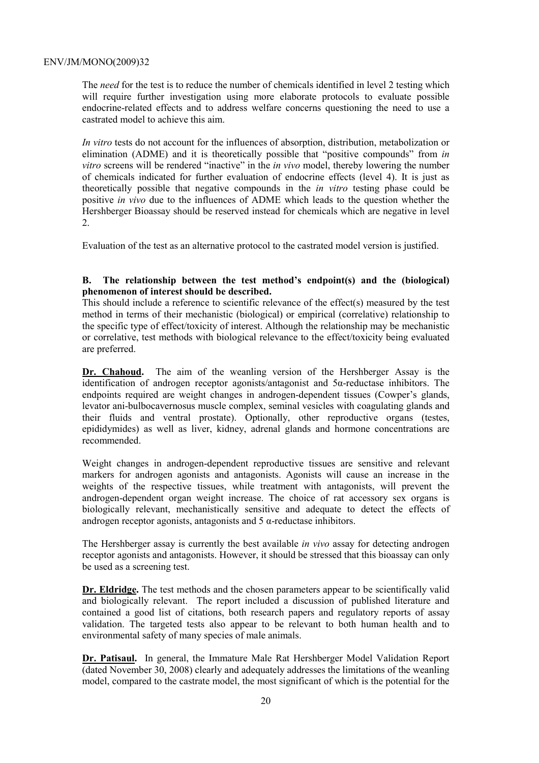The *need* for the test is to reduce the number of chemicals identified in level 2 testing which will require further investigation using more elaborate protocols to evaluate possible endocrine-related effects and to address welfare concerns questioning the need to use a castrated model to achieve this aim.

*In vitro* tests do not account for the influences of absorption, distribution, metabolization or elimination (ADME) and it is theoretically possible that "positive compounds" from *in vitro* screens will be rendered "inactive" in the *in vivo* model, thereby lowering the number of chemicals indicated for further evaluation of endocrine effects (level 4). It is just as theoretically possible that negative compounds in the *in vitro* testing phase could be positive *in vivo* due to the influences of ADME which leads to the question whether the Hershberger Bioassay should be reserved instead for chemicals which are negative in level 2.

Evaluation of the test as an alternative protocol to the castrated model version is justified.

**B. The relationship between the test method's endpoint(s) and the (biological) phenomenon of interest should be described.**

This should include a reference to scientific relevance of the effect(s) measured by the test method in terms of their mechanistic (biological) or empirical (correlative) relationship to the specific type of effect/toxicity of interest. Although the relationship may be mechanistic or correlative, test methods with biological relevance to the effect/toxicity being evaluated are preferred.

**Dr. Chahoud.** The aim of the weanling version of the Hershberger Assay is the identification of androgen receptor agonists/antagonist and 5α-reductase inhibitors. The endpoints required are weight changes in androgen-dependent tissues (Cowper's glands, levator ani-bulbocavernosus muscle complex, seminal vesicles with coagulating glands and their fluids and ventral prostate). Optionally, other reproductive organs (testes, epididymides) as well as liver, kidney, adrenal glands and hormone concentrations are recommended.

Weight changes in androgen-dependent reproductive tissues are sensitive and relevant markers for androgen agonists and antagonists. Agonists will cause an increase in the weights of the respective tissues, while treatment with antagonists, will prevent the androgen-dependent organ weight increase. The choice of rat accessory sex organs is biologically relevant, mechanistically sensitive and adequate to detect the effects of androgen receptor agonists, antagonists and 5 α-reductase inhibitors.

The Hershberger assay is currently the best available *in vivo* assay for detecting androgen receptor agonists and antagonists. However, it should be stressed that this bioassay can only be used as a screening test.

**Dr. Eldridge.** The test methods and the chosen parameters appear to be scientifically valid and biologically relevant. The report included a discussion of published literature and contained a good list of citations, both research papers and regulatory reports of assay validation. The targeted tests also appear to be relevant to both human health and to environmental safety of many species of male animals.

**Dr. Patisaul.** In general, the Immature Male Rat Hershberger Model Validation Report (dated November 30, 2008) clearly and adequately addresses the limitations of the weanling model, compared to the castrate model, the most significant of which is the potential for the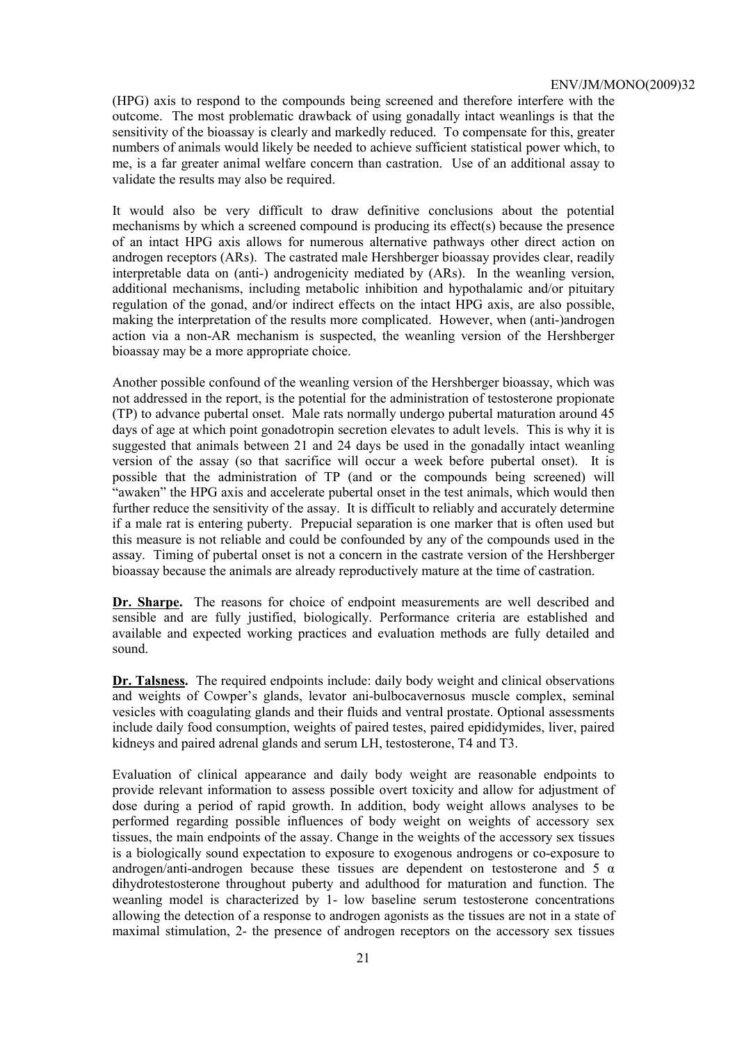(HPG) axis to respond to the compounds being screened and therefore interfere with the outcome. The most problematic drawback of using gonadally intact weanlings is that the sensitivity of the bioassay is clearly and markedly reduced. To compensate for this, greater numbers of animals would likely be needed to achieve sufficient statistical power which, to me, is a far greater animal welfare concern than castration. Use of an additional assay to validate the results may also be required.

It would also be very difficult to draw definitive conclusions about the potential mechanisms by which a screened compound is producing its effect(s) because the presence of an intact HPG axis allows for numerous alternative pathways other direct action on androgen receptors (ARs). The castrated male Hershberger bioassay provides clear, readily interpretable data on (anti-) androgenicity mediated by (ARs). In the weanling version, additional mechanisms, including metabolic inhibition and hypothalamic and/or pituitary regulation of the gonad, and/or indirect effects on the intact HPG axis, are also possible, making the interpretation of the results more complicated. However, when (anti-)androgen action via a non-AR mechanism is suspected, the weanling version of the Hershberger bioassay may be a more appropriate choice.

Another possible confound of the weanling version of the Hershberger bioassay, which was not addressed in the report, is the potential for the administration of testosterone propionate (TP) to advance pubertal onset. Male rats normally undergo pubertal maturation around 45 days of age at which point gonadotropin secretion elevates to adult levels. This is why it is suggested that animals between 21 and 24 days be used in the gonadally intact weanling version of the assay (so that sacrifice will occur a week before pubertal onset). It is possible that the administration of TP (and or the compounds being screened) will "awaken" the HPG axis and accelerate pubertal onset in the test animals, which would then further reduce the sensitivity of the assay. It is difficult to reliably and accurately determine if a male rat is entering puberty. Prepucial separation is one marker that is often used but this measure is not reliable and could be confounded by any of the compounds used in the assay. Timing of pubertal onset is not a concern in the castrate version of the Hershberger bioassay because the animals are already reproductively mature at the time of castration.

**Dr. Sharpe.** The reasons for choice of endpoint measurements are well described and sensible and are fully justified, biologically. Performance criteria are established and available and expected working practices and evaluation methods are fully detailed and sound.

**Dr. Talsness.** The required endpoints include: daily body weight and clinical observations and weights of Cowper's glands, levator ani-bulbocavernosus muscle complex, seminal vesicles with coagulating glands and their fluids and ventral prostate. Optional assessments include daily food consumption, weights of paired testes, paired epididymides, liver, paired kidneys and paired adrenal glands and serum LH, testosterone, T4 and T3.

Evaluation of clinical appearance and daily body weight are reasonable endpoints to provide relevant information to assess possible overt toxicity and allow for adjustment of dose during a period of rapid growth. In addition, body weight allows analyses to be performed regarding possible influences of body weight on weights of accessory sex tissues, the main endpoints of the assay. Change in the weights of the accessory sex tissues is a biologically sound expectation to exposure to exogenous androgens or co-exposure to androgen/anti-androgen because these tissues are dependent on testosterone and 5 $\alpha$ dihydrotestosterone throughout puberty and adulthood for maturation and function. The weanling model is characterized by 1- low baseline serum testosterone concentrations allowing the detection of a response to androgen agonists as the tissues are not in a state of maximal stimulation, 2- the presence of androgen receptors on the accessory sex tissues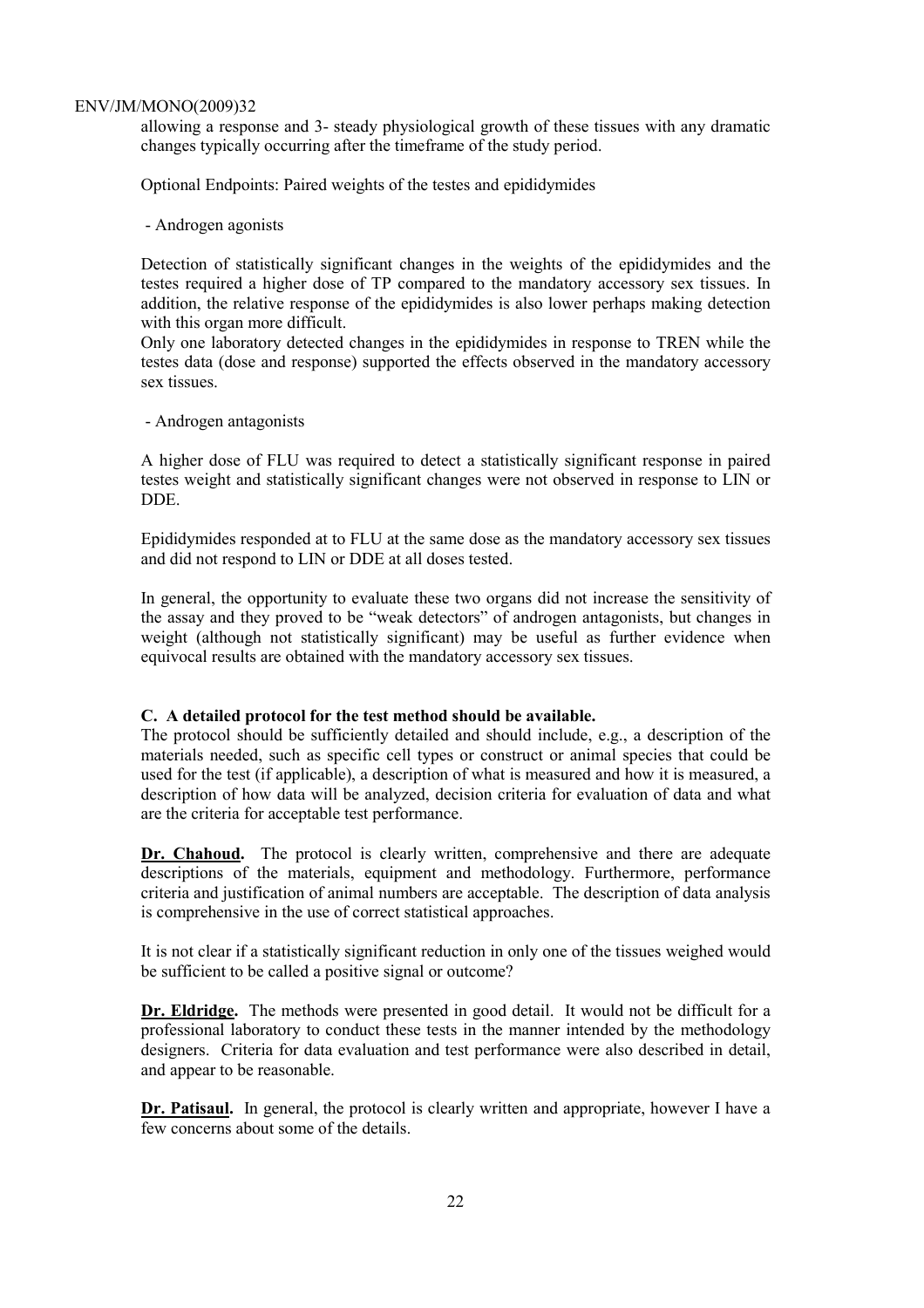allowing a response and 3- steady physiological growth of these tissues with any dramatic changes typically occurring after the timeframe of the study period.

Optional Endpoints: Paired weights of the testes and epididymides

- Androgen agonists

Detection of statistically significant changes in the weights of the epididymides and the testes required a higher dose of TP compared to the mandatory accessory sex tissues. In addition, the relative response of the epididymides is also lower perhaps making detection with this organ more difficult.
Only one laboratory detected changes in the epididymides in response to TREN while the testes data (dose and response) supported the effects observed in the mandatory accessory sex tissues.

- Androgen antagonists

A higher dose of FLU was required to detect a statistically significant response in paired testes weight and statistically significant changes were not observed in response to LIN or DDE.

Epididymides responded at to FLU at the same dose as the mandatory accessory sex tissues and did not respond to LIN or DDE at all doses tested.

In general, the opportunity to evaluate these two organs did not increase the sensitivity of the assay and they proved to be "weak detectors" of androgen antagonists, but changes in weight (although not statistically significant) may be useful as further evidence when equivocal results are obtained with the mandatory accessory sex tissues.

**C. A detailed protocol for the test method should be available.**
The protocol should be sufficiently detailed and should include, e.g., a description of the materials needed, such as specific cell types or construct or animal species that could be used for the test (if applicable), a description of what is measured and how it is measured, a description of how data will be analyzed, decision criteria for evaluation of data and what are the criteria for acceptable test performance.

**Dr. Chahoud.** The protocol is clearly written, comprehensive and there are adequate descriptions of the materials, equipment and methodology. Furthermore, performance criteria and justification of animal numbers are acceptable. The description of data analysis is comprehensive in the use of correct statistical approaches.

It is not clear if a statistically significant reduction in only one of the tissues weighed would be sufficient to be called a positive signal or outcome?

**Dr. Eldridge.** The methods were presented in good detail. It would not be difficult for a professional laboratory to conduct these tests in the manner intended by the methodology designers. Criteria for data evaluation and test performance were also described in detail, and appear to be reasonable.

**Dr. Patisaul.** In general, the protocol is clearly written and appropriate, however I have a few concerns about some of the details.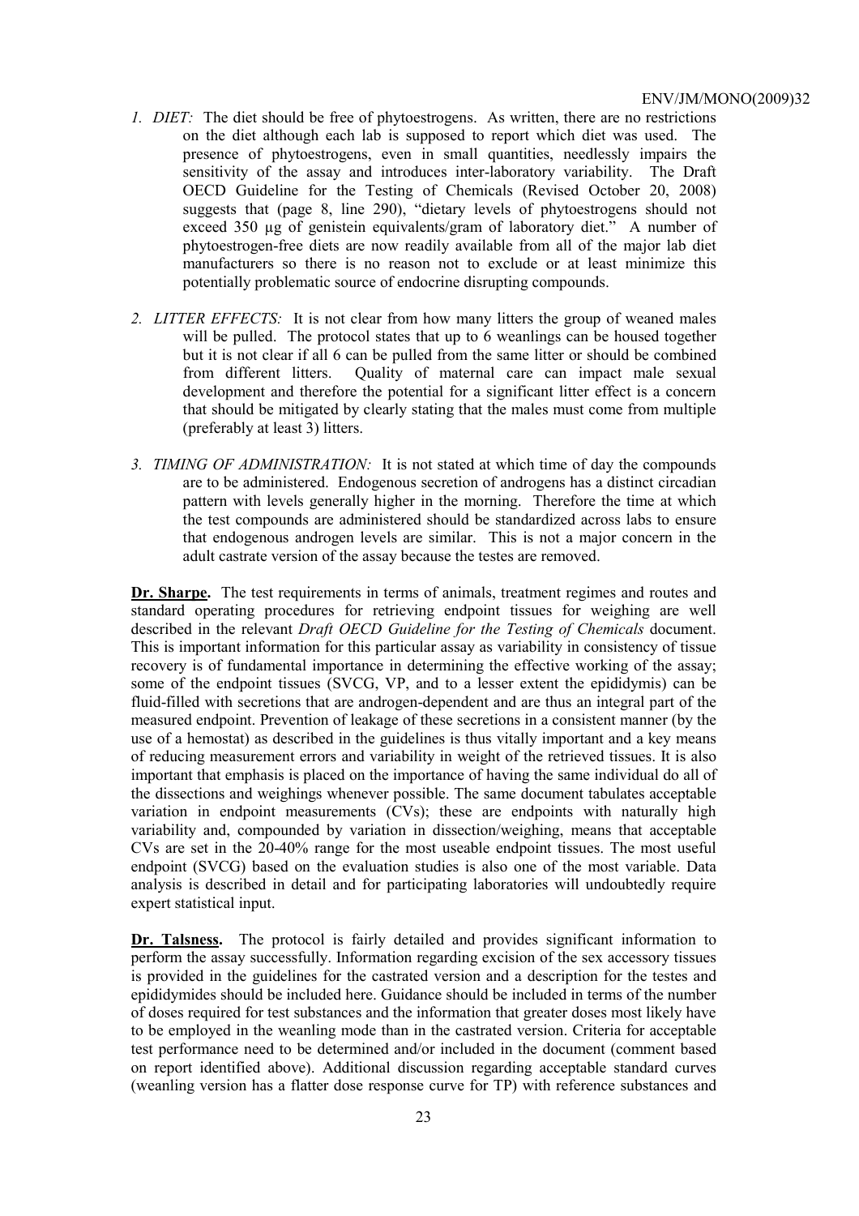1. *DIET:* The diet should be free of phytoestrogens. As written, there are no restrictions on the diet although each lab is supposed to report which diet was used. The presence of phytoestrogens, even in small quantities, needlessly impairs the sensitivity of the assay and introduces inter-laboratory variability. The Draft OECD Guideline for the Testing of Chemicals (Revised October 20, 2008) suggests that (page 8, line 290), "dietary levels of phytoestrogens should not exceed 350 µg of genistein equivalents/gram of laboratory diet." A number of phytoestrogen-free diets are now readily available from all of the major lab diet manufacturers so there is no reason not to exclude or at least minimize this potentially problematic source of endocrine disrupting compounds.

2. *LITTER EFFECTS:* It is not clear from how many litters the group of weaned males will be pulled. The protocol states that up to 6 weanlings can be housed together but it is not clear if all 6 can be pulled from the same litter or should be combined from different litters. Quality of maternal care can impact male sexual development and therefore the potential for a significant litter effect is a concern that should be mitigated by clearly stating that the males must come from multiple (preferably at least 3) litters.

3. *TIMING OF ADMINISTRATION:* It is not stated at which time of day the compounds are to be administered. Endogenous secretion of androgens has a distinct circadian pattern with levels generally higher in the morning. Therefore the time at which the test compounds are administered should be standardized across labs to ensure that endogenous androgen levels are similar. This is not a major concern in the adult castrate version of the assay because the testes are removed.

**Dr. Sharpe.** The test requirements in terms of animals, treatment regimes and routes and standard operating procedures for retrieving endpoint tissues for weighing are well described in the relevant *Draft OECD Guideline for the Testing of Chemicals* document. This is important information for this particular assay as variability in consistency of tissue recovery is of fundamental importance in determining the effective working of the assay; some of the endpoint tissues (SVCG, VP, and to a lesser extent the epididymis) can be fluid-filled with secretions that are androgen-dependent and are thus an integral part of the measured endpoint. Prevention of leakage of these secretions in a consistent manner (by the use of a hemostat) as described in the guidelines is thus vitally important and a key means of reducing measurement errors and variability in weight of the retrieved tissues. It is also important that emphasis is placed on the importance of having the same individual do all of the dissections and weighings whenever possible. The same document tabulates acceptable variation in endpoint measurements (CVs); these are endpoints with naturally high variability and, compounded by variation in dissection/weighing, means that acceptable CVs are set in the 20-40% range for the most useable endpoint tissues. The most useful endpoint (SVCG) based on the evaluation studies is also one of the most variable. Data analysis is described in detail and for participating laboratories will undoubtedly require expert statistical input.

**Dr. Talsness.** The protocol is fairly detailed and provides significant information to perform the assay successfully. Information regarding excision of the sex accessory tissues is provided in the guidelines for the castrated version and a description for the testes and epididymides should be included here. Guidance should be included in terms of the number of doses required for test substances and the information that greater doses most likely have to be employed in the weanling mode than in the castrated version. Criteria for acceptable test performance need to be determined and/or included in the document (comment based on report identified above). Additional discussion regarding acceptable standard curves (weanling version has a flatter dose response curve for TP) with reference substances and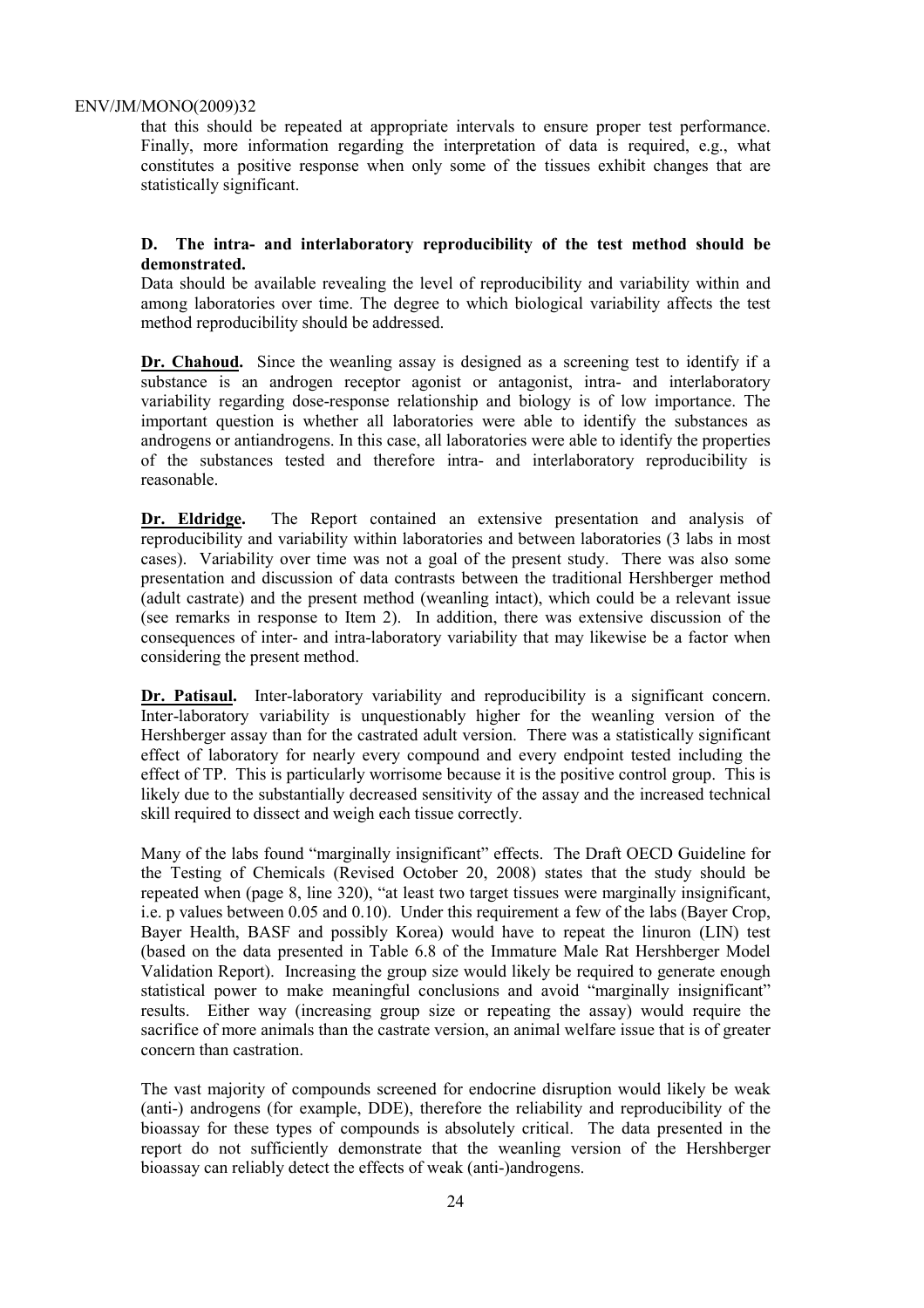that this should be repeated at appropriate intervals to ensure proper test performance. Finally, more information regarding the interpretation of data is required, e.g., what constitutes a positive response when only some of the tissues exhibit changes that are statistically significant.

**D. The intra- and interlaboratory reproducibility of the test method should be demonstrated.**

Data should be available revealing the level of reproducibility and variability within and among laboratories over time. The degree to which biological variability affects the test method reproducibility should be addressed.

**Dr. Chahoud.** Since the weanling assay is designed as a screening test to identify if a substance is an androgen receptor agonist or antagonist, intra- and interlaboratory variability regarding dose-response relationship and biology is of low importance. The important question is whether all laboratories were able to identify the substances as androgens or antiandrogens. In this case, all laboratories were able to identify the properties of the substances tested and therefore intra- and interlaboratory reproducibility is reasonable.

**Dr. Eldridge.** The Report contained an extensive presentation and analysis of reproducibility and variability within laboratories and between laboratories (3 labs in most cases). Variability over time was not a goal of the present study. There was also some presentation and discussion of data contrasts between the traditional Hershberger method (adult castrate) and the present method (weanling intact), which could be a relevant issue (see remarks in response to Item 2). In addition, there was extensive discussion of the consequences of inter- and intra-laboratory variability that may likewise be a factor when considering the present method.

**Dr. Patisaul.** Inter-laboratory variability and reproducibility is a significant concern. Inter-laboratory variability is unquestionably higher for the weanling version of the Hershberger assay than for the castrated adult version. There was a statistically significant effect of laboratory for nearly every compound and every endpoint tested including the effect of TP. This is particularly worrisome because it is the positive control group. This is likely due to the substantially decreased sensitivity of the assay and the increased technical skill required to dissect and weigh each tissue correctly.

Many of the labs found "marginally insignificant" effects. The Draft OECD Guideline for the Testing of Chemicals (Revised October 20, 2008) states that the study should be repeated when (page 8, line 320), "at least two target tissues were marginally insignificant, i.e. p values between 0.05 and 0.10). Under this requirement a few of the labs (Bayer Crop, Bayer Health, BASF and possibly Korea) would have to repeat the linuron (LIN) test (based on the data presented in Table 6.8 of the Immature Male Rat Hershberger Model Validation Report). Increasing the group size would likely be required to generate enough statistical power to make meaningful conclusions and avoid "marginally insignificant" results. Either way (increasing group size or repeating the assay) would require the sacrifice of more animals than the castrate version, an animal welfare issue that is of greater concern than castration.

The vast majority of compounds screened for endocrine disruption would likely be weak (anti-) androgens (for example, DDE), therefore the reliability and reproducibility of the bioassay for these types of compounds is absolutely critical. The data presented in the report do not sufficiently demonstrate that the weanling version of the Hershberger bioassay can reliably detect the effects of weak (anti-)androgens.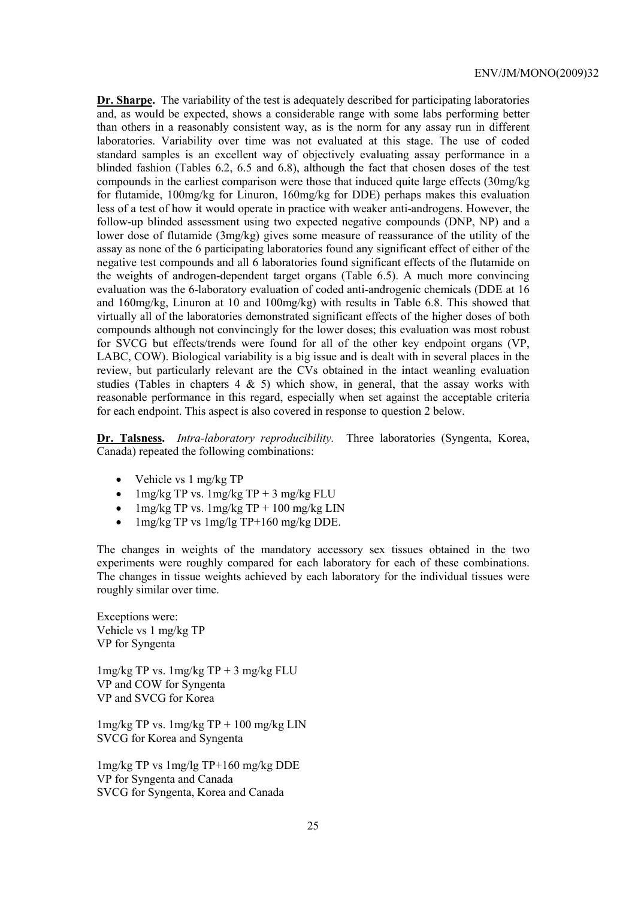**Dr. Sharpe.** The variability of the test is adequately described for participating laboratories and, as would be expected, shows a considerable range with some labs performing better than others in a reasonably consistent way, as is the norm for any assay run in different laboratories. Variability over time was not evaluated at this stage. The use of coded standard samples is an excellent way of objectively evaluating assay performance in a blinded fashion (Tables 6.2, 6.5 and 6.8), although the fact that chosen doses of the test compounds in the earliest comparison were those that induced quite large effects (30mg/kg for flutamide, 100mg/kg for Linuron, 160mg/kg for DDE) perhaps makes this evaluation less of a test of how it would operate in practice with weaker anti-androgens. However, the follow-up blinded assessment using two expected negative compounds (DNP, NP) and a lower dose of flutamide (3mg/kg) gives some measure of reassurance of the utility of the assay as none of the 6 participating laboratories found any significant effect of either of the negative test compounds and all 6 laboratories found significant effects of the flutamide on the weights of androgen-dependent target organs (Table 6.5). A much more convincing evaluation was the 6-laboratory evaluation of coded anti-androgenic chemicals (DDE at 16 and 160mg/kg, Linuron at 10 and 100mg/kg) with results in Table 6.8. This showed that virtually all of the laboratories demonstrated significant effects of the higher doses of both compounds although not convincingly for the lower doses; this evaluation was most robust for SVCG but effects/trends were found for all of the other key endpoint organs (VP, LABC, COW). Biological variability is a big issue and is dealt with in several places in the review, but particularly relevant are the CVs obtained in the intact weanling evaluation studies (Tables in chapters 4 & 5) which show, in general, that the assay works with reasonable performance in this regard, especially when set against the acceptable criteria for each endpoint. This aspect is also covered in response to question 2 below.

**Dr. Talsness.** *Intra-laboratory reproducibility.* Three laboratories (Syngenta, Korea, Canada) repeated the following combinations:

- Vehicle vs 1 mg/kg TP
- 1mg/kg TP vs. 1mg/kg TP + 3 mg/kg FLU
- 1mg/kg TP vs. 1mg/kg TP + 100 mg/kg LIN
- 1mg/kg TP vs 1mg/lg TP+160 mg/kg DDE.

The changes in weights of the mandatory accessory sex tissues obtained in the two experiments were roughly compared for each laboratory for each of these combinations. The changes in tissue weights achieved by each laboratory for the individual tissues were roughly similar over time.

Exceptions were:
Vehicle vs 1 mg/kg TP
VP for Syngenta

1mg/kg TP vs. 1mg/kg TP + 3 mg/kg FLU
VP and COW for Syngenta
VP and SVCG for Korea

1mg/kg TP vs. 1mg/kg TP + 100 mg/kg LIN
SVCG for Korea and Syngenta

1mg/kg TP vs 1mg/lg TP+160 mg/kg DDE
VP for Syngenta and Canada
SVCG for Syngenta, Korea and Canada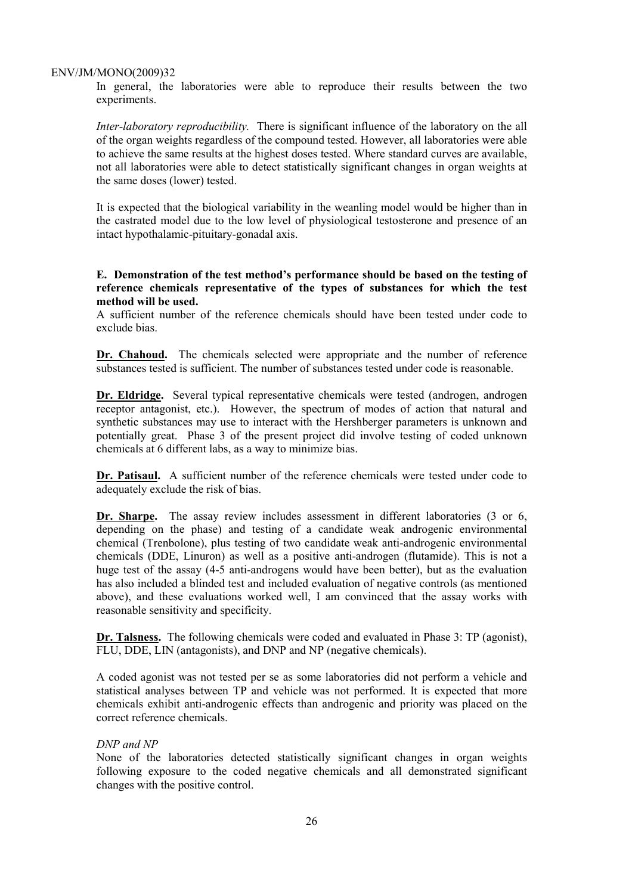In general, the laboratories were able to reproduce their results between the two experiments.

*Inter-laboratory reproducibility.* There is significant influence of the laboratory on the all of the organ weights regardless of the compound tested. However, all laboratories were able to achieve the same results at the highest doses tested. Where standard curves are available, not all laboratories were able to detect statistically significant changes in organ weights at the same doses (lower) tested.

It is expected that the biological variability in the weanling model would be higher than in the castrated model due to the low level of physiological testosterone and presence of an intact hypothalamic-pituitary-gonadal axis.

**E. Demonstration of the test method's performance should be based on the testing of reference chemicals representative of the types of substances for which the test method will be used.**

A sufficient number of the reference chemicals should have been tested under code to exclude bias.

**Dr. Chahoud.** The chemicals selected were appropriate and the number of reference substances tested is sufficient. The number of substances tested under code is reasonable.

**Dr. Eldridge.** Several typical representative chemicals were tested (androgen, androgen receptor antagonist, etc.). However, the spectrum of modes of action that natural and synthetic substances may use to interact with the Hershberger parameters is unknown and potentially great. Phase 3 of the present project did involve testing of coded unknown chemicals at 6 different labs, as a way to minimize bias.

**Dr. Patisaul.** A sufficient number of the reference chemicals were tested under code to adequately exclude the risk of bias.

**Dr. Sharpe.** The assay review includes assessment in different laboratories (3 or 6, depending on the phase) and testing of a candidate weak androgenic environmental chemical (Trenbolone), plus testing of two candidate weak anti-androgenic environmental chemicals (DDE, Linuron) as well as a positive anti-androgen (flutamide). This is not a huge test of the assay (4-5 anti-androgens would have been better), but as the evaluation has also included a blinded test and included evaluation of negative controls (as mentioned above), and these evaluations worked well, I am convinced that the assay works with reasonable sensitivity and specificity.

**Dr. Talsness.** The following chemicals were coded and evaluated in Phase 3: TP (agonist), FLU, DDE, LIN (antagonists), and DNP and NP (negative chemicals).

A coded agonist was not tested per se as some laboratories did not perform a vehicle and statistical analyses between TP and vehicle was not performed. It is expected that more chemicals exhibit anti-androgenic effects than androgenic and priority was placed on the correct reference chemicals.

*DNP and NP*

None of the laboratories detected statistically significant changes in organ weights following exposure to the coded negative chemicals and all demonstrated significant changes with the positive control.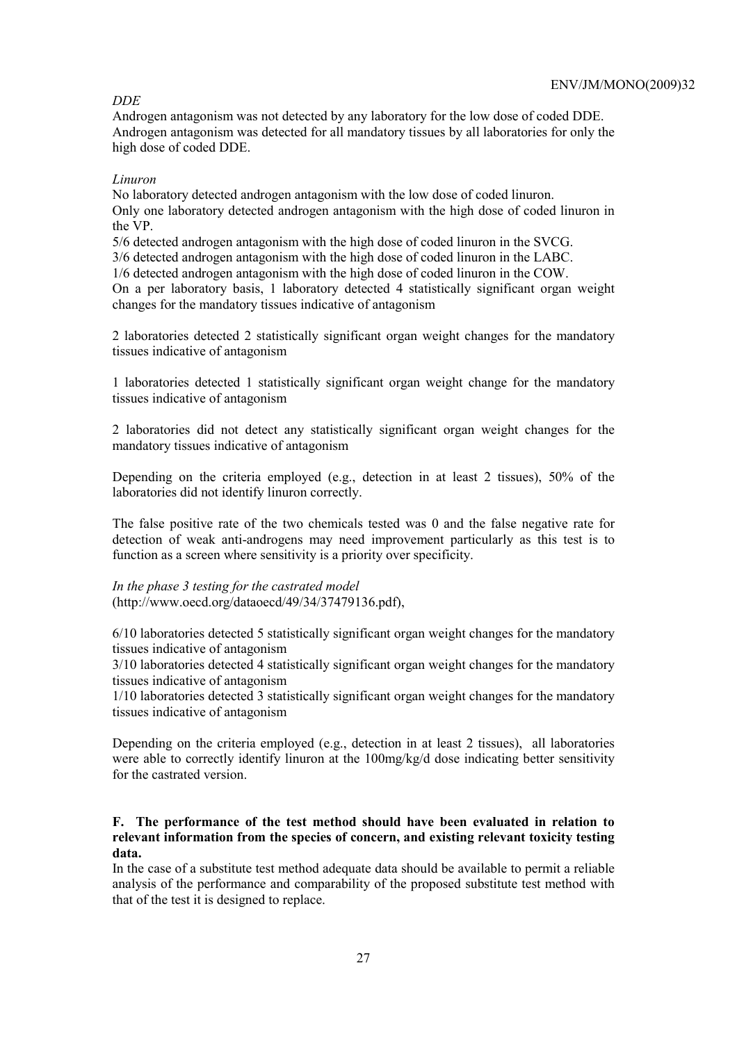*DDE*

Androgen antagonism was not detected by any laboratory for the low dose of coded DDE. Androgen antagonism was detected for all mandatory tissues by all laboratories for only the high dose of coded DDE.

*Linuron*

No laboratory detected androgen antagonism with the low dose of coded linuron.
Only one laboratory detected androgen antagonism with the high dose of coded linuron in the VP.
5/6 detected androgen antagonism with the high dose of coded linuron in the SVCG.
3/6 detected androgen antagonism with the high dose of coded linuron in the LABC.
1/6 detected androgen antagonism with the high dose of coded linuron in the COW.
On a per laboratory basis, 1 laboratory detected 4 statistically significant organ weight changes for the mandatory tissues indicative of antagonism

2 laboratories detected 2 statistically significant organ weight changes for the mandatory tissues indicative of antagonism

1 laboratories detected 1 statistically significant organ weight change for the mandatory tissues indicative of antagonism

2 laboratories did not detect any statistically significant organ weight changes for the mandatory tissues indicative of antagonism

Depending on the criteria employed (e.g., detection in at least 2 tissues), 50% of the laboratories did not identify linuron correctly.

The false positive rate of the two chemicals tested was 0 and the false negative rate for detection of weak anti-androgens may need improvement particularly as this test is to function as a screen where sensitivity is a priority over specificity.

*In the phase 3 testing for the castrated model*
(http://www.oecd.org/dataoecd/49/34/37479136.pdf),

6/10 laboratories detected 5 statistically significant organ weight changes for the mandatory tissues indicative of antagonism
3/10 laboratories detected 4 statistically significant organ weight changes for the mandatory tissues indicative of antagonism
1/10 laboratories detected 3 statistically significant organ weight changes for the mandatory tissues indicative of antagonism

Depending on the criteria employed (e.g., detection in at least 2 tissues), all laboratories were able to correctly identify linuron at the 100mg/kg/d dose indicating better sensitivity for the castrated version.

**F. The performance of the test method should have been evaluated in relation to relevant information from the species of concern, and existing relevant toxicity testing data.**

In the case of a substitute test method adequate data should be available to permit a reliable analysis of the performance and comparability of the proposed substitute test method with that of the test it is designed to replace.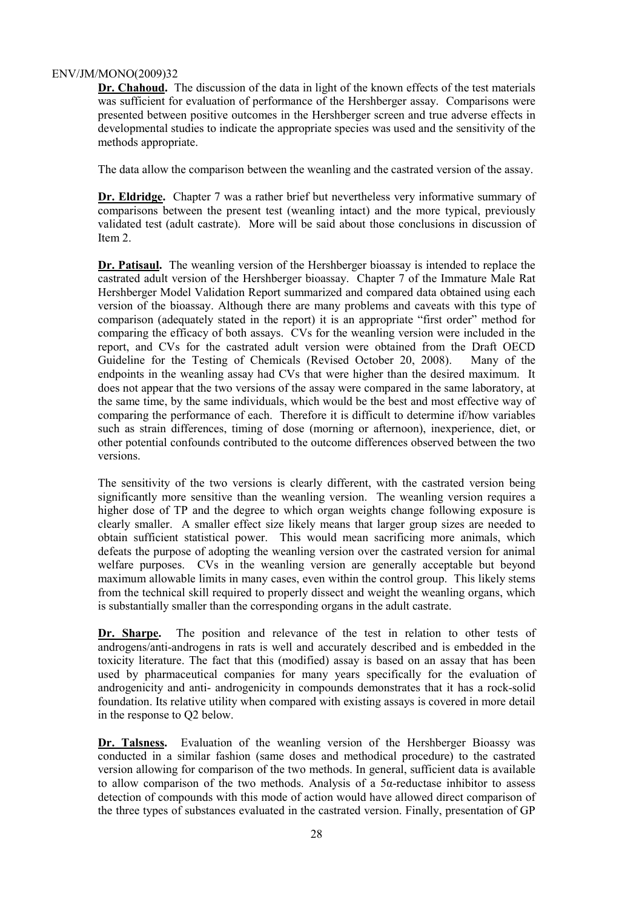**Dr. Chahoud.** The discussion of the data in light of the known effects of the test materials was sufficient for evaluation of performance of the Hershberger assay. Comparisons were presented between positive outcomes in the Hershberger screen and true adverse effects in developmental studies to indicate the appropriate species was used and the sensitivity of the methods appropriate.

The data allow the comparison between the weanling and the castrated version of the assay.

**Dr. Eldridge.** Chapter 7 was a rather brief but nevertheless very informative summary of comparisons between the present test (weanling intact) and the more typical, previously validated test (adult castrate). More will be said about those conclusions in discussion of Item 2.

**Dr. Patisaul.** The weanling version of the Hershberger bioassay is intended to replace the castrated adult version of the Hershberger bioassay. Chapter 7 of the Immature Male Rat Hershberger Model Validation Report summarized and compared data obtained using each version of the bioassay. Although there are many problems and caveats with this type of comparison (adequately stated in the report) it is an appropriate "first order" method for comparing the efficacy of both assays. CVs for the weanling version were included in the report, and CVs for the castrated adult version were obtained from the Draft OECD Guideline for the Testing of Chemicals (Revised October 20, 2008). Many of the endpoints in the weanling assay had CVs that were higher than the desired maximum. It does not appear that the two versions of the assay were compared in the same laboratory, at the same time, by the same individuals, which would be the best and most effective way of comparing the performance of each. Therefore it is difficult to determine if/how variables such as strain differences, timing of dose (morning or afternoon), inexperience, diet, or other potential confounds contributed to the outcome differences observed between the two versions.

The sensitivity of the two versions is clearly different, with the castrated version being significantly more sensitive than the weanling version. The weanling version requires a higher dose of TP and the degree to which organ weights change following exposure is clearly smaller. A smaller effect size likely means that larger group sizes are needed to obtain sufficient statistical power. This would mean sacrificing more animals, which defeats the purpose of adopting the weanling version over the castrated version for animal welfare purposes. CVs in the weanling version are generally acceptable but beyond maximum allowable limits in many cases, even within the control group. This likely stems from the technical skill required to properly dissect and weight the weanling organs, which is substantially smaller than the corresponding organs in the adult castrate.

**Dr. Sharpe.** The position and relevance of the test in relation to other tests of androgens/anti-androgens in rats is well and accurately described and is embedded in the toxicity literature. The fact that this (modified) assay is based on an assay that has been used by pharmaceutical companies for many years specifically for the evaluation of androgenicity and anti- androgenicity in compounds demonstrates that it has a rock-solid foundation. Its relative utility when compared with existing assays is covered in more detail in the response to Q2 below.

**Dr. Talsness.** Evaluation of the weanling version of the Hershberger Bioassy was conducted in a similar fashion (same doses and methodical procedure) to the castrated version allowing for comparison of the two methods. In general, sufficient data is available to allow comparison of the two methods. Analysis of a 5α-reductase inhibitor to assess detection of compounds with this mode of action would have allowed direct comparison of the three types of substances evaluated in the castrated version. Finally, presentation of GP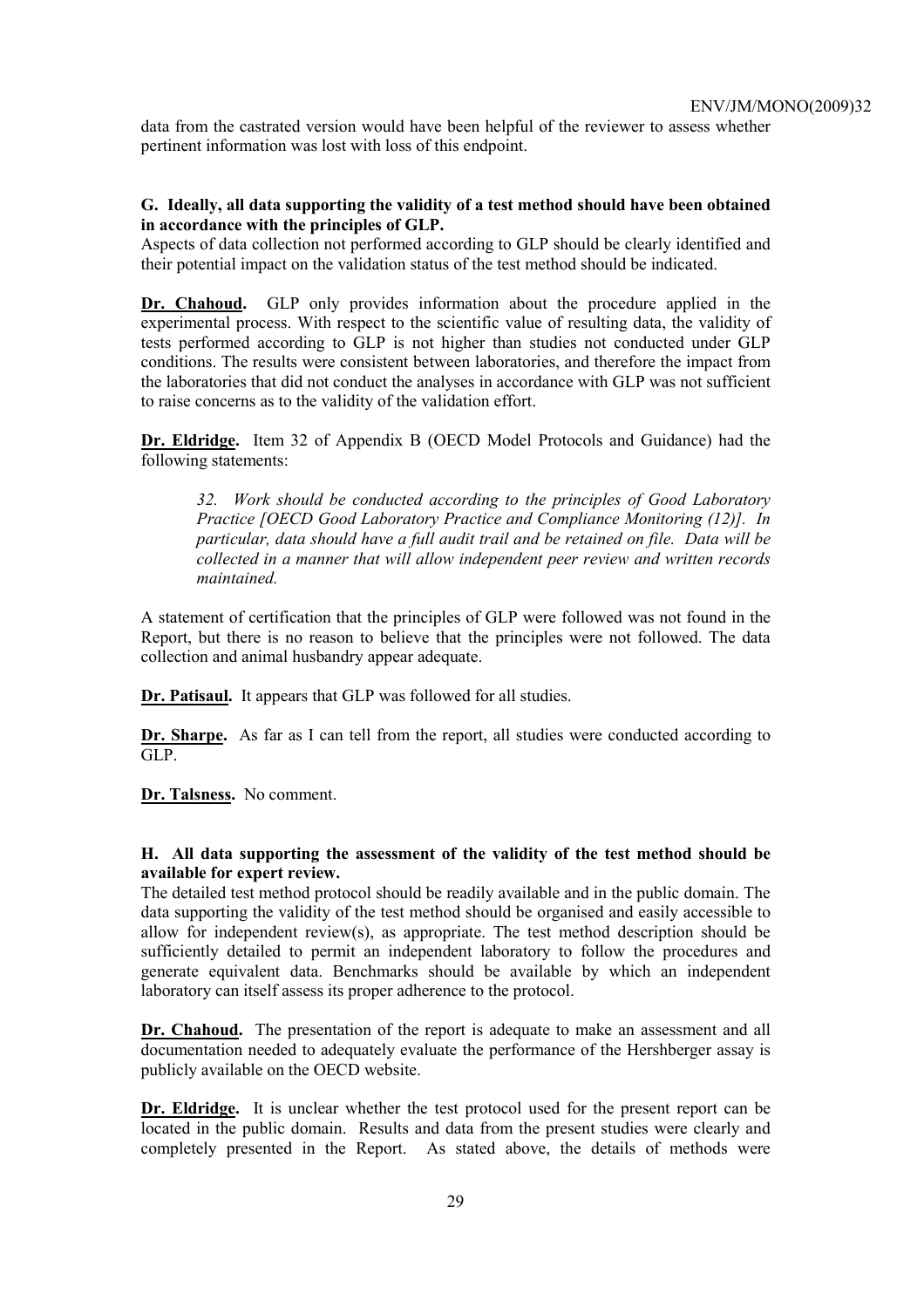data from the castrated version would have been helpful of the reviewer to assess whether pertinent information was lost with loss of this endpoint.

**G. Ideally, all data supporting the validity of a test method should have been obtained in accordance with the principles of GLP.**

Aspects of data collection not performed according to GLP should be clearly identified and their potential impact on the validation status of the test method should be indicated.

**Dr. Chahoud.** GLP only provides information about the procedure applied in the experimental process. With respect to the scientific value of resulting data, the validity of tests performed according to GLP is not higher than studies not conducted under GLP conditions. The results were consistent between laboratories, and therefore the impact from the laboratories that did not conduct the analyses in accordance with GLP was not sufficient to raise concerns as to the validity of the validation effort.

**Dr. Eldridge.** Item 32 of Appendix B (OECD Model Protocols and Guidance) had the following statements:

> *32. Work should be conducted according to the principles of Good Laboratory Practice [OECD Good Laboratory Practice and Compliance Monitoring (12)]. In particular, data should have a full audit trail and be retained on file. Data will be collected in a manner that will allow independent peer review and written records maintained.*

A statement of certification that the principles of GLP were followed was not found in the Report, but there is no reason to believe that the principles were not followed. The data collection and animal husbandry appear adequate.

**Dr. Patisaul.** It appears that GLP was followed for all studies.

**Dr. Sharpe.** As far as I can tell from the report, all studies were conducted according to GLP.

**Dr. Talsness.** No comment.

**H. All data supporting the assessment of the validity of the test method should be available for expert review.**

The detailed test method protocol should be readily available and in the public domain. The data supporting the validity of the test method should be organised and easily accessible to allow for independent review(s), as appropriate. The test method description should be sufficiently detailed to permit an independent laboratory to follow the procedures and generate equivalent data. Benchmarks should be available by which an independent laboratory can itself assess its proper adherence to the protocol.

**Dr. Chahoud.** The presentation of the report is adequate to make an assessment and all documentation needed to adequately evaluate the performance of the Hershberger assay is publicly available on the OECD website.

**Dr. Eldridge.** It is unclear whether the test protocol used for the present report can be located in the public domain. Results and data from the present studies were clearly and completely presented in the Report. As stated above, the details of methods were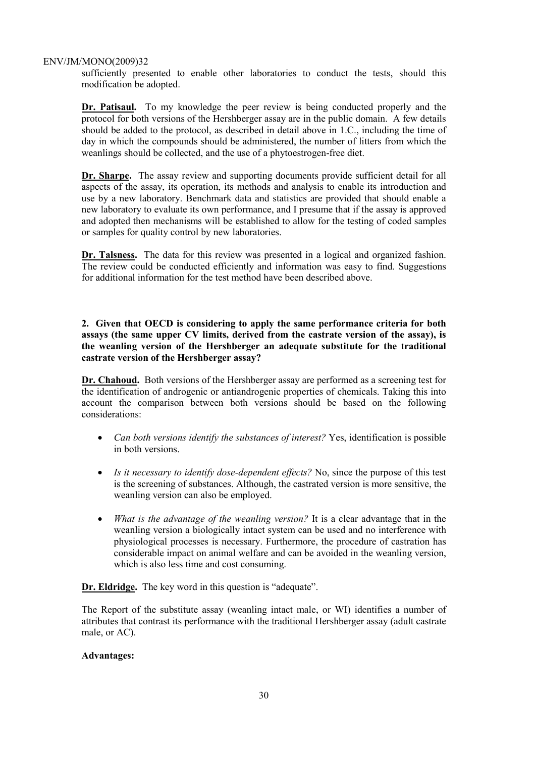sufficiently presented to enable other laboratories to conduct the tests, should this modification be adopted.

**Dr. Patisaul.** To my knowledge the peer review is being conducted properly and the protocol for both versions of the Hershberger assay are in the public domain. A few details should be added to the protocol, as described in detail above in 1.C., including the time of day in which the compounds should be administered, the number of litters from which the weanlings should be collected, and the use of a phytoestrogen-free diet.

**Dr. Sharpe.** The assay review and supporting documents provide sufficient detail for all aspects of the assay, its operation, its methods and analysis to enable its introduction and use by a new laboratory. Benchmark data and statistics are provided that should enable a new laboratory to evaluate its own performance, and I presume that if the assay is approved and adopted then mechanisms will be established to allow for the testing of coded samples or samples for quality control by new laboratories.

**Dr. Talsness.** The data for this review was presented in a logical and organized fashion. The review could be conducted efficiently and information was easy to find. Suggestions for additional information for the test method have been described above.

**2. Given that OECD is considering to apply the same performance criteria for both assays (the same upper CV limits, derived from the castrate version of the assay), is the weanling version of the Hershberger an adequate substitute for the traditional castrate version of the Hershberger assay?**

**Dr. Chahoud.** Both versions of the Hershberger assay are performed as a screening test for the identification of androgenic or antiandrogenic properties of chemicals. Taking this into account the comparison between both versions should be based on the following considerations:

- *Can both versions identify the substances of interest?* Yes, identification is possible in both versions.
- *Is it necessary to identify dose-dependent effects?* No, since the purpose of this test is the screening of substances. Although, the castrated version is more sensitive, the weanling version can also be employed.
- *What is the advantage of the weanling version?* It is a clear advantage that in the weanling version a biologically intact system can be used and no interference with physiological processes is necessary. Furthermore, the procedure of castration has considerable impact on animal welfare and can be avoided in the weanling version, which is also less time and cost consuming.

**Dr. Eldridge.** The key word in this question is "adequate".

The Report of the substitute assay (weanling intact male, or WI) identifies a number of attributes that contrast its performance with the traditional Hershberger assay (adult castrate male, or AC).

**Advantages:**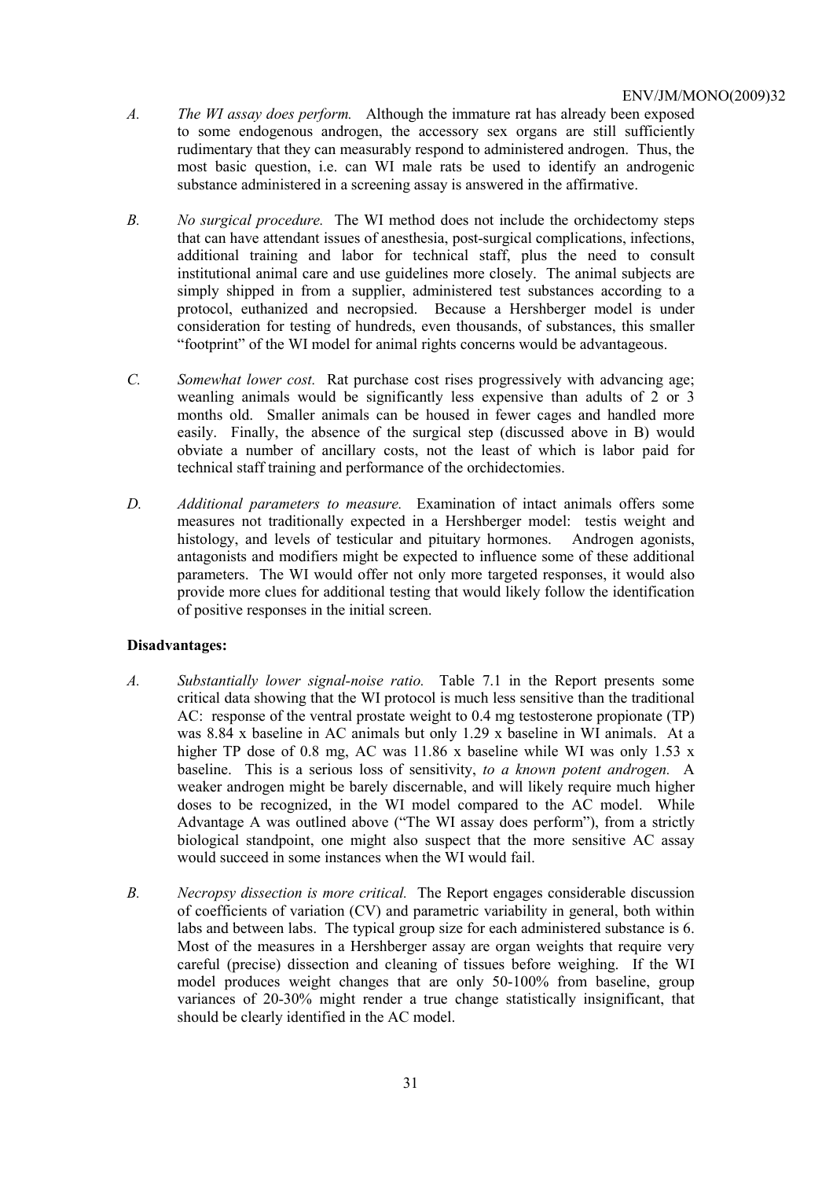*A. The WI assay does perform.* Although the immature rat has already been exposed to some endogenous androgen, the accessory sex organs are still sufficiently rudimentary that they can measurably respond to administered androgen. Thus, the most basic question, i.e. can WI male rats be used to identify an androgenic substance administered in a screening assay is answered in the affirmative.

*B. No surgical procedure.* The WI method does not include the orchidectomy steps that can have attendant issues of anesthesia, post-surgical complications, infections, additional training and labor for technical staff, plus the need to consult institutional animal care and use guidelines more closely. The animal subjects are simply shipped in from a supplier, administered test substances according to a protocol, euthanized and necropsied. Because a Hershberger model is under consideration for testing of hundreds, even thousands, of substances, this smaller "footprint" of the WI model for animal rights concerns would be advantageous.

*C. Somewhat lower cost.* Rat purchase cost rises progressively with advancing age; weanling animals would be significantly less expensive than adults of 2 or 3 months old. Smaller animals can be housed in fewer cages and handled more easily. Finally, the absence of the surgical step (discussed above in B) would obviate a number of ancillary costs, not the least of which is labor paid for technical staff training and performance of the orchidectomies.

*D. Additional parameters to measure.* Examination of intact animals offers some measures not traditionally expected in a Hershberger model: testis weight and histology, and levels of testicular and pituitary hormones. Androgen agonists, antagonists and modifiers might be expected to influence some of these additional parameters. The WI would offer not only more targeted responses, it would also provide more clues for additional testing that would likely follow the identification of positive responses in the initial screen.

**Disadvantages:**

*A. Substantially lower signal-noise ratio.* Table 7.1 in the Report presents some critical data showing that the WI protocol is much less sensitive than the traditional AC: response of the ventral prostate weight to 0.4 mg testosterone propionate (TP) was 8.84 x baseline in AC animals but only 1.29 x baseline in WI animals. At a higher TP dose of 0.8 mg, AC was 11.86 x baseline while WI was only 1.53 x baseline. This is a serious loss of sensitivity, *to a known potent androgen.* A weaker androgen might be barely discernable, and will likely require much higher doses to be recognized, in the WI model compared to the AC model. While Advantage A was outlined above ("The WI assay does perform"), from a strictly biological standpoint, one might also suspect that the more sensitive AC assay would succeed in some instances when the WI would fail.

*B. Necropsy dissection is more critical.* The Report engages considerable discussion of coefficients of variation (CV) and parametric variability in general, both within labs and between labs. The typical group size for each administered substance is 6. Most of the measures in a Hershberger assay are organ weights that require very careful (precise) dissection and cleaning of tissues before weighing. If the WI model produces weight changes that are only 50-100% from baseline, group variances of 20-30% might render a true change statistically insignificant, that should be clearly identified in the AC model.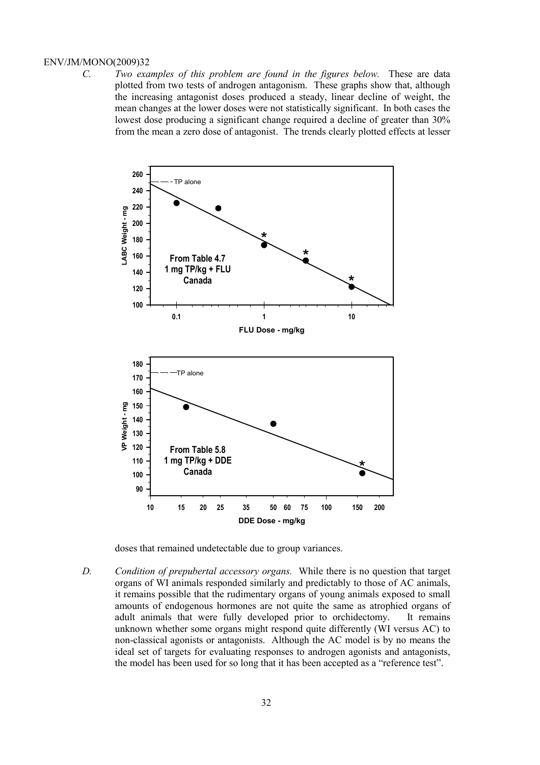*C.* *Two examples of this problem are found in the figures below.* These are data plotted from two tests of androgen antagonism. These graphs show that, although the increasing antagonist doses produced a steady, linear decline of weight, the mean changes at the lower doses were not statistically significant. In both cases the lowest dose producing a significant change required a decline of greater than 30% from the mean a zero dose of antagonist. The trends clearly plotted effects at lesser doses that remained undetectable due to group variances.

*D.* *Condition of prepubertal accessory organs.* While there is no question that target organs of WI animals responded similarly and predictably to those of AC animals, it remains possible that the rudimentary organs of young animals exposed to small amounts of endogenous hormones are not quite the same as atrophied organs of adult animals that were fully developed prior to orchidectomy. It remains unknown whether some organs might respond quite differently (WI versus AC) to non-classical agonists or antagonists. Although the AC model is by no means the ideal set of targets for evaluating responses to androgen agonists and antagonists, the model has been used for so long that it has been accepted as a "reference test".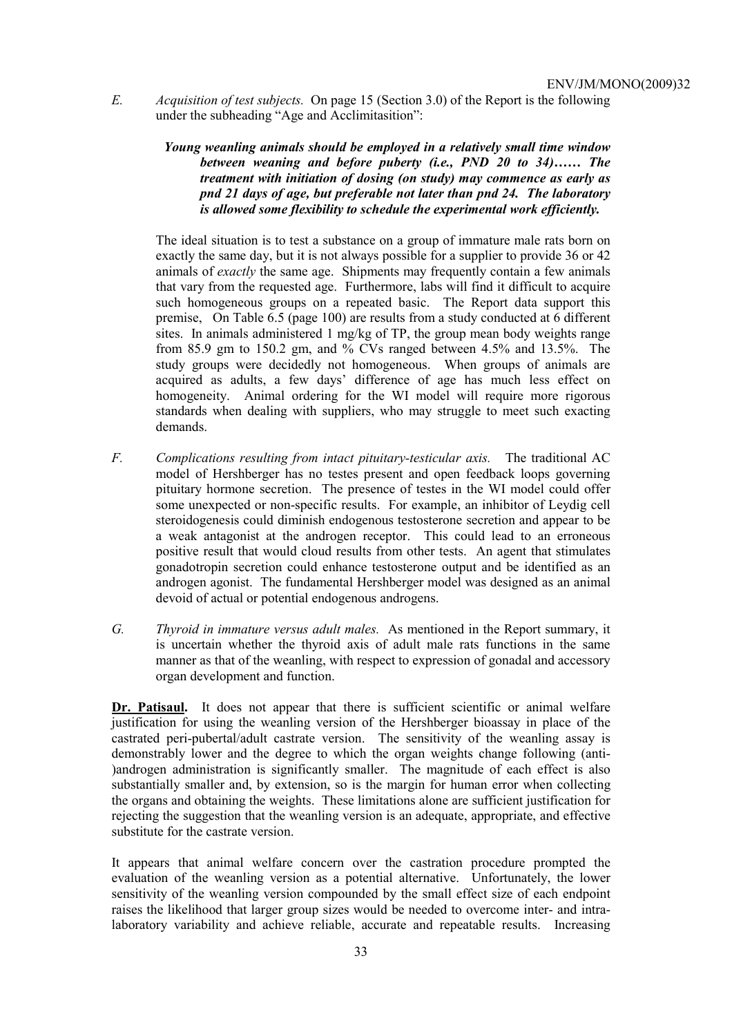*E. Acquisition of test subjects.* On page 15 (Section 3.0) of the Report is the following under the subheading "Age and Acclimitasition":

> ***Young weanling animals should be employed in a relatively small time window between weaning and before puberty (i.e., PND 20 to 34)…… The treatment with initiation of dosing (on study) may commence as early as pnd 21 days of age, but preferable not later than pnd 24. The laboratory is allowed some flexibility to schedule the experimental work efficiently.***

The ideal situation is to test a substance on a group of immature male rats born on exactly the same day, but it is not always possible for a supplier to provide 36 or 42 animals of *exactly* the same age. Shipments may frequently contain a few animals that vary from the requested age. Furthermore, labs will find it difficult to acquire such homogeneous groups on a repeated basic. The Report data support this premise, On Table 6.5 (page 100) are results from a study conducted at 6 different sites. In animals administered 1 mg/kg of TP, the group mean body weights range from 85.9 gm to 150.2 gm, and % CVs ranged between 4.5% and 13.5%. The study groups were decidedly not homogeneous. When groups of animals are acquired as adults, a few days' difference of age has much less effect on homogeneity. Animal ordering for the WI model will require more rigorous standards when dealing with suppliers, who may struggle to meet such exacting demands.

*F. Complications resulting from intact pituitary-testicular axis.* The traditional AC model of Hershberger has no testes present and open feedback loops governing pituitary hormone secretion. The presence of testes in the WI model could offer some unexpected or non-specific results. For example, an inhibitor of Leydig cell steroidogenesis could diminish endogenous testosterone secretion and appear to be a weak antagonist at the androgen receptor. This could lead to an erroneous positive result that would cloud results from other tests. An agent that stimulates gonadotropin secretion could enhance testosterone output and be identified as an androgen agonist. The fundamental Hershberger model was designed as an animal devoid of actual or potential endogenous androgens.

*G. Thyroid in immature versus adult males.* As mentioned in the Report summary, it is uncertain whether the thyroid axis of adult male rats functions in the same manner as that of the weanling, with respect to expression of gonadal and accessory organ development and function.

**Dr. Patisaul.** It does not appear that there is sufficient scientific or animal welfare justification for using the weanling version of the Hershberger bioassay in place of the castrated peri-pubertal/adult castrate version. The sensitivity of the weanling assay is demonstrably lower and the degree to which the organ weights change following (anti-)androgen administration is significantly smaller. The magnitude of each effect is also substantially smaller and, by extension, so is the margin for human error when collecting the organs and obtaining the weights. These limitations alone are sufficient justification for rejecting the suggestion that the weanling version is an adequate, appropriate, and effective substitute for the castrate version.

It appears that animal welfare concern over the castration procedure prompted the evaluation of the weanling version as a potential alternative. Unfortunately, the lower sensitivity of the weanling version compounded by the small effect size of each endpoint raises the likelihood that larger group sizes would be needed to overcome inter- and intra-laboratory variability and achieve reliable, accurate and repeatable results. Increasing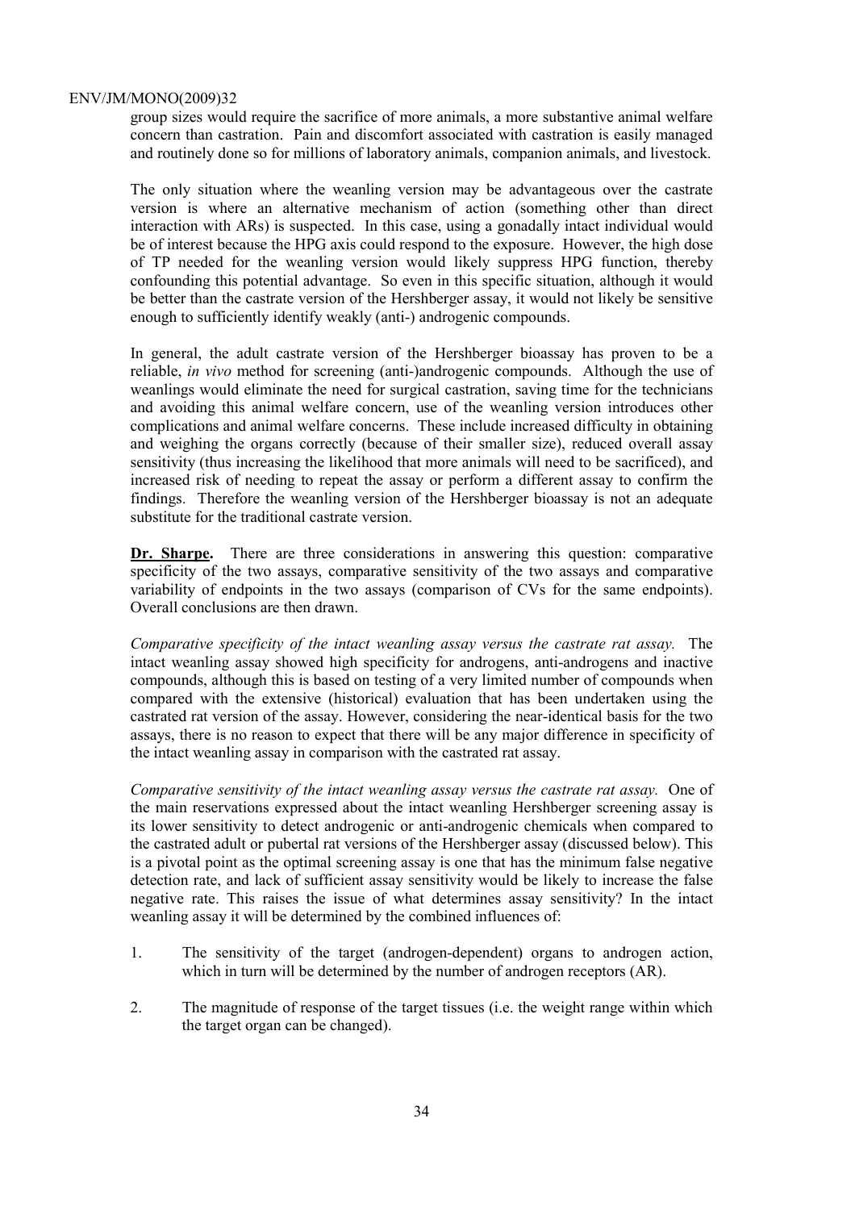group sizes would require the sacrifice of more animals, a more substantive animal welfare concern than castration. Pain and discomfort associated with castration is easily managed and routinely done so for millions of laboratory animals, companion animals, and livestock.

The only situation where the weanling version may be advantageous over the castrate version is where an alternative mechanism of action (something other than direct interaction with ARs) is suspected. In this case, using a gonadally intact individual would be of interest because the HPG axis could respond to the exposure. However, the high dose of TP needed for the weanling version would likely suppress HPG function, thereby confounding this potential advantage. So even in this specific situation, although it would be better than the castrate version of the Hershberger assay, it would not likely be sensitive enough to sufficiently identify weakly (anti-) androgenic compounds.

In general, the adult castrate version of the Hershberger bioassay has proven to be a reliable, *in vivo* method for screening (anti-)androgenic compounds. Although the use of weanlings would eliminate the need for surgical castration, saving time for the technicians and avoiding this animal welfare concern, use of the weanling version introduces other complications and animal welfare concerns. These include increased difficulty in obtaining and weighing the organs correctly (because of their smaller size), reduced overall assay sensitivity (thus increasing the likelihood that more animals will need to be sacrificed), and increased risk of needing to repeat the assay or perform a different assay to confirm the findings. Therefore the weanling version of the Hershberger bioassay is not an adequate substitute for the traditional castrate version.

**Dr. Sharpe.** There are three considerations in answering this question: comparative specificity of the two assays, comparative sensitivity of the two assays and comparative variability of endpoints in the two assays (comparison of CVs for the same endpoints). Overall conclusions are then drawn.

*Comparative specificity of the intact weanling assay versus the castrate rat assay.* The intact weanling assay showed high specificity for androgens, anti-androgens and inactive compounds, although this is based on testing of a very limited number of compounds when compared with the extensive (historical) evaluation that has been undertaken using the castrated rat version of the assay. However, considering the near-identical basis for the two assays, there is no reason to expect that there will be any major difference in specificity of the intact weanling assay in comparison with the castrated rat assay.

*Comparative sensitivity of the intact weanling assay versus the castrate rat assay.* One of the main reservations expressed about the intact weanling Hershberger screening assay is its lower sensitivity to detect androgenic or anti-androgenic chemicals when compared to the castrated adult or pubertal rat versions of the Hershberger assay (discussed below). This is a pivotal point as the optimal screening assay is one that has the minimum false negative detection rate, and lack of sufficient assay sensitivity would be likely to increase the false negative rate. This raises the issue of what determines assay sensitivity? In the intact weanling assay it will be determined by the combined influences of:

1. The sensitivity of the target (androgen-dependent) organs to androgen action, which in turn will be determined by the number of androgen receptors (AR).

2. The magnitude of response of the target tissues (i.e. the weight range within which the target organ can be changed).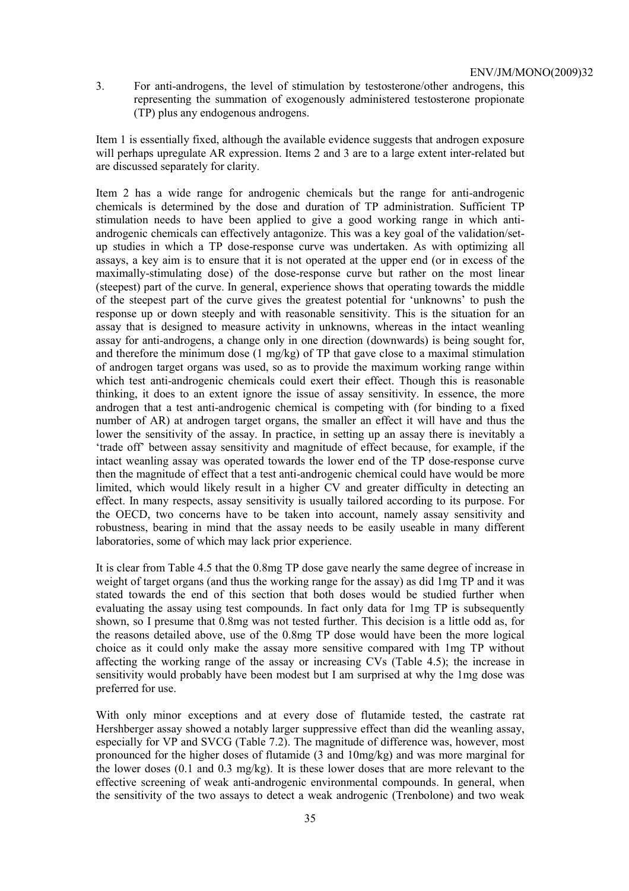3. For anti-androgens, the level of stimulation by testosterone/other androgens, this representing the summation of exogenously administered testosterone propionate (TP) plus any endogenous androgens.

Item 1 is essentially fixed, although the available evidence suggests that androgen exposure will perhaps upregulate AR expression. Items 2 and 3 are to a large extent inter-related but are discussed separately for clarity.

Item 2 has a wide range for androgenic chemicals but the range for anti-androgenic chemicals is determined by the dose and duration of TP administration. Sufficient TP stimulation needs to have been applied to give a good working range in which anti-androgenic chemicals can effectively antagonize. This was a key goal of the validation/set-up studies in which a TP dose-response curve was undertaken. As with optimizing all assays, a key aim is to ensure that it is not operated at the upper end (or in excess of the maximally-stimulating dose) of the dose-response curve but rather on the most linear (steepest) part of the curve. In general, experience shows that operating towards the middle of the steepest part of the curve gives the greatest potential for 'unknowns' to push the response up or down steeply and with reasonable sensitivity. This is the situation for an assay that is designed to measure activity in unknowns, whereas in the intact weanling assay for anti-androgens, a change only in one direction (downwards) is being sought for, and therefore the minimum dose (1 mg/kg) of TP that gave close to a maximal stimulation of androgen target organs was used, so as to provide the maximum working range within which test anti-androgenic chemicals could exert their effect. Though this is reasonable thinking, it does to an extent ignore the issue of assay sensitivity. In essence, the more androgen that a test anti-androgenic chemical is competing with (for binding to a fixed number of AR) at androgen target organs, the smaller an effect it will have and thus the lower the sensitivity of the assay. In practice, in setting up an assay there is inevitably a 'trade off' between assay sensitivity and magnitude of effect because, for example, if the intact weanling assay was operated towards the lower end of the TP dose-response curve then the magnitude of effect that a test anti-androgenic chemical could have would be more limited, which would likely result in a higher CV and greater difficulty in detecting an effect. In many respects, assay sensitivity is usually tailored according to its purpose. For the OECD, two concerns have to be taken into account, namely assay sensitivity and robustness, bearing in mind that the assay needs to be easily useable in many different laboratories, some of which may lack prior experience.

It is clear from Table 4.5 that the 0.8mg TP dose gave nearly the same degree of increase in weight of target organs (and thus the working range for the assay) as did 1mg TP and it was stated towards the end of this section that both doses would be studied further when evaluating the assay using test compounds. In fact only data for 1mg TP is subsequently shown, so I presume that 0.8mg was not tested further. This decision is a little odd as, for the reasons detailed above, use of the 0.8mg TP dose would have been the more logical choice as it could only make the assay more sensitive compared with 1mg TP without affecting the working range of the assay or increasing CVs (Table 4.5); the increase in sensitivity would probably have been modest but I am surprised at why the 1mg dose was preferred for use.

With only minor exceptions and at every dose of flutamide tested, the castrate rat Hershberger assay showed a notably larger suppressive effect than did the weanling assay, especially for VP and SVCG (Table 7.2). The magnitude of difference was, however, most pronounced for the higher doses of flutamide (3 and 10mg/kg) and was more marginal for the lower doses (0.1 and 0.3 mg/kg). It is these lower doses that are more relevant to the effective screening of weak anti-androgenic environmental compounds. In general, when the sensitivity of the two assays to detect a weak androgenic (Trenbolone) and two weak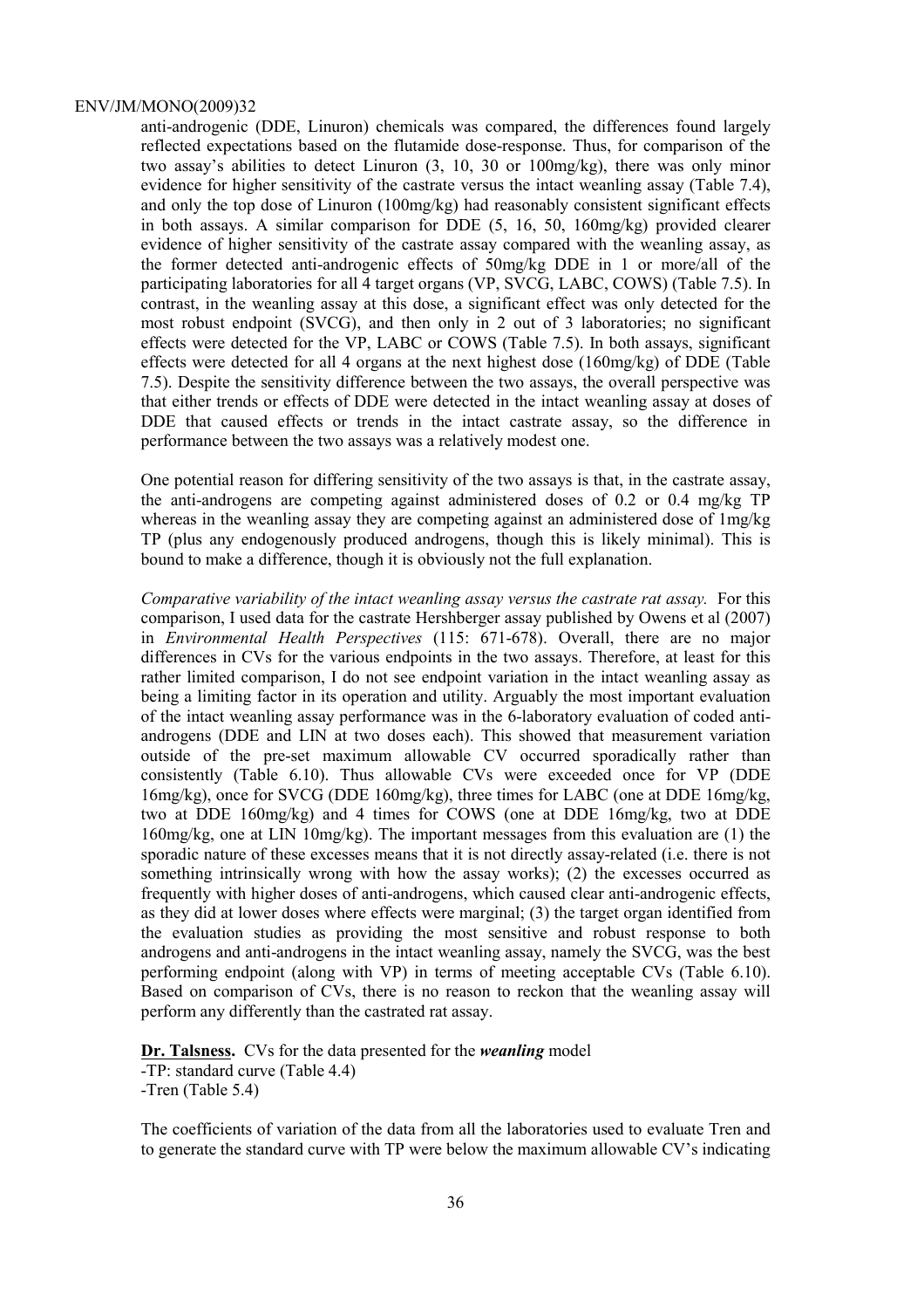anti-androgenic (DDE, Linuron) chemicals was compared, the differences found largely reflected expectations based on the flutamide dose-response. Thus, for comparison of the two assay's abilities to detect Linuron (3, 10, 30 or 100mg/kg), there was only minor evidence for higher sensitivity of the castrate versus the intact weanling assay (Table 7.4), and only the top dose of Linuron (100mg/kg) had reasonably consistent significant effects in both assays. A similar comparison for DDE (5, 16, 50, 160mg/kg) provided clearer evidence of higher sensitivity of the castrate assay compared with the weanling assay, as the former detected anti-androgenic effects of 50mg/kg DDE in 1 or more/all of the participating laboratories for all 4 target organs (VP, SVCG, LABC, COWS) (Table 7.5). In contrast, in the weanling assay at this dose, a significant effect was only detected for the most robust endpoint (SVCG), and then only in 2 out of 3 laboratories; no significant effects were detected for the VP, LABC or COWS (Table 7.5). In both assays, significant effects were detected for all 4 organs at the next highest dose (160mg/kg) of DDE (Table 7.5). Despite the sensitivity difference between the two assays, the overall perspective was that either trends or effects of DDE were detected in the intact weanling assay at doses of DDE that caused effects or trends in the intact castrate assay, so the difference in performance between the two assays was a relatively modest one.

One potential reason for differing sensitivity of the two assays is that, in the castrate assay, the anti-androgens are competing against administered doses of 0.2 or 0.4 mg/kg TP whereas in the weanling assay they are competing against an administered dose of 1mg/kg TP (plus any endogenously produced androgens, though this is likely minimal). This is bound to make a difference, though it is obviously not the full explanation.

*Comparative variability of the intact weanling assay versus the castrate rat assay.* For this comparison, I used data for the castrate Hershberger assay published by Owens et al (2007) in *Environmental Health Perspectives* (115: 671-678). Overall, there are no major differences in CVs for the various endpoints in the two assays. Therefore, at least for this rather limited comparison, I do not see endpoint variation in the intact weanling assay as being a limiting factor in its operation and utility. Arguably the most important evaluation of the intact weanling assay performance was in the 6-laboratory evaluation of coded anti-androgens (DDE and LIN at two doses each). This showed that measurement variation outside of the pre-set maximum allowable CV occurred sporadically rather than consistently (Table 6.10). Thus allowable CVs were exceeded once for VP (DDE 16mg/kg), once for SVCG (DDE 160mg/kg), three times for LABC (one at DDE 16mg/kg, two at DDE 160mg/kg) and 4 times for COWS (one at DDE 16mg/kg, two at DDE 160mg/kg, one at LIN 10mg/kg). The important messages from this evaluation are (1) the sporadic nature of these excesses means that it is not directly assay-related (i.e. there is not something intrinsically wrong with how the assay works); (2) the excesses occurred as frequently with higher doses of anti-androgens, which caused clear anti-androgenic effects, as they did at lower doses where effects were marginal; (3) the target organ identified from the evaluation studies as providing the most sensitive and robust response to both androgens and anti-androgens in the intact weanling assay, namely the SVCG, was the best performing endpoint (along with VP) in terms of meeting acceptable CVs (Table 6.10). Based on comparison of CVs, there is no reason to reckon that the weanling assay will perform any differently than the castrated rat assay.

**Dr. Talsness.** CVs for the data presented for the ***weanling*** model
-TP: standard curve (Table 4.4)
-Tren (Table 5.4)

The coefficients of variation of the data from all the laboratories used to evaluate Tren and to generate the standard curve with TP were below the maximum allowable CV's indicating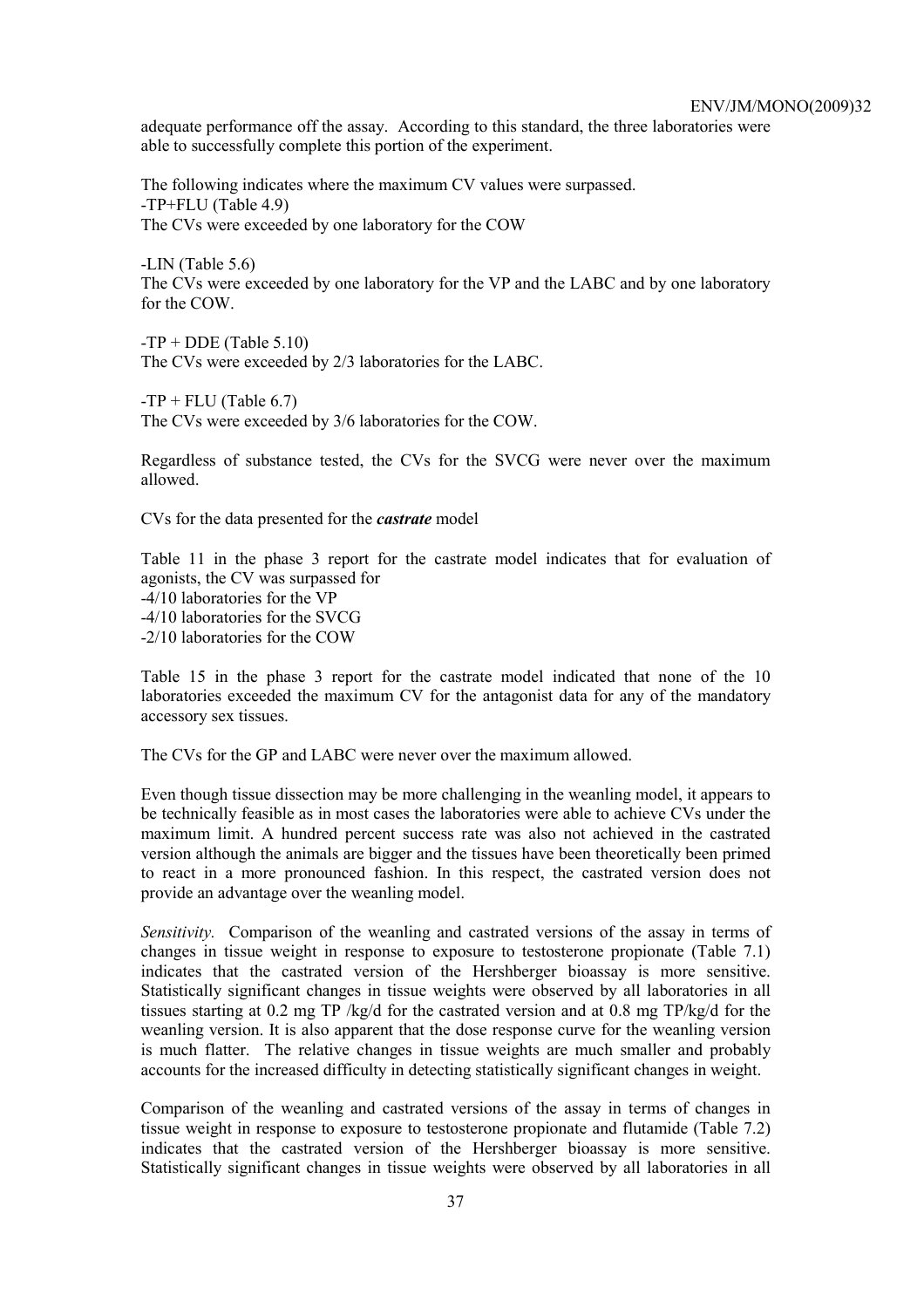adequate performance off the assay. According to this standard, the three laboratories were able to successfully complete this portion of the experiment.

The following indicates where the maximum CV values were surpassed.
-TP+FLU (Table 4.9)
The CVs were exceeded by one laboratory for the COW

-LIN (Table 5.6)
The CVs were exceeded by one laboratory for the VP and the LABC and by one laboratory for the COW.

-TP + DDE (Table 5.10)
The CVs were exceeded by 2/3 laboratories for the LABC.

-TP + FLU (Table 6.7)
The CVs were exceeded by 3/6 laboratories for the COW.

Regardless of substance tested, the CVs for the SVCG were never over the maximum allowed.

CVs for the data presented for the ***castrate*** model

Table 11 in the phase 3 report for the castrate model indicates that for evaluation of agonists, the CV was surpassed for
-4/10 laboratories for the VP
-4/10 laboratories for the SVCG
-2/10 laboratories for the COW

Table 15 in the phase 3 report for the castrate model indicated that none of the 10 laboratories exceeded the maximum CV for the antagonist data for any of the mandatory accessory sex tissues.

The CVs for the GP and LABC were never over the maximum allowed.

Even though tissue dissection may be more challenging in the weanling model, it appears to be technically feasible as in most cases the laboratories were able to achieve CVs under the maximum limit. A hundred percent success rate was also not achieved in the castrated version although the animals are bigger and the tissues have been theoretically been primed to react in a more pronounced fashion. In this respect, the castrated version does not provide an advantage over the weanling model.

*Sensitivity.* Comparison of the weanling and castrated versions of the assay in terms of changes in tissue weight in response to exposure to testosterone propionate (Table 7.1) indicates that the castrated version of the Hershberger bioassay is more sensitive. Statistically significant changes in tissue weights were observed by all laboratories in all tissues starting at 0.2 mg TP /kg/d for the castrated version and at 0.8 mg TP/kg/d for the weanling version. It is also apparent that the dose response curve for the weanling version is much flatter. The relative changes in tissue weights are much smaller and probably accounts for the increased difficulty in detecting statistically significant changes in weight.

Comparison of the weanling and castrated versions of the assay in terms of changes in tissue weight in response to exposure to testosterone propionate and flutamide (Table 7.2) indicates that the castrated version of the Hershberger bioassay is more sensitive. Statistically significant changes in tissue weights were observed by all laboratories in all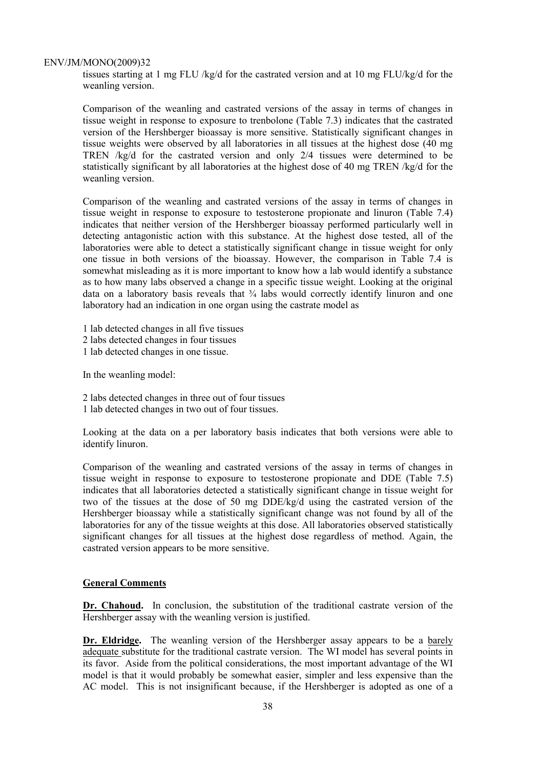tissues starting at 1 mg FLU /kg/d for the castrated version and at 10 mg FLU/kg/d for the weanling version.

Comparison of the weanling and castrated versions of the assay in terms of changes in tissue weight in response to exposure to trenbolone (Table 7.3) indicates that the castrated version of the Hershberger bioassay is more sensitive. Statistically significant changes in tissue weights were observed by all laboratories in all tissues at the highest dose (40 mg TREN /kg/d for the castrated version and only 2/4 tissues were determined to be statistically significant by all laboratories at the highest dose of 40 mg TREN /kg/d for the weanling version.

Comparison of the weanling and castrated versions of the assay in terms of changes in tissue weight in response to exposure to testosterone propionate and linuron (Table 7.4) indicates that neither version of the Hershberger bioassay performed particularly well in detecting antagonistic action with this substance. At the highest dose tested, all of the laboratories were able to detect a statistically significant change in tissue weight for only one tissue in both versions of the bioassay. However, the comparison in Table 7.4 is somewhat misleading as it is more important to know how a lab would identify a substance as to how many labs observed a change in a specific tissue weight. Looking at the original data on a laboratory basis reveals that ¾ labs would correctly identify linuron and one laboratory had an indication in one organ using the castrate model as

1 lab detected changes in all five tissues
2 labs detected changes in four tissues
1 lab detected changes in one tissue.

In the weanling model:

2 labs detected changes in three out of four tissues
1 lab detected changes in two out of four tissues.

Looking at the data on a per laboratory basis indicates that both versions were able to identify linuron.

Comparison of the weanling and castrated versions of the assay in terms of changes in tissue weight in response to exposure to testosterone propionate and DDE (Table 7.5) indicates that all laboratories detected a statistically significant change in tissue weight for two of the tissues at the dose of 50 mg DDE/kg/d using the castrated version of the Hershberger bioassay while a statistically significant change was not found by all of the laboratories for any of the tissue weights at this dose. All laboratories observed statistically significant changes for all tissues at the highest dose regardless of method. Again, the castrated version appears to be more sensitive.

## General Comments

**Dr. Chahoud.** In conclusion, the substitution of the traditional castrate version of the Hershberger assay with the weanling version is justified.

**Dr. Eldridge.** The weanling version of the Hershberger assay appears to be a barely adequate substitute for the traditional castrate version. The WI model has several points in its favor. Aside from the political considerations, the most important advantage of the WI model is that it would probably be somewhat easier, simpler and less expensive than the AC model. This is not insignificant because, if the Hershberger is adopted as one of a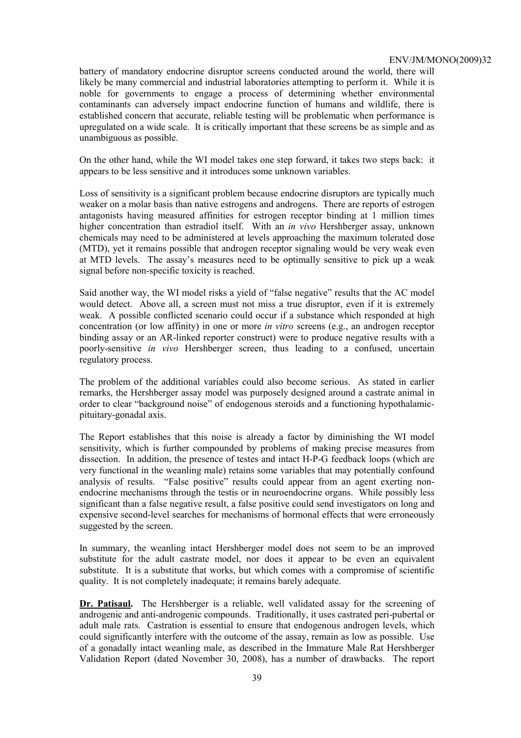battery of mandatory endocrine disruptor screens conducted around the world, there will likely be many commercial and industrial laboratories attempting to perform it. While it is noble for governments to engage a process of determining whether environmental contaminants can adversely impact endocrine function of humans and wildlife, there is established concern that accurate, reliable testing will be problematic when performance is upregulated on a wide scale. It is critically important that these screens be as simple and as unambiguous as possible.

On the other hand, while the WI model takes one step forward, it takes two steps back: it appears to be less sensitive and it introduces some unknown variables.

Loss of sensitivity is a significant problem because endocrine disruptors are typically much weaker on a molar basis than native estrogens and androgens. There are reports of estrogen antagonists having measured affinities for estrogen receptor binding at 1 million times higher concentration than estradiol itself. With an *in vivo* Hershberger assay, unknown chemicals may need to be administered at levels approaching the maximum tolerated dose (MTD), yet it remains possible that androgen receptor signaling would be very weak even at MTD levels. The assay's measures need to be optimally sensitive to pick up a weak signal before non-specific toxicity is reached.

Said another way, the WI model risks a yield of "false negative" results that the AC model would detect. Above all, a screen must not miss a true disruptor, even if it is extremely weak. A possible conflicted scenario could occur if a substance which responded at high concentration (or low affinity) in one or more *in vitro* screens (e.g., an androgen receptor binding assay or an AR-linked reporter construct) were to produce negative results with a poorly-sensitive *in vivo* Hershberger screen, thus leading to a confused, uncertain regulatory process.

The problem of the additional variables could also become serious. As stated in earlier remarks, the Hershberger assay model was purposely designed around a castrate animal in order to clear "background noise" of endogenous steroids and a functioning hypothalamic-pituitary-gonadal axis.

The Report establishes that this noise is already a factor by diminishing the WI model sensitivity, which is further compounded by problems of making precise measures from dissection. In addition, the presence of testes and intact H-P-G feedback loops (which are very functional in the weanling male) retains some variables that may potentially confound analysis of results. "False positive" results could appear from an agent exerting non-endocrine mechanisms through the testis or in neuroendocrine organs. While possibly less significant than a false negative result, a false positive could send investigators on long and expensive second-level searches for mechanisms of hormonal effects that were erroneously suggested by the screen.

In summary, the weanling intact Hershberger model does not seem to be an improved substitute for the adult castrate model, nor does it appear to be even an equivalent substitute. It is a substitute that works, but which comes with a compromise of scientific quality. It is not completely inadequate; it remains barely adequate.

**Dr. Patisaul.** The Hershberger is a reliable, well validated assay for the screening of androgenic and anti-androgenic compounds. Traditionally, it uses castrated peri-pubertal or adult male rats. Castration is essential to ensure that endogenous androgen levels, which could significantly interfere with the outcome of the assay, remain as low as possible. Use of a gonadally intact weanling male, as described in the Immature Male Rat Hershberger Validation Report (dated November 30, 2008), has a number of drawbacks. The report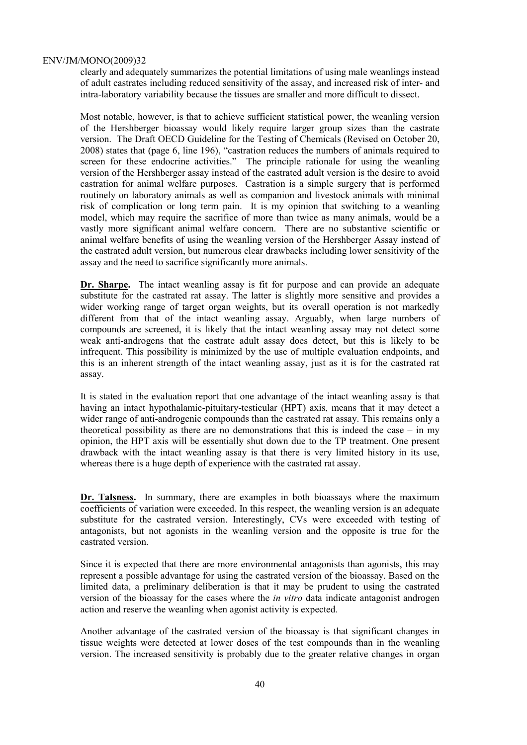clearly and adequately summarizes the potential limitations of using male weanlings instead of adult castrates including reduced sensitivity of the assay, and increased risk of inter- and intra-laboratory variability because the tissues are smaller and more difficult to dissect.

Most notable, however, is that to achieve sufficient statistical power, the weanling version of the Hershberger bioassay would likely require larger group sizes than the castrate version. The Draft OECD Guideline for the Testing of Chemicals (Revised on October 20, 2008) states that (page 6, line 196), "castration reduces the numbers of animals required to screen for these endocrine activities." The principle rationale for using the weanling version of the Hershberger assay instead of the castrated adult version is the desire to avoid castration for animal welfare purposes. Castration is a simple surgery that is performed routinely on laboratory animals as well as companion and livestock animals with minimal risk of complication or long term pain. It is my opinion that switching to a weanling model, which may require the sacrifice of more than twice as many animals, would be a vastly more significant animal welfare concern. There are no substantive scientific or animal welfare benefits of using the weanling version of the Hershberger Assay instead of the castrated adult version, but numerous clear drawbacks including lower sensitivity of the assay and the need to sacrifice significantly more animals.

**Dr. Sharpe.** The intact weanling assay is fit for purpose and can provide an adequate substitute for the castrated rat assay. The latter is slightly more sensitive and provides a wider working range of target organ weights, but its overall operation is not markedly different from that of the intact weanling assay. Arguably, when large numbers of compounds are screened, it is likely that the intact weanling assay may not detect some weak anti-androgens that the castrate adult assay does detect, but this is likely to be infrequent. This possibility is minimized by the use of multiple evaluation endpoints, and this is an inherent strength of the intact weanling assay, just as it is for the castrated rat assay.

It is stated in the evaluation report that one advantage of the intact weanling assay is that having an intact hypothalamic-pituitary-testicular (HPT) axis, means that it may detect a wider range of anti-androgenic compounds than the castrated rat assay. This remains only a theoretical possibility as there are no demonstrations that this is indeed the case – in my opinion, the HPT axis will be essentially shut down due to the TP treatment. One present drawback with the intact weanling assay is that there is very limited history in its use, whereas there is a huge depth of experience with the castrated rat assay.

**Dr. Talsness.** In summary, there are examples in both bioassays where the maximum coefficients of variation were exceeded. In this respect, the weanling version is an adequate substitute for the castrated version. Interestingly, CVs were exceeded with testing of antagonists, but not agonists in the weanling version and the opposite is true for the castrated version.

Since it is expected that there are more environmental antagonists than agonists, this may represent a possible advantage for using the castrated version of the bioassay. Based on the limited data, a preliminary deliberation is that it may be prudent to using the castrated version of the bioassay for the cases where the *in vitro* data indicate antagonist androgen action and reserve the weanling when agonist activity is expected.

Another advantage of the castrated version of the bioassay is that significant changes in tissue weights were detected at lower doses of the test compounds than in the weanling version. The increased sensitivity is probably due to the greater relative changes in organ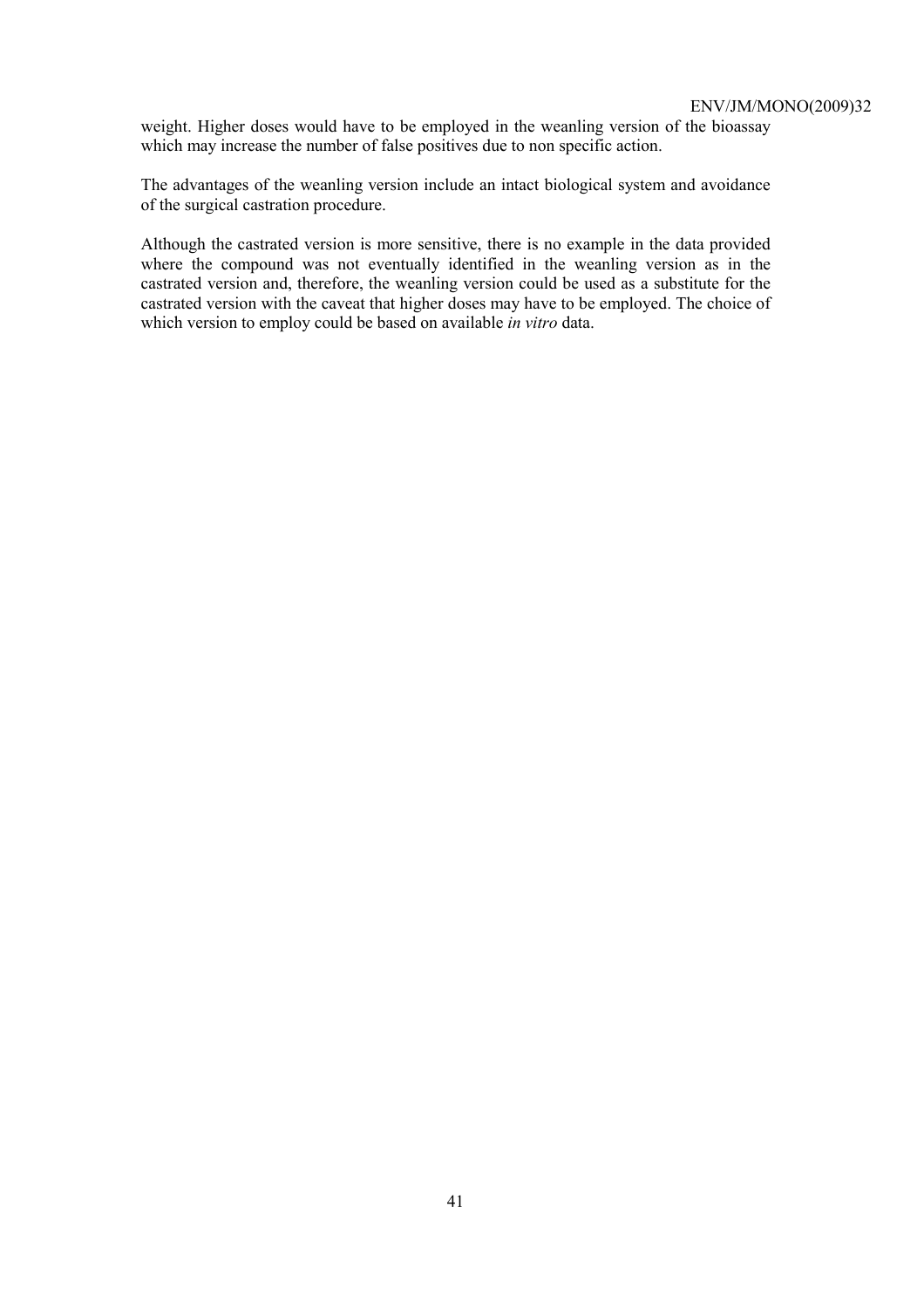weight. Higher doses would have to be employed in the weanling version of the bioassay which may increase the number of false positives due to non specific action.

The advantages of the weanling version include an intact biological system and avoidance of the surgical castration procedure.

Although the castrated version is more sensitive, there is no example in the data provided where the compound was not eventually identified in the weanling version as in the castrated version and, therefore, the weanling version could be used as a substitute for the castrated version with the caveat that higher doses may have to be employed. The choice of which version to employ could be based on available *in vitro* data.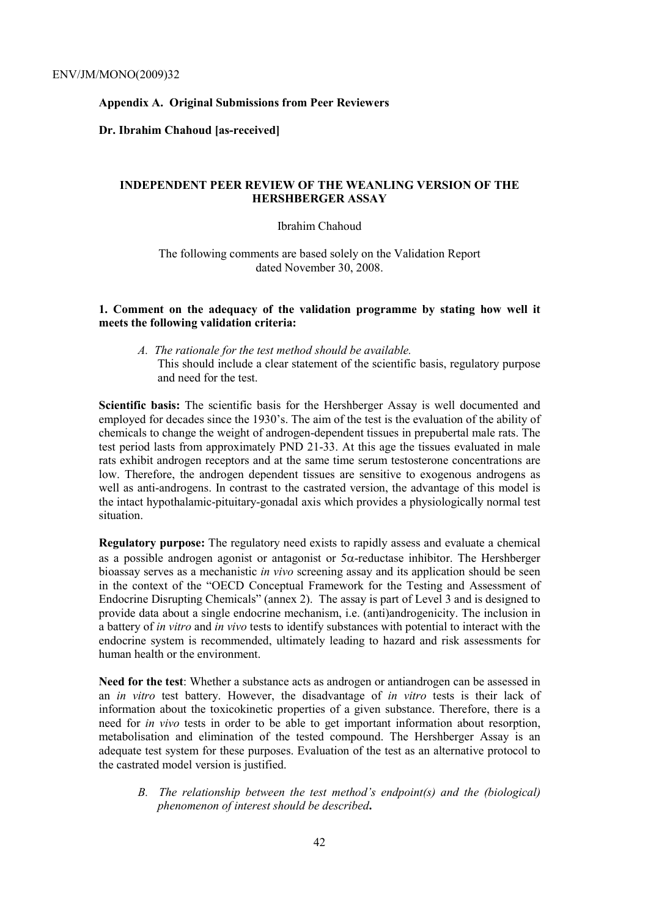**Appendix A. Original Submissions from Peer Reviewers**

**Dr. Ibrahim Chahoud [as-received]**

## INDEPENDENT PEER REVIEW OF THE WEANLING VERSION OF THE HERSHBERGER ASSAY

Ibrahim Chahoud

The following comments are based solely on the Validation Report dated November 30, 2008.

### 1. Comment on the adequacy of the validation programme by stating how well it meets the following validation criteria:

*A. The rationale for the test method should be available.*
This should include a clear statement of the scientific basis, regulatory purpose and need for the test.

**Scientific basis:** The scientific basis for the Hershberger Assay is well documented and employed for decades since the 1930's. The aim of the test is the evaluation of the ability of chemicals to change the weight of androgen-dependent tissues in prepubertal male rats. The test period lasts from approximately PND 21-33. At this age the tissues evaluated in male rats exhibit androgen receptors and at the same time serum testosterone concentrations are low. Therefore, the androgen dependent tissues are sensitive to exogenous androgens as well as anti-androgens. In contrast to the castrated version, the advantage of this model is the intact hypothalamic-pituitary-gonadal axis which provides a physiologically normal test situation.

**Regulatory purpose:** The regulatory need exists to rapidly assess and evaluate a chemical as a possible androgen agonist or antagonist or 5$\alpha$-reductase inhibitor. The Hershberger bioassay serves as a mechanistic *in vivo* screening assay and its application should be seen in the context of the "OECD Conceptual Framework for the Testing and Assessment of Endocrine Disrupting Chemicals" (annex 2). The assay is part of Level 3 and is designed to provide data about a single endocrine mechanism, i.e. (anti)androgenicity. The inclusion in a battery of *in vitro* and *in vivo* tests to identify substances with potential to interact with the endocrine system is recommended, ultimately leading to hazard and risk assessments for human health or the environment.

**Need for the test**: Whether a substance acts as androgen or antiandrogen can be assessed in an *in vitro* test battery. However, the disadvantage of *in vitro* tests is their lack of information about the toxicokinetic properties of a given substance. Therefore, there is a need for *in vivo* tests in order to be able to get important information about resorption, metabolisation and elimination of the tested compound. The Hershberger Assay is an adequate test system for these purposes. Evaluation of the test as an alternative protocol to the castrated model version is justified.

*B. The relationship between the test method's endpoint(s) and the (biological) phenomenon of interest should be described.*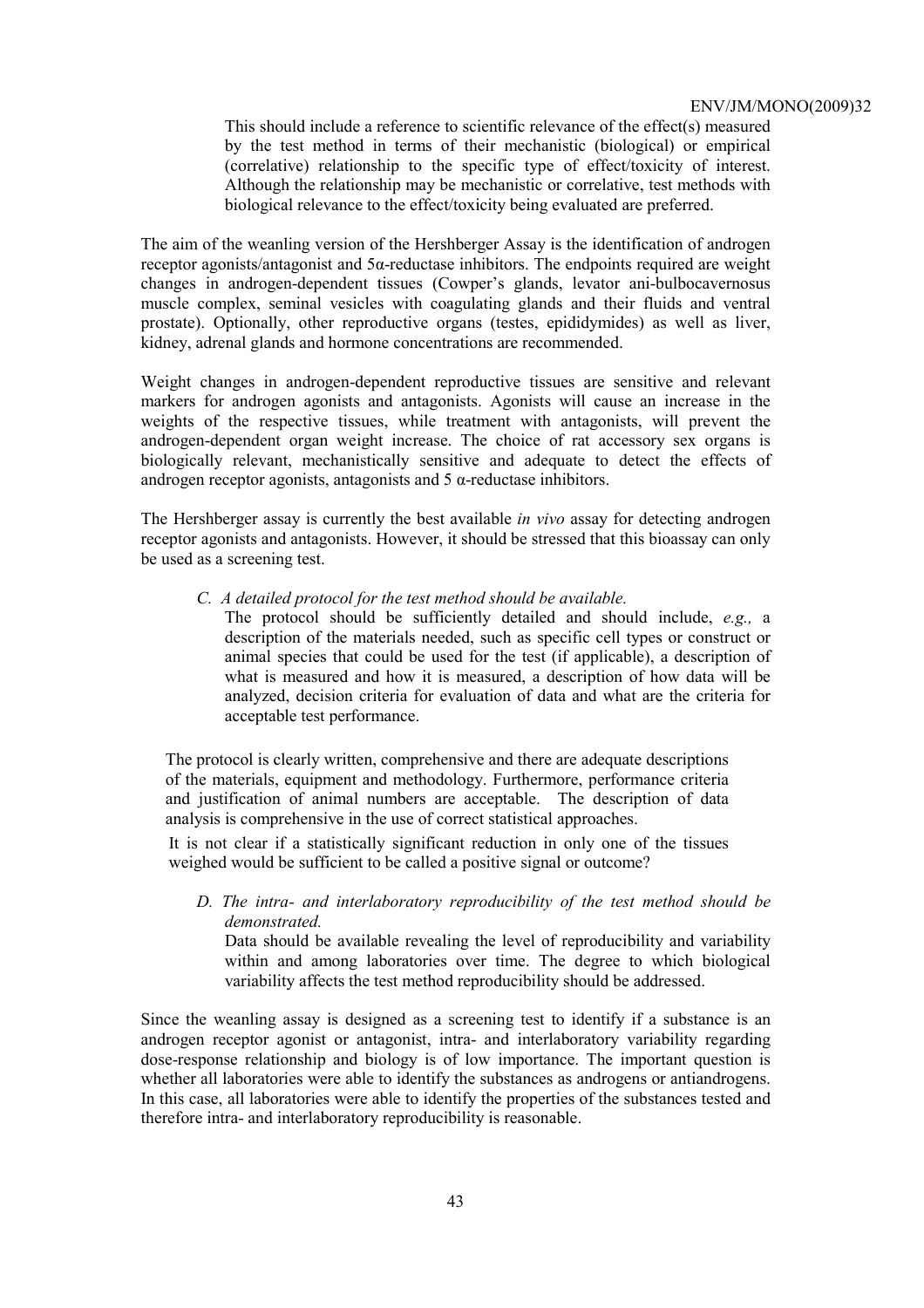This should include a reference to scientific relevance of the effect(s) measured by the test method in terms of their mechanistic (biological) or empirical (correlative) relationship to the specific type of effect/toxicity of interest. Although the relationship may be mechanistic or correlative, test methods with biological relevance to the effect/toxicity being evaluated are preferred.

The aim of the weanling version of the Hershberger Assay is the identification of androgen receptor agonists/antagonist and 5α-reductase inhibitors. The endpoints required are weight changes in androgen-dependent tissues (Cowper's glands, levator ani-bulbocavernosus muscle complex, seminal vesicles with coagulating glands and their fluids and ventral prostate). Optionally, other reproductive organs (testes, epididymides) as well as liver, kidney, adrenal glands and hormone concentrations are recommended.

Weight changes in androgen-dependent reproductive tissues are sensitive and relevant markers for androgen agonists and antagonists. Agonists will cause an increase in the weights of the respective tissues, while treatment with antagonists, will prevent the androgen-dependent organ weight increase. The choice of rat accessory sex organs is biologically relevant, mechanistically sensitive and adequate to detect the effects of androgen receptor agonists, antagonists and 5 α-reductase inhibitors.

The Hershberger assay is currently the best available *in vivo* assay for detecting androgen receptor agonists and antagonists. However, it should be stressed that this bioassay can only be used as a screening test.

*C. A detailed protocol for the test method should be available.*

The protocol should be sufficiently detailed and should include, *e.g.,* a description of the materials needed, such as specific cell types or construct or animal species that could be used for the test (if applicable), a description of what is measured and how it is measured, a description of how data will be analyzed, decision criteria for evaluation of data and what are the criteria for acceptable test performance.

The protocol is clearly written, comprehensive and there are adequate descriptions of the materials, equipment and methodology. Furthermore, performance criteria and justification of animal numbers are acceptable. The description of data analysis is comprehensive in the use of correct statistical approaches.

It is not clear if a statistically significant reduction in only one of the tissues weighed would be sufficient to be called a positive signal or outcome?

*D. The intra- and interlaboratory reproducibility of the test method should be demonstrated.*

Data should be available revealing the level of reproducibility and variability within and among laboratories over time. The degree to which biological variability affects the test method reproducibility should be addressed.

Since the weanling assay is designed as a screening test to identify if a substance is an androgen receptor agonist or antagonist, intra- and interlaboratory variability regarding dose-response relationship and biology is of low importance. The important question is whether all laboratories were able to identify the substances as androgens or antiandrogens. In this case, all laboratories were able to identify the properties of the substances tested and therefore intra- and interlaboratory reproducibility is reasonable.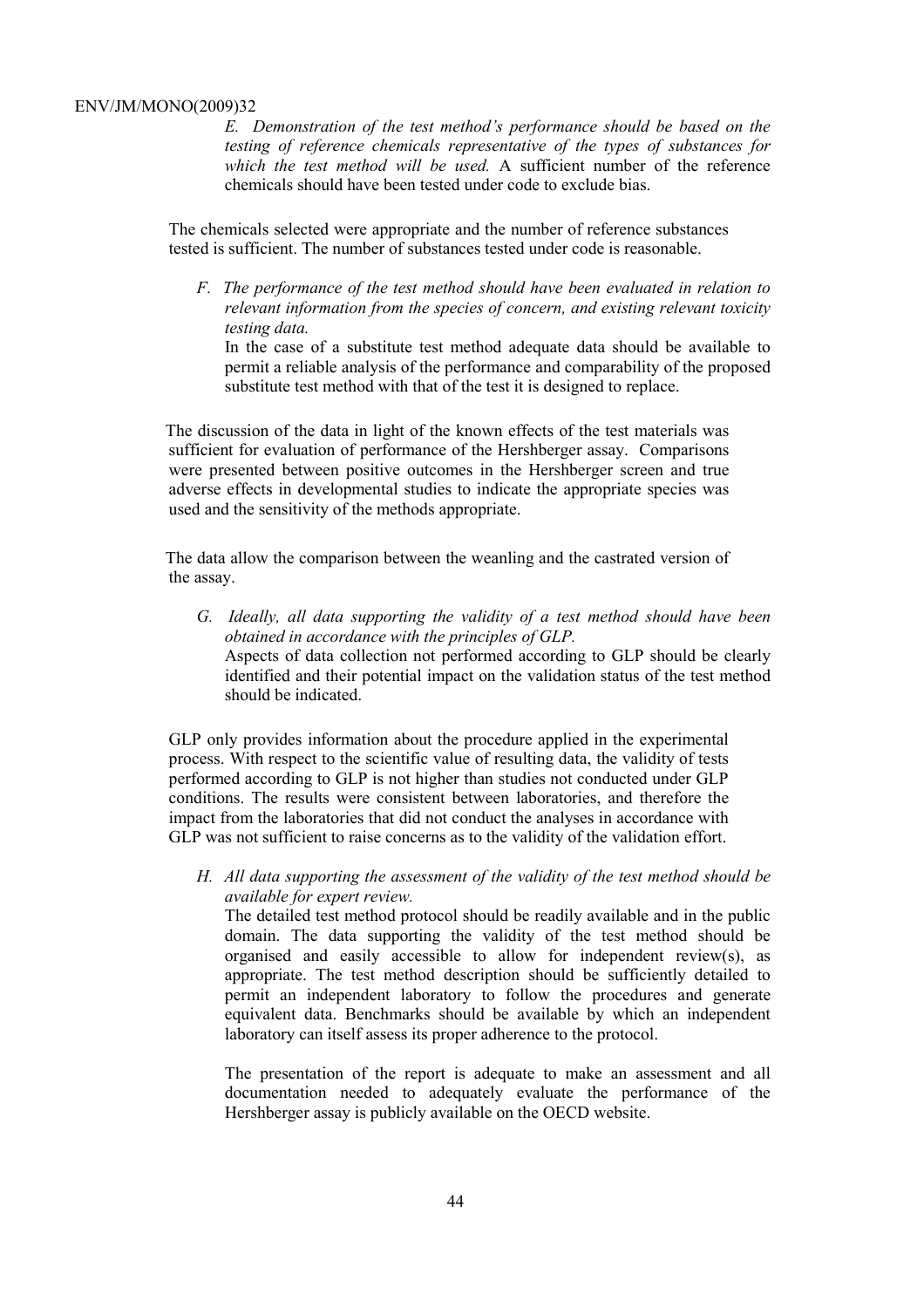*E. Demonstration of the test method's performance should be based on the testing of reference chemicals representative of the types of substances for which the test method will be used.* A sufficient number of the reference chemicals should have been tested under code to exclude bias.

The chemicals selected were appropriate and the number of reference substances tested is sufficient. The number of substances tested under code is reasonable.

*F. The performance of the test method should have been evaluated in relation to relevant information from the species of concern, and existing relevant toxicity testing data.*
In the case of a substitute test method adequate data should be available to permit a reliable analysis of the performance and comparability of the proposed substitute test method with that of the test it is designed to replace.

The discussion of the data in light of the known effects of the test materials was sufficient for evaluation of performance of the Hershberger assay. Comparisons were presented between positive outcomes in the Hershberger screen and true adverse effects in developmental studies to indicate the appropriate species was used and the sensitivity of the methods appropriate.

The data allow the comparison between the weanling and the castrated version of the assay.

*G. Ideally, all data supporting the validity of a test method should have been obtained in accordance with the principles of GLP.*
Aspects of data collection not performed according to GLP should be clearly identified and their potential impact on the validation status of the test method should be indicated.

GLP only provides information about the procedure applied in the experimental process. With respect to the scientific value of resulting data, the validity of tests performed according to GLP is not higher than studies not conducted under GLP conditions. The results were consistent between laboratories, and therefore the impact from the laboratories that did not conduct the analyses in accordance with GLP was not sufficient to raise concerns as to the validity of the validation effort.

*H. All data supporting the assessment of the validity of the test method should be available for expert review.*
The detailed test method protocol should be readily available and in the public domain. The data supporting the validity of the test method should be organised and easily accessible to allow for independent review(s), as appropriate. The test method description should be sufficiently detailed to permit an independent laboratory to follow the procedures and generate equivalent data. Benchmarks should be available by which an independent laboratory can itself assess its proper adherence to the protocol.

The presentation of the report is adequate to make an assessment and all documentation needed to adequately evaluate the performance of the Hershberger assay is publicly available on the OECD website.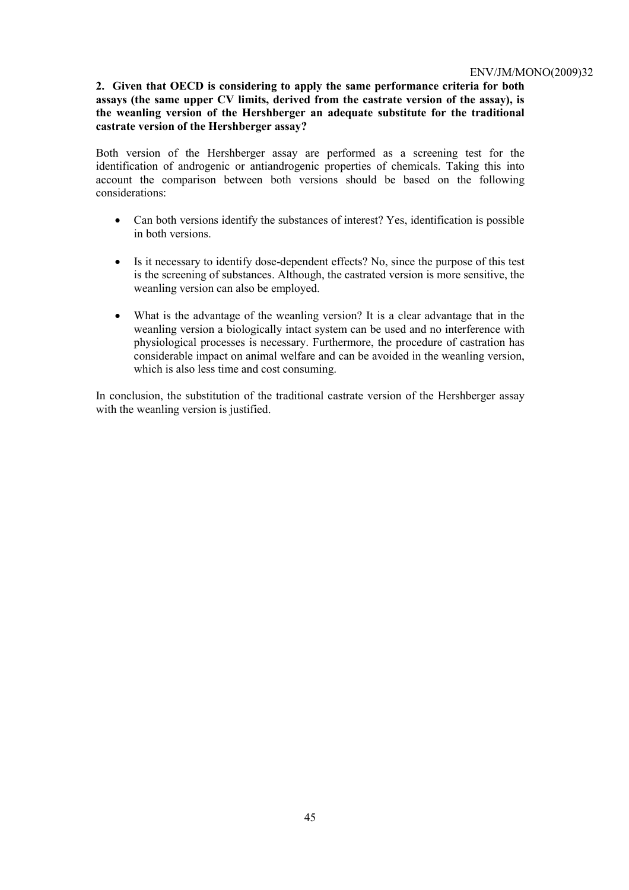**2. Given that OECD is considering to apply the same performance criteria for both assays (the same upper CV limits, derived from the castrate version of the assay), is the weanling version of the Hershberger an adequate substitute for the traditional castrate version of the Hershberger assay?**

Both version of the Hershberger assay are performed as a screening test for the identification of androgenic or antiandrogenic properties of chemicals. Taking this into account the comparison between both versions should be based on the following considerations:

- Can both versions identify the substances of interest? Yes, identification is possible in both versions.
- Is it necessary to identify dose-dependent effects? No, since the purpose of this test is the screening of substances. Although, the castrated version is more sensitive, the weanling version can also be employed.
- What is the advantage of the weanling version? It is a clear advantage that in the weanling version a biologically intact system can be used and no interference with physiological processes is necessary. Furthermore, the procedure of castration has considerable impact on animal welfare and can be avoided in the weanling version, which is also less time and cost consuming.

In conclusion, the substitution of the traditional castrate version of the Hershberger assay with the weanling version is justified.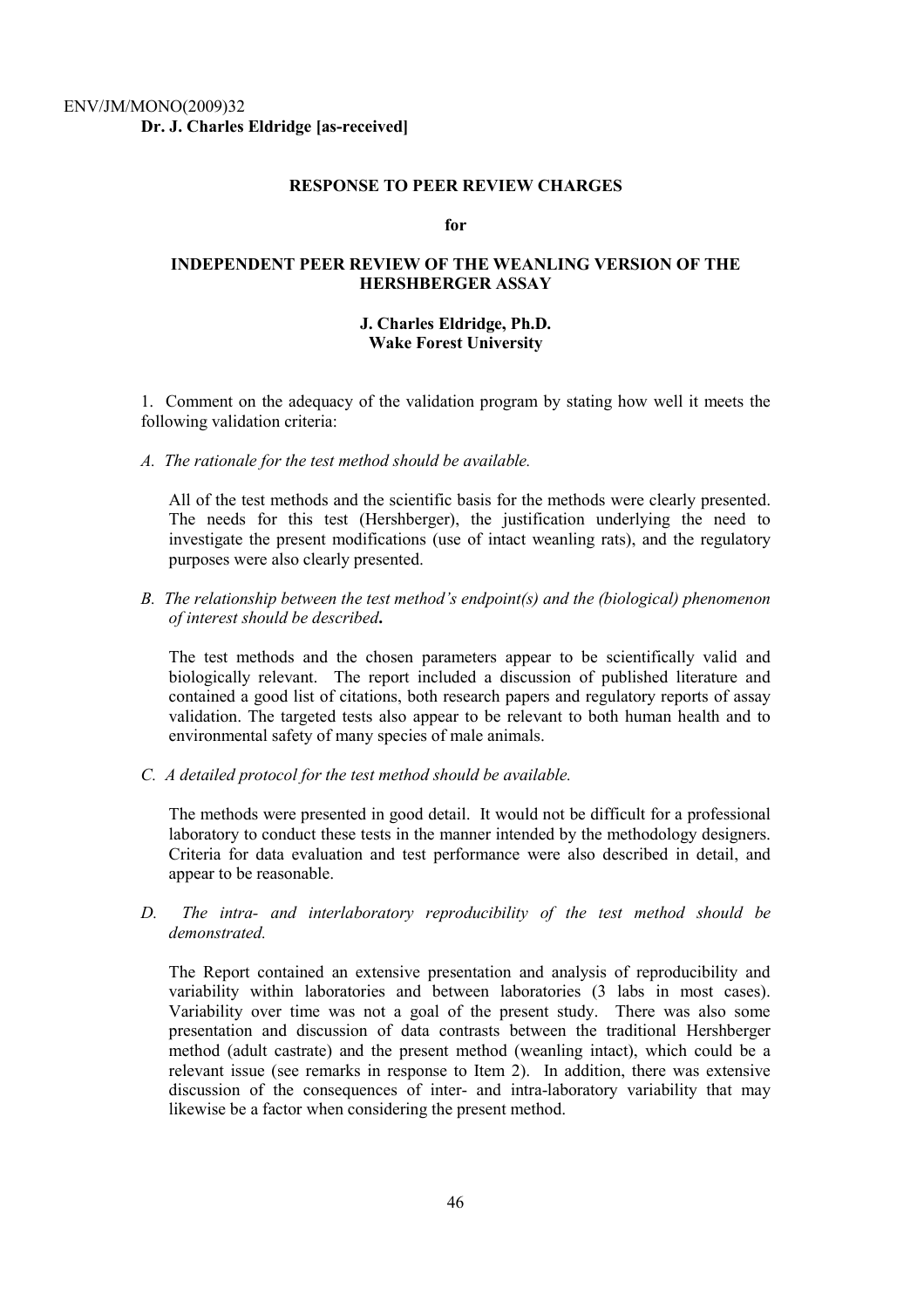**Dr. J. Charles Eldridge [as-received]**

**RESPONSE TO PEER REVIEW CHARGES**

**for**

**INDEPENDENT PEER REVIEW OF THE WEANLING VERSION OF THE HERSHBERGER ASSAY**

**J. Charles Eldridge, Ph.D.**
**Wake Forest University**

1. Comment on the adequacy of the validation program by stating how well it meets the following validation criteria:

*A. The rationale for the test method should be available.*

All of the test methods and the scientific basis for the methods were clearly presented. The needs for this test (Hershberger), the justification underlying the need to investigate the present modifications (use of intact weanling rats), and the regulatory purposes were also clearly presented.

*B. The relationship between the test method's endpoint(s) and the (biological) phenomenon of interest should be described.*

The test methods and the chosen parameters appear to be scientifically valid and biologically relevant. The report included a discussion of published literature and contained a good list of citations, both research papers and regulatory reports of assay validation. The targeted tests also appear to be relevant to both human health and to environmental safety of many species of male animals.

*C. A detailed protocol for the test method should be available.*

The methods were presented in good detail. It would not be difficult for a professional laboratory to conduct these tests in the manner intended by the methodology designers. Criteria for data evaluation and test performance were also described in detail, and appear to be reasonable.

*D. The intra- and interlaboratory reproducibility of the test method should be demonstrated.*

The Report contained an extensive presentation and analysis of reproducibility and variability within laboratories and between laboratories (3 labs in most cases). Variability over time was not a goal of the present study. There was also some presentation and discussion of data contrasts between the traditional Hershberger method (adult castrate) and the present method (weanling intact), which could be a relevant issue (see remarks in response to Item 2). In addition, there was extensive discussion of the consequences of inter- and intra-laboratory variability that may likewise be a factor when considering the present method.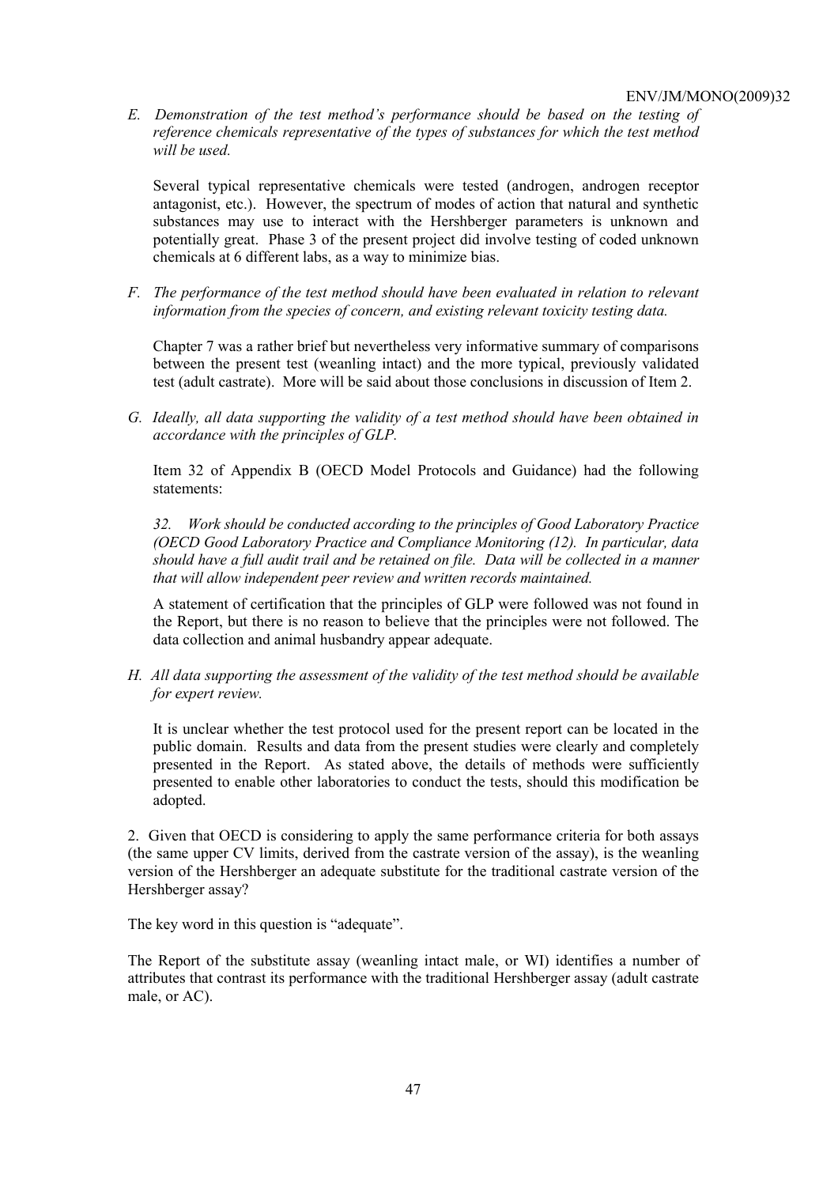*E. Demonstration of the test method's performance should be based on the testing of reference chemicals representative of the types of substances for which the test method will be used.*

Several typical representative chemicals were tested (androgen, androgen receptor antagonist, etc.). However, the spectrum of modes of action that natural and synthetic substances may use to interact with the Hershberger parameters is unknown and potentially great. Phase 3 of the present project did involve testing of coded unknown chemicals at 6 different labs, as a way to minimize bias.

*F. The performance of the test method should have been evaluated in relation to relevant information from the species of concern, and existing relevant toxicity testing data.*

Chapter 7 was a rather brief but nevertheless very informative summary of comparisons between the present test (weanling intact) and the more typical, previously validated test (adult castrate). More will be said about those conclusions in discussion of Item 2.

*G. Ideally, all data supporting the validity of a test method should have been obtained in accordance with the principles of GLP.*

Item 32 of Appendix B (OECD Model Protocols and Guidance) had the following statements:

*32. Work should be conducted according to the principles of Good Laboratory Practice (OECD Good Laboratory Practice and Compliance Monitoring (12). In particular, data should have a full audit trail and be retained on file. Data will be collected in a manner that will allow independent peer review and written records maintained.*

A statement of certification that the principles of GLP were followed was not found in the Report, but there is no reason to believe that the principles were not followed. The data collection and animal husbandry appear adequate.

*H. All data supporting the assessment of the validity of the test method should be available for expert review.*

It is unclear whether the test protocol used for the present report can be located in the public domain. Results and data from the present studies were clearly and completely presented in the Report. As stated above, the details of methods were sufficiently presented to enable other laboratories to conduct the tests, should this modification be adopted.

2. Given that OECD is considering to apply the same performance criteria for both assays (the same upper CV limits, derived from the castrate version of the assay), is the weanling version of the Hershberger an adequate substitute for the traditional castrate version of the Hershberger assay?

The key word in this question is "adequate".

The Report of the substitute assay (weanling intact male, or WI) identifies a number of attributes that contrast its performance with the traditional Hershberger assay (adult castrate male, or AC).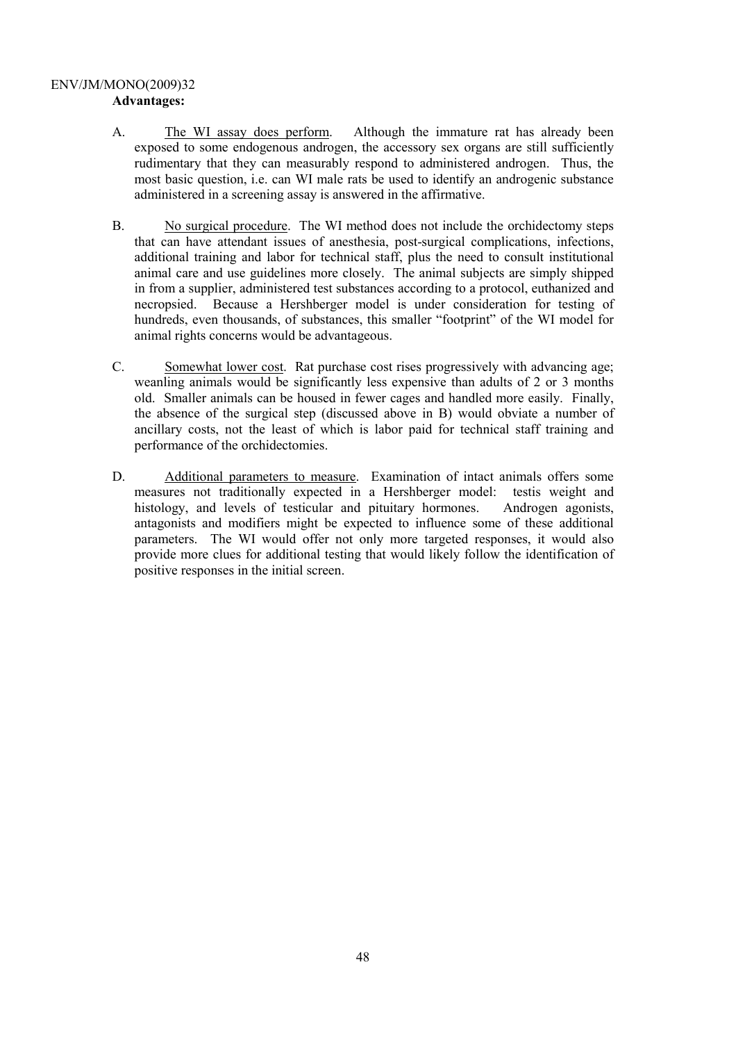**Advantages:**

A. The WI assay does perform. Although the immature rat has already been exposed to some endogenous androgen, the accessory sex organs are still sufficiently rudimentary that they can measurably respond to administered androgen. Thus, the most basic question, i.e. can WI male rats be used to identify an androgenic substance administered in a screening assay is answered in the affirmative.

B. No surgical procedure. The WI method does not include the orchidectomy steps that can have attendant issues of anesthesia, post-surgical complications, infections, additional training and labor for technical staff, plus the need to consult institutional animal care and use guidelines more closely. The animal subjects are simply shipped in from a supplier, administered test substances according to a protocol, euthanized and necropsied. Because a Hershberger model is under consideration for testing of hundreds, even thousands, of substances, this smaller "footprint" of the WI model for animal rights concerns would be advantageous.

C. Somewhat lower cost. Rat purchase cost rises progressively with advancing age; weanling animals would be significantly less expensive than adults of 2 or 3 months old. Smaller animals can be housed in fewer cages and handled more easily. Finally, the absence of the surgical step (discussed above in B) would obviate a number of ancillary costs, not the least of which is labor paid for technical staff training and performance of the orchidectomies.

D. Additional parameters to measure. Examination of intact animals offers some measures not traditionally expected in a Hershberger model: testis weight and histology, and levels of testicular and pituitary hormones. Androgen agonists, antagonists and modifiers might be expected to influence some of these additional parameters. The WI would offer not only more targeted responses, it would also provide more clues for additional testing that would likely follow the identification of positive responses in the initial screen.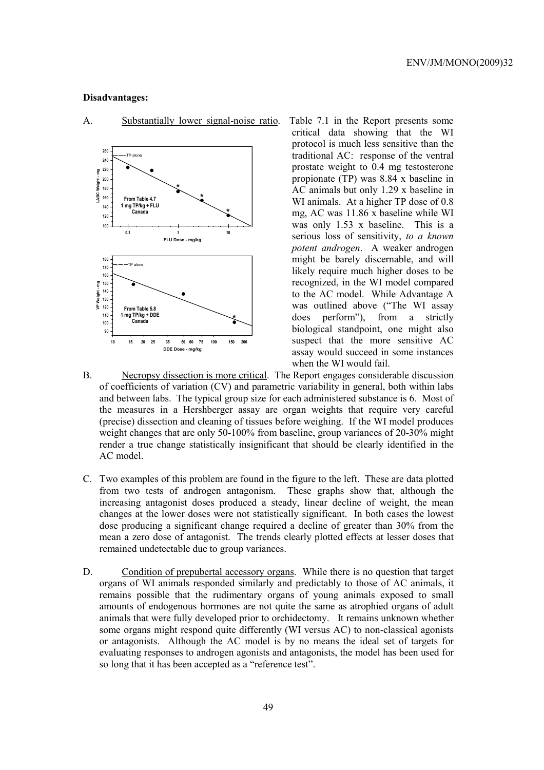**Disadvantages:**

A. Substantially lower signal-noise ratio. Table 7.1 in the Report presents some critical data showing that the WI protocol is much less sensitive than the traditional AC: response of the ventral prostate weight to 0.4 mg testosterone propionate (TP) was 8.84 x baseline in AC animals but only 1.29 x baseline in WI animals. At a higher TP dose of 0.8 mg, AC was 11.86 x baseline while WI was only 1.53 x baseline. This is a serious loss of sensitivity, *to a known potent androgen*. A weaker androgen might be barely discernable, and will likely require much higher doses to be recognized, in the WI model compared to the AC model. While Advantage A was outlined above ("The WI assay does perform"), from a strictly biological standpoint, one might also suspect that the more sensitive AC assay would succeed in some instances when the WI would fail.

B. Necropsy dissection is more critical. The Report engages considerable discussion of coefficients of variation (CV) and parametric variability in general, both within labs and between labs. The typical group size for each administered substance is 6. Most of the measures in a Hershberger assay are organ weights that require very careful (precise) dissection and cleaning of tissues before weighing. If the WI model produces weight changes that are only 50-100% from baseline, group variances of 20-30% might render a true change statistically insignificant that should be clearly identified in the AC model.

C. Two examples of this problem are found in the figure to the left. These are data plotted from two tests of androgen antagonism. These graphs show that, although the increasing antagonist doses produced a steady, linear decline of weight, the mean changes at the lower doses were not statistically significant. In both cases the lowest dose producing a significant change required a decline of greater than 30% from the mean a zero dose of antagonist. The trends clearly plotted effects at lesser doses that remained undetectable due to group variances.

D. Condition of prepubertal accessory organs. While there is no question that target organs of WI animals responded similarly and predictably to those of AC animals, it remains possible that the rudimentary organs of young animals exposed to small amounts of endogenous hormones are not quite the same as atrophied organs of adult animals that were fully developed prior to orchidectomy. It remains unknown whether some organs might respond quite differently (WI versus AC) to non-classical agonists or antagonists. Although the AC model is by no means the ideal set of targets for evaluating responses to androgen agonists and antagonists, the model has been used for so long that it has been accepted as a "reference test".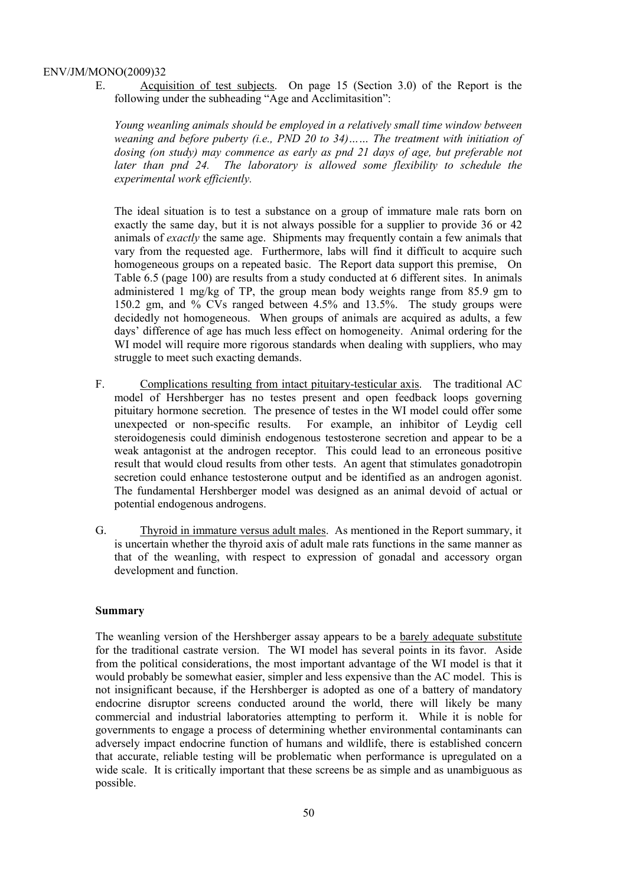E. Acquisition of test subjects. On page 15 (Section 3.0) of the Report is the following under the subheading "Age and Acclimitasition":

*Young weanling animals should be employed in a relatively small time window between weaning and before puberty (i.e., PND 20 to 34)…… The treatment with initiation of dosing (on study) may commence as early as pnd 21 days of age, but preferable not later than pnd 24. The laboratory is allowed some flexibility to schedule the experimental work efficiently.*

The ideal situation is to test a substance on a group of immature male rats born on exactly the same day, but it is not always possible for a supplier to provide 36 or 42 animals of *exactly* the same age. Shipments may frequently contain a few animals that vary from the requested age. Furthermore, labs will find it difficult to acquire such homogeneous groups on a repeated basic. The Report data support this premise, On Table 6.5 (page 100) are results from a study conducted at 6 different sites. In animals administered 1 mg/kg of TP, the group mean body weights range from 85.9 gm to 150.2 gm, and % CVs ranged between 4.5% and 13.5%. The study groups were decidedly not homogeneous. When groups of animals are acquired as adults, a few days' difference of age has much less effect on homogeneity. Animal ordering for the WI model will require more rigorous standards when dealing with suppliers, who may struggle to meet such exacting demands.

F. Complications resulting from intact pituitary-testicular axis. The traditional AC model of Hershberger has no testes present and open feedback loops governing pituitary hormone secretion. The presence of testes in the WI model could offer some unexpected or non-specific results. For example, an inhibitor of Leydig cell steroidogenesis could diminish endogenous testosterone secretion and appear to be a weak antagonist at the androgen receptor. This could lead to an erroneous positive result that would cloud results from other tests. An agent that stimulates gonadotropin secretion could enhance testosterone output and be identified as an androgen agonist. The fundamental Hershberger model was designed as an animal devoid of actual or potential endogenous androgens.

G. Thyroid in immature versus adult males. As mentioned in the Report summary, it is uncertain whether the thyroid axis of adult male rats functions in the same manner as that of the weanling, with respect to expression of gonadal and accessory organ development and function.

**Summary**

The weanling version of the Hershberger assay appears to be a barely adequate substitute for the traditional castrate version. The WI model has several points in its favor. Aside from the political considerations, the most important advantage of the WI model is that it would probably be somewhat easier, simpler and less expensive than the AC model. This is not insignificant because, if the Hershberger is adopted as one of a battery of mandatory endocrine disruptor screens conducted around the world, there will likely be many commercial and industrial laboratories attempting to perform it. While it is noble for governments to engage a process of determining whether environmental contaminants can adversely impact endocrine function of humans and wildlife, there is established concern that accurate, reliable testing will be problematic when performance is upregulated on a wide scale. It is critically important that these screens be as simple and as unambiguous as possible.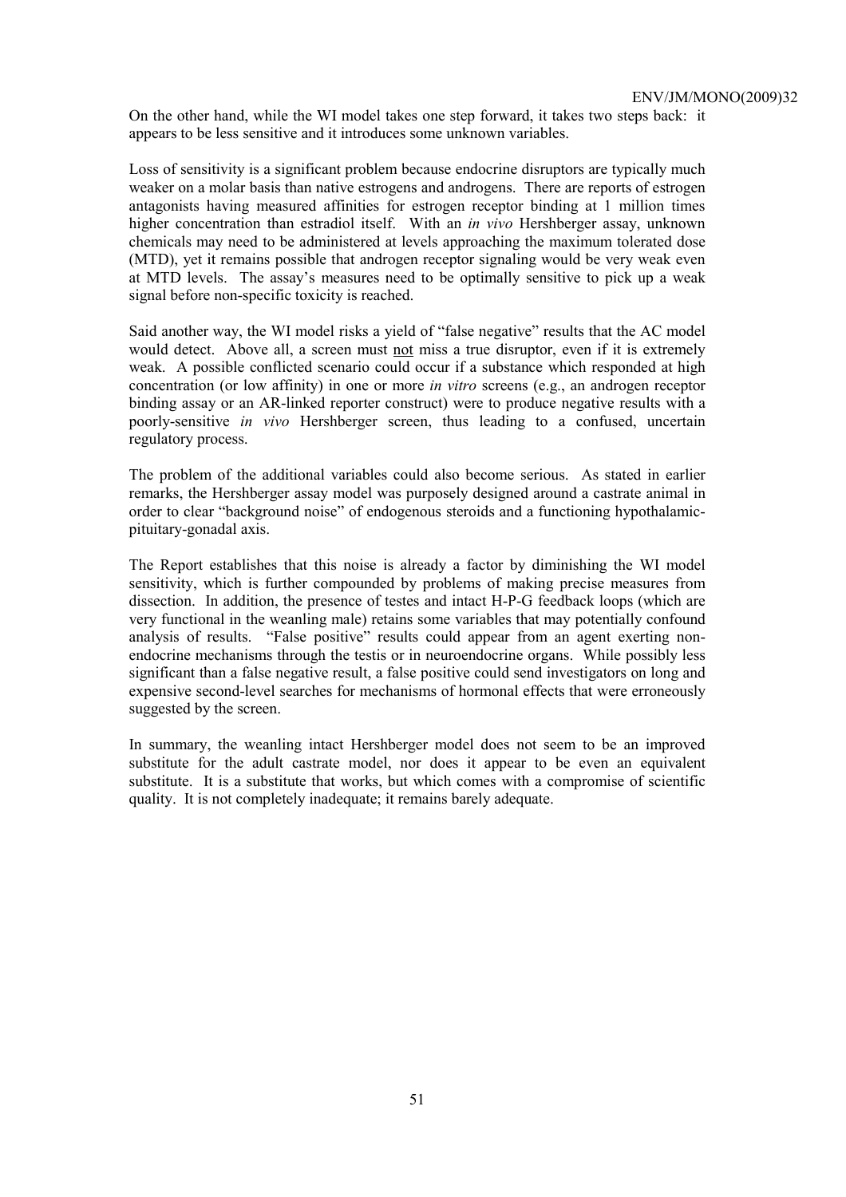On the other hand, while the WI model takes one step forward, it takes two steps back: it appears to be less sensitive and it introduces some unknown variables.

Loss of sensitivity is a significant problem because endocrine disruptors are typically much weaker on a molar basis than native estrogens and androgens. There are reports of estrogen antagonists having measured affinities for estrogen receptor binding at 1 million times higher concentration than estradiol itself. With an *in vivo* Hershberger assay, unknown chemicals may need to be administered at levels approaching the maximum tolerated dose (MTD), yet it remains possible that androgen receptor signaling would be very weak even at MTD levels. The assay's measures need to be optimally sensitive to pick up a weak signal before non-specific toxicity is reached.

Said another way, the WI model risks a yield of "false negative" results that the AC model would detect. Above all, a screen must <u>not</u> miss a true disruptor, even if it is extremely weak. A possible conflicted scenario could occur if a substance which responded at high concentration (or low affinity) in one or more *in vitro* screens (e.g., an androgen receptor binding assay or an AR-linked reporter construct) were to produce negative results with a poorly-sensitive *in vivo* Hershberger screen, thus leading to a confused, uncertain regulatory process.

The problem of the additional variables could also become serious. As stated in earlier remarks, the Hershberger assay model was purposely designed around a castrate animal in order to clear "background noise" of endogenous steroids and a functioning hypothalamic-pituitary-gonadal axis.

The Report establishes that this noise is already a factor by diminishing the WI model sensitivity, which is further compounded by problems of making precise measures from dissection. In addition, the presence of testes and intact H-P-G feedback loops (which are very functional in the weanling male) retains some variables that may potentially confound analysis of results. "False positive" results could appear from an agent exerting non-endocrine mechanisms through the testis or in neuroendocrine organs. While possibly less significant than a false negative result, a false positive could send investigators on long and expensive second-level searches for mechanisms of hormonal effects that were erroneously suggested by the screen.

In summary, the weanling intact Hershberger model does not seem to be an improved substitute for the adult castrate model, nor does it appear to be even an equivalent substitute. It is a substitute that works, but which comes with a compromise of scientific quality. It is not completely inadequate; it remains barely adequate.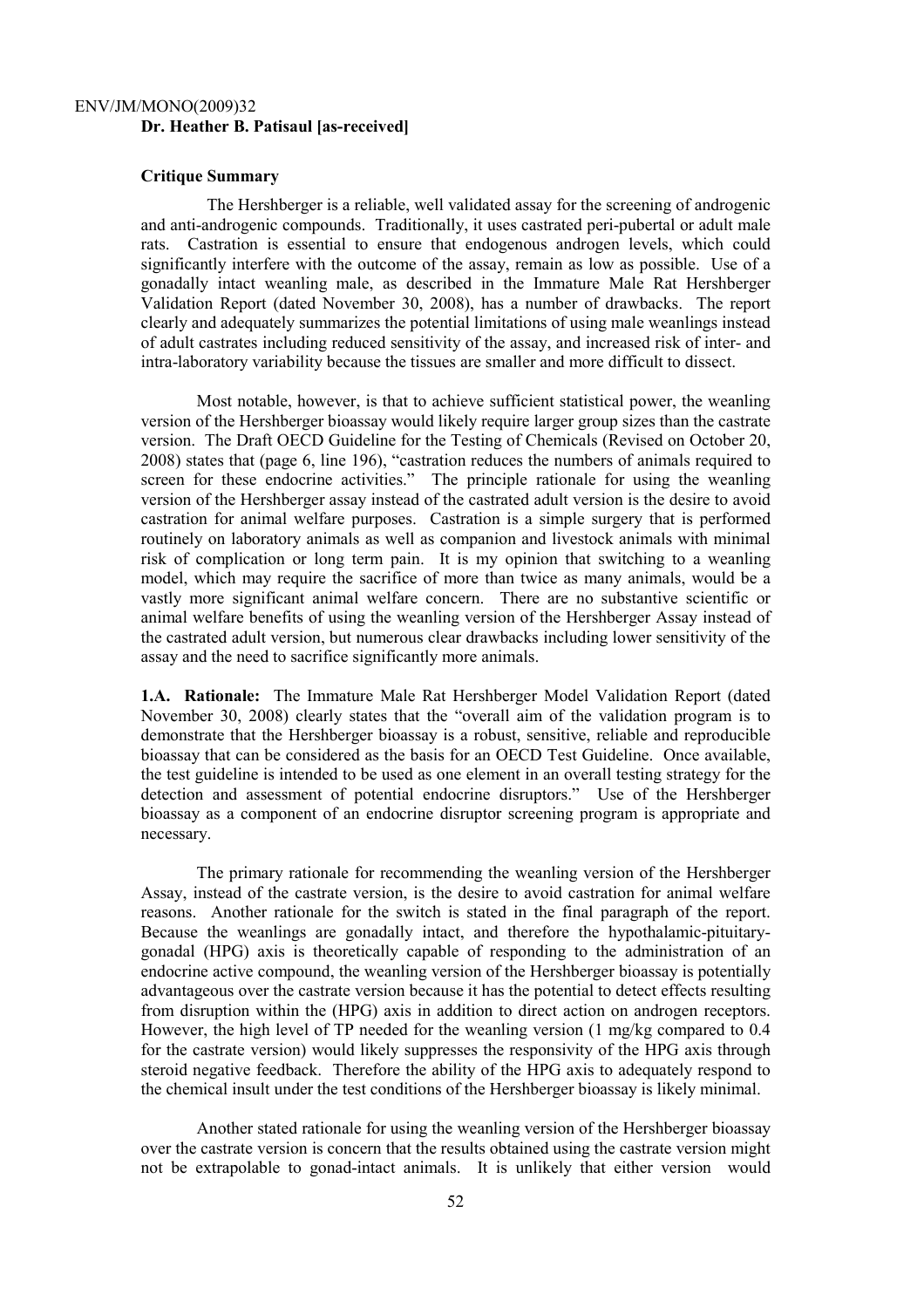**Dr. Heather B. Patisaul [as-received]**

**Critique Summary**

The Hershberger is a reliable, well validated assay for the screening of androgenic and anti-androgenic compounds. Traditionally, it uses castrated peri-pubertal or adult male rats. Castration is essential to ensure that endogenous androgen levels, which could significantly interfere with the outcome of the assay, remain as low as possible. Use of a gonadally intact weanling male, as described in the Immature Male Rat Hershberger Validation Report (dated November 30, 2008), has a number of drawbacks. The report clearly and adequately summarizes the potential limitations of using male weanlings instead of adult castrates including reduced sensitivity of the assay, and increased risk of inter- and intra-laboratory variability because the tissues are smaller and more difficult to dissect.

Most notable, however, is that to achieve sufficient statistical power, the weanling version of the Hershberger bioassay would likely require larger group sizes than the castrate version. The Draft OECD Guideline for the Testing of Chemicals (Revised on October 20, 2008) states that (page 6, line 196), "castration reduces the numbers of animals required to screen for these endocrine activities." The principle rationale for using the weanling version of the Hershberger assay instead of the castrated adult version is the desire to avoid castration for animal welfare purposes. Castration is a simple surgery that is performed routinely on laboratory animals as well as companion and livestock animals with minimal risk of complication or long term pain. It is my opinion that switching to a weanling model, which may require the sacrifice of more than twice as many animals, would be a vastly more significant animal welfare concern. There are no substantive scientific or animal welfare benefits of using the weanling version of the Hershberger Assay instead of the castrated adult version, but numerous clear drawbacks including lower sensitivity of the assay and the need to sacrifice significantly more animals.

**1.A. Rationale:** The Immature Male Rat Hershberger Model Validation Report (dated November 30, 2008) clearly states that the "overall aim of the validation program is to demonstrate that the Hershberger bioassay is a robust, sensitive, reliable and reproducible bioassay that can be considered as the basis for an OECD Test Guideline. Once available, the test guideline is intended to be used as one element in an overall testing strategy for the detection and assessment of potential endocrine disruptors." Use of the Hershberger bioassay as a component of an endocrine disruptor screening program is appropriate and necessary.

The primary rationale for recommending the weanling version of the Hershberger Assay, instead of the castrate version, is the desire to avoid castration for animal welfare reasons. Another rationale for the switch is stated in the final paragraph of the report. Because the weanlings are gonadally intact, and therefore the hypothalamic-pituitary-gonadal (HPG) axis is theoretically capable of responding to the administration of an endocrine active compound, the weanling version of the Hershberger bioassay is potentially advantageous over the castrate version because it has the potential to detect effects resulting from disruption within the (HPG) axis in addition to direct action on androgen receptors. However, the high level of TP needed for the weanling version (1 mg/kg compared to 0.4 for the castrate version) would likely suppresses the responsivity of the HPG axis through steroid negative feedback. Therefore the ability of the HPG axis to adequately respond to the chemical insult under the test conditions of the Hershberger bioassay is likely minimal.

Another stated rationale for using the weanling version of the Hershberger bioassay over the castrate version is concern that the results obtained using the castrate version might not be extrapolable to gonad-intact animals. It is unlikely that either version would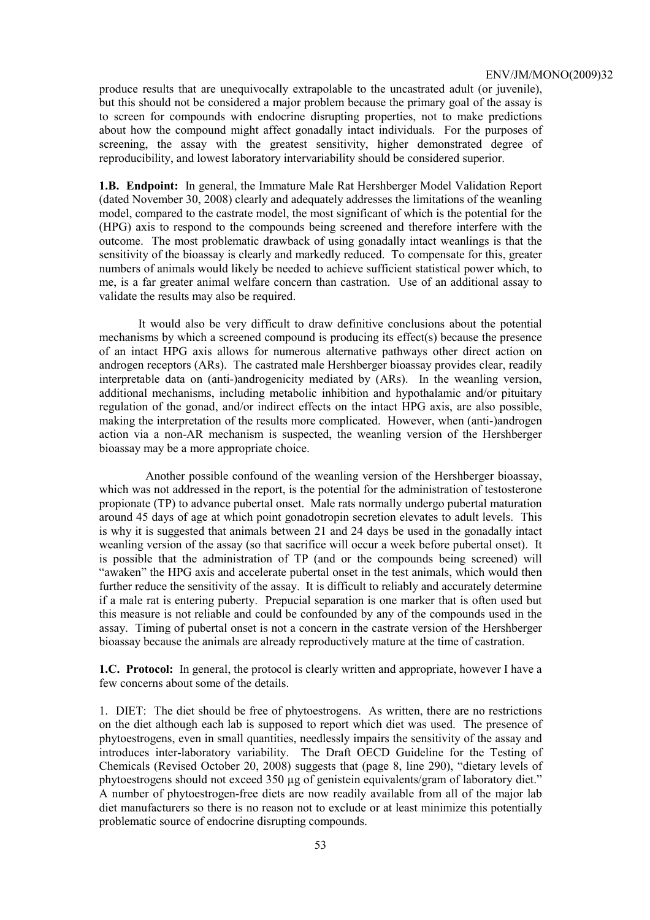produce results that are unequivocally extrapolable to the uncastrated adult (or juvenile), but this should not be considered a major problem because the primary goal of the assay is to screen for compounds with endocrine disrupting properties, not to make predictions about how the compound might affect gonadally intact individuals. For the purposes of screening, the assay with the greatest sensitivity, higher demonstrated degree of reproducibility, and lowest laboratory intervariability should be considered superior.

**1.B. Endpoint:** In general, the Immature Male Rat Hershberger Model Validation Report (dated November 30, 2008) clearly and adequately addresses the limitations of the weanling model, compared to the castrate model, the most significant of which is the potential for the (HPG) axis to respond to the compounds being screened and therefore interfere with the outcome. The most problematic drawback of using gonadally intact weanlings is that the sensitivity of the bioassay is clearly and markedly reduced. To compensate for this, greater numbers of animals would likely be needed to achieve sufficient statistical power which, to me, is a far greater animal welfare concern than castration. Use of an additional assay to validate the results may also be required.

It would also be very difficult to draw definitive conclusions about the potential mechanisms by which a screened compound is producing its effect(s) because the presence of an intact HPG axis allows for numerous alternative pathways other direct action on androgen receptors (ARs). The castrated male Hershberger bioassay provides clear, readily interpretable data on (anti-)androgenicity mediated by (ARs). In the weanling version, additional mechanisms, including metabolic inhibition and hypothalamic and/or pituitary regulation of the gonad, and/or indirect effects on the intact HPG axis, are also possible, making the interpretation of the results more complicated. However, when (anti-)androgen action via a non-AR mechanism is suspected, the weanling version of the Hershberger bioassay may be a more appropriate choice.

Another possible confound of the weanling version of the Hershberger bioassay, which was not addressed in the report, is the potential for the administration of testosterone propionate (TP) to advance pubertal onset. Male rats normally undergo pubertal maturation around 45 days of age at which point gonadotropin secretion elevates to adult levels. This is why it is suggested that animals between 21 and 24 days be used in the gonadally intact weanling version of the assay (so that sacrifice will occur a week before pubertal onset). It is possible that the administration of TP (and or the compounds being screened) will "awaken" the HPG axis and accelerate pubertal onset in the test animals, which would then further reduce the sensitivity of the assay. It is difficult to reliably and accurately determine if a male rat is entering puberty. Prepucial separation is one marker that is often used but this measure is not reliable and could be confounded by any of the compounds used in the assay. Timing of pubertal onset is not a concern in the castrate version of the Hershberger bioassay because the animals are already reproductively mature at the time of castration.

**1.C. Protocol:** In general, the protocol is clearly written and appropriate, however I have a few concerns about some of the details.

1. DIET: The diet should be free of phytoestrogens. As written, there are no restrictions on the diet although each lab is supposed to report which diet was used. The presence of phytoestrogens, even in small quantities, needlessly impairs the sensitivity of the assay and introduces inter-laboratory variability. The Draft OECD Guideline for the Testing of Chemicals (Revised October 20, 2008) suggests that (page 8, line 290), "dietary levels of phytoestrogens should not exceed 350 µg of genistein equivalents/gram of laboratory diet." A number of phytoestrogen-free diets are now readily available from all of the major lab diet manufacturers so there is no reason not to exclude or at least minimize this potentially problematic source of endocrine disrupting compounds.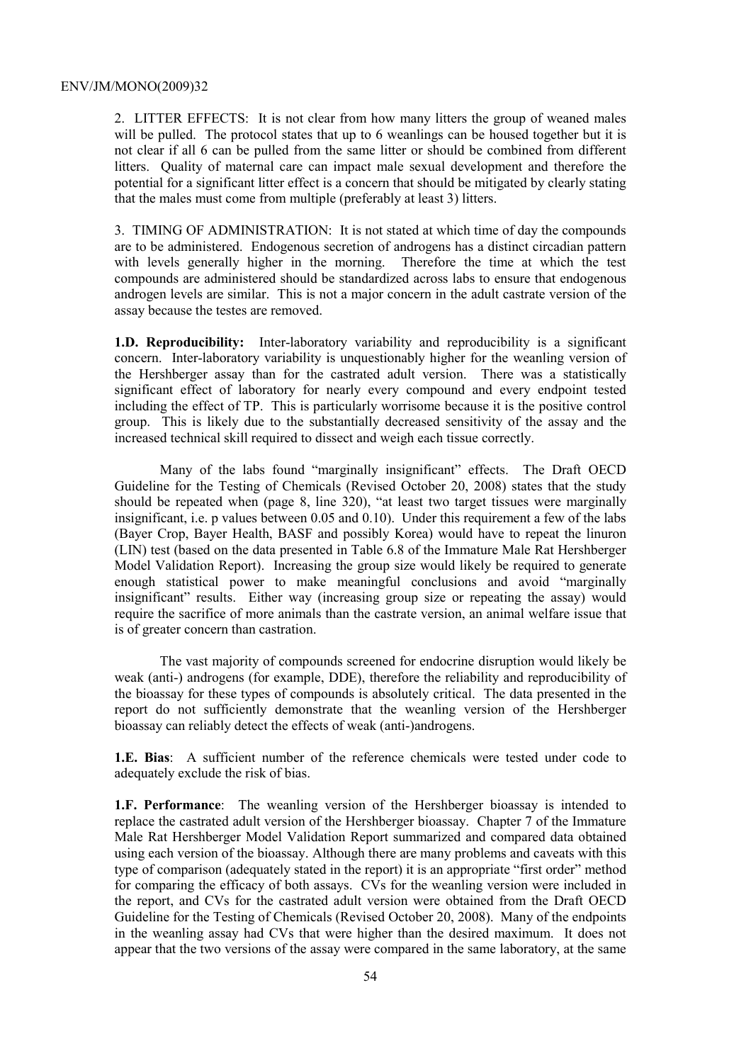2. LITTER EFFECTS: It is not clear from how many litters the group of weaned males will be pulled. The protocol states that up to 6 weanlings can be housed together but it is not clear if all 6 can be pulled from the same litter or should be combined from different litters. Quality of maternal care can impact male sexual development and therefore the potential for a significant litter effect is a concern that should be mitigated by clearly stating that the males must come from multiple (preferably at least 3) litters.

3. TIMING OF ADMINISTRATION: It is not stated at which time of day the compounds are to be administered. Endogenous secretion of androgens has a distinct circadian pattern with levels generally higher in the morning. Therefore the time at which the test compounds are administered should be standardized across labs to ensure that endogenous androgen levels are similar. This is not a major concern in the adult castrate version of the assay because the testes are removed.

**1.D. Reproducibility:** Inter-laboratory variability and reproducibility is a significant concern. Inter-laboratory variability is unquestionably higher for the weanling version of the Hershberger assay than for the castrated adult version. There was a statistically significant effect of laboratory for nearly every compound and every endpoint tested including the effect of TP. This is particularly worrisome because it is the positive control group. This is likely due to the substantially decreased sensitivity of the assay and the increased technical skill required to dissect and weigh each tissue correctly.

Many of the labs found "marginally insignificant" effects. The Draft OECD Guideline for the Testing of Chemicals (Revised October 20, 2008) states that the study should be repeated when (page 8, line 320), "at least two target tissues were marginally insignificant, i.e. p values between 0.05 and 0.10). Under this requirement a few of the labs (Bayer Crop, Bayer Health, BASF and possibly Korea) would have to repeat the linuron (LIN) test (based on the data presented in Table 6.8 of the Immature Male Rat Hershberger Model Validation Report). Increasing the group size would likely be required to generate enough statistical power to make meaningful conclusions and avoid "marginally insignificant" results. Either way (increasing group size or repeating the assay) would require the sacrifice of more animals than the castrate version, an animal welfare issue that is of greater concern than castration.

The vast majority of compounds screened for endocrine disruption would likely be weak (anti-) androgens (for example, DDE), therefore the reliability and reproducibility of the bioassay for these types of compounds is absolutely critical. The data presented in the report do not sufficiently demonstrate that the weanling version of the Hershberger bioassay can reliably detect the effects of weak (anti-)androgens.

**1.E. Bias**: A sufficient number of the reference chemicals were tested under code to adequately exclude the risk of bias.

**1.F. Performance**: The weanling version of the Hershberger bioassay is intended to replace the castrated adult version of the Hershberger bioassay. Chapter 7 of the Immature Male Rat Hershberger Model Validation Report summarized and compared data obtained using each version of the bioassay. Although there are many problems and caveats with this type of comparison (adequately stated in the report) it is an appropriate "first order" method for comparing the efficacy of both assays. CVs for the weanling version were included in the report, and CVs for the castrated adult version were obtained from the Draft OECD Guideline for the Testing of Chemicals (Revised October 20, 2008). Many of the endpoints in the weanling assay had CVs that were higher than the desired maximum. It does not appear that the two versions of the assay were compared in the same laboratory, at the same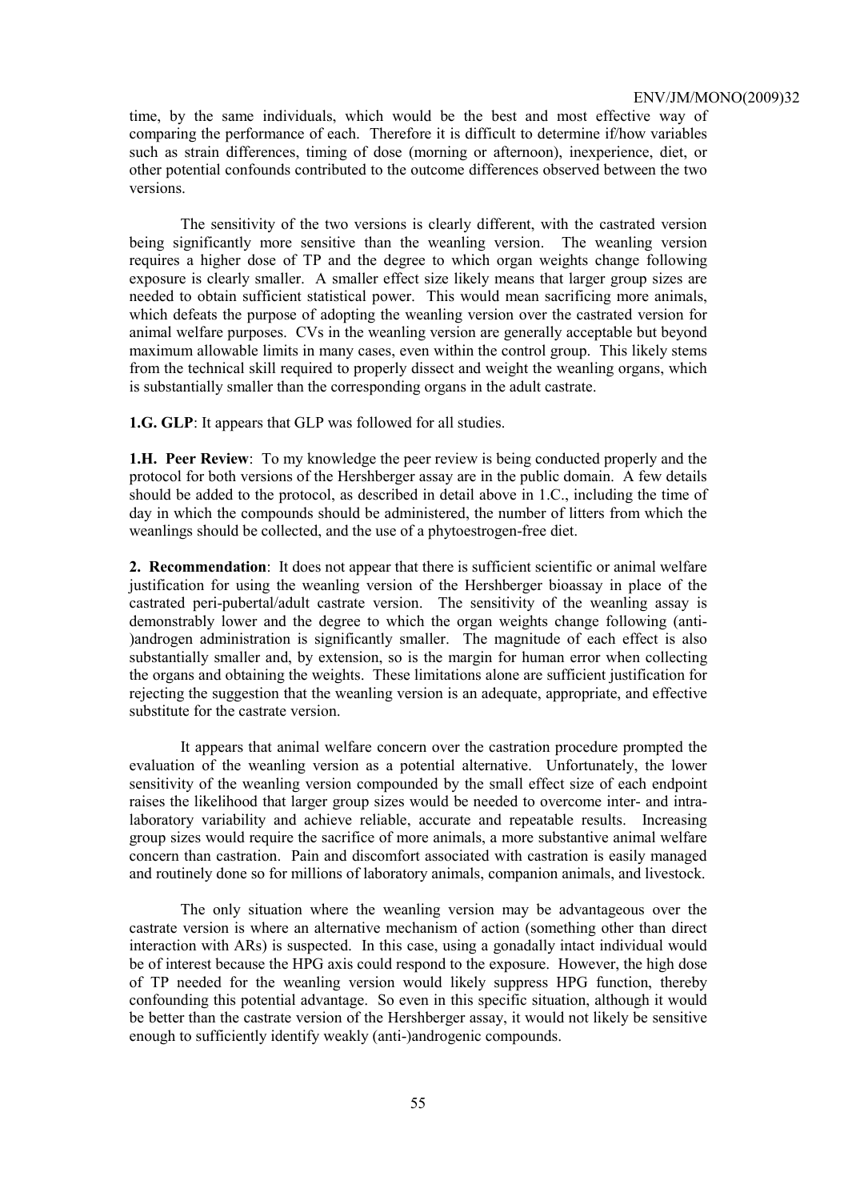time, by the same individuals, which would be the best and most effective way of comparing the performance of each. Therefore it is difficult to determine if/how variables such as strain differences, timing of dose (morning or afternoon), inexperience, diet, or other potential confounds contributed to the outcome differences observed between the two versions.

The sensitivity of the two versions is clearly different, with the castrated version being significantly more sensitive than the weanling version. The weanling version requires a higher dose of TP and the degree to which organ weights change following exposure is clearly smaller. A smaller effect size likely means that larger group sizes are needed to obtain sufficient statistical power. This would mean sacrificing more animals, which defeats the purpose of adopting the weanling version over the castrated version for animal welfare purposes. CVs in the weanling version are generally acceptable but beyond maximum allowable limits in many cases, even within the control group. This likely stems from the technical skill required to properly dissect and weight the weanling organs, which is substantially smaller than the corresponding organs in the adult castrate.

**1.G. GLP**: It appears that GLP was followed for all studies.

**1.H. Peer Review**: To my knowledge the peer review is being conducted properly and the protocol for both versions of the Hershberger assay are in the public domain. A few details should be added to the protocol, as described in detail above in 1.C., including the time of day in which the compounds should be administered, the number of litters from which the weanlings should be collected, and the use of a phytoestrogen-free diet.

**2. Recommendation**: It does not appear that there is sufficient scientific or animal welfare justification for using the weanling version of the Hershberger bioassay in place of the castrated peri-pubertal/adult castrate version. The sensitivity of the weanling assay is demonstrably lower and the degree to which the organ weights change following (anti-)androgen administration is significantly smaller. The magnitude of each effect is also substantially smaller and, by extension, so is the margin for human error when collecting the organs and obtaining the weights. These limitations alone are sufficient justification for rejecting the suggestion that the weanling version is an adequate, appropriate, and effective substitute for the castrate version.

It appears that animal welfare concern over the castration procedure prompted the evaluation of the weanling version as a potential alternative. Unfortunately, the lower sensitivity of the weanling version compounded by the small effect size of each endpoint raises the likelihood that larger group sizes would be needed to overcome inter- and intra-laboratory variability and achieve reliable, accurate and repeatable results. Increasing group sizes would require the sacrifice of more animals, a more substantive animal welfare concern than castration. Pain and discomfort associated with castration is easily managed and routinely done so for millions of laboratory animals, companion animals, and livestock.

The only situation where the weanling version may be advantageous over the castrate version is where an alternative mechanism of action (something other than direct interaction with ARs) is suspected. In this case, using a gonadally intact individual would be of interest because the HPG axis could respond to the exposure. However, the high dose of TP needed for the weanling version would likely suppress HPG function, thereby confounding this potential advantage. So even in this specific situation, although it would be better than the castrate version of the Hershberger assay, it would not likely be sensitive enough to sufficiently identify weakly (anti-)androgenic compounds.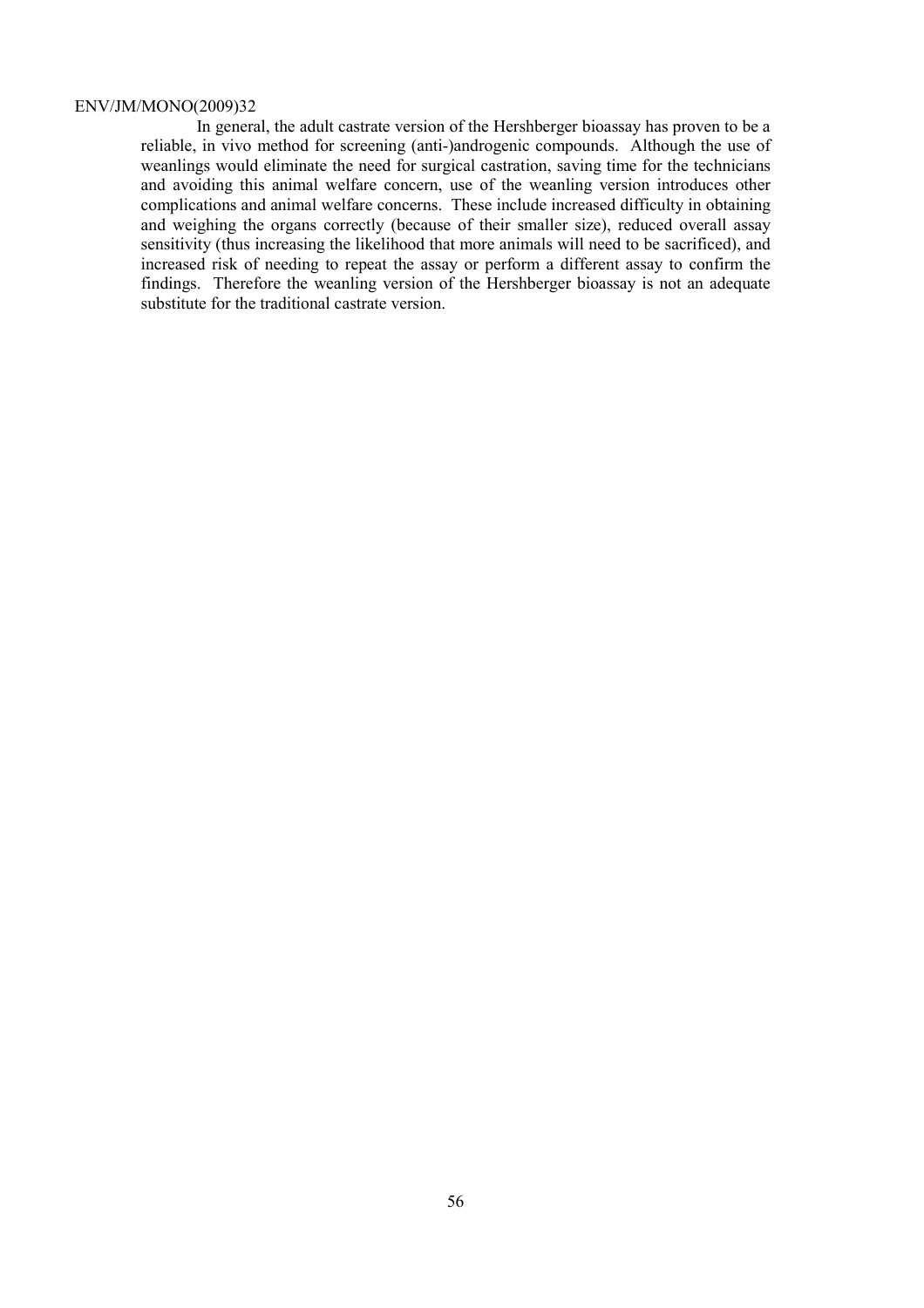In general, the adult castrate version of the Hershberger bioassay has proven to be a reliable, in vivo method for screening (anti-)androgenic compounds. Although the use of weanlings would eliminate the need for surgical castration, saving time for the technicians and avoiding this animal welfare concern, use of the weanling version introduces other complications and animal welfare concerns. These include increased difficulty in obtaining and weighing the organs correctly (because of their smaller size), reduced overall assay sensitivity (thus increasing the likelihood that more animals will need to be sacrificed), and increased risk of needing to repeat the assay or perform a different assay to confirm the findings. Therefore the weanling version of the Hershberger bioassay is not an adequate substitute for the traditional castrate version.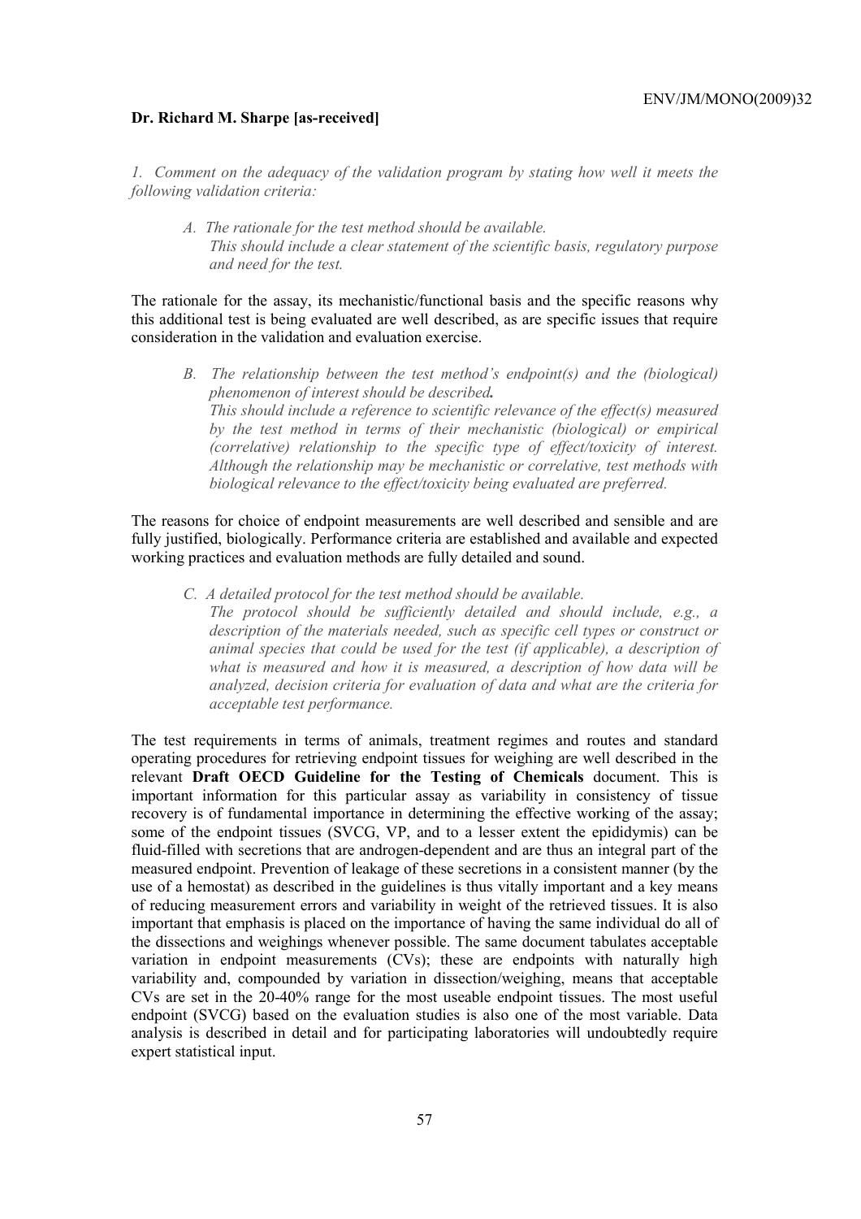**Dr. Richard M. Sharpe [as-received]**

*1. Comment on the adequacy of the validation program by stating how well it meets the following validation criteria:*

> *A. The rationale for the test method should be available.*
> *This should include a clear statement of the scientific basis, regulatory purpose and need for the test.*

The rationale for the assay, its mechanistic/functional basis and the specific reasons why this additional test is being evaluated are well described, as are specific issues that require consideration in the validation and evaluation exercise.

> *B. The relationship between the test method's endpoint(s) and the (biological) phenomenon of interest should be described.*
> *This should include a reference to scientific relevance of the effect(s) measured by the test method in terms of their mechanistic (biological) or empirical (correlative) relationship to the specific type of effect/toxicity of interest. Although the relationship may be mechanistic or correlative, test methods with biological relevance to the effect/toxicity being evaluated are preferred.*

The reasons for choice of endpoint measurements are well described and sensible and are fully justified, biologically. Performance criteria are established and available and expected working practices and evaluation methods are fully detailed and sound.

> *C. A detailed protocol for the test method should be available.*
> *The protocol should be sufficiently detailed and should include, e.g., a description of the materials needed, such as specific cell types or construct or animal species that could be used for the test (if applicable), a description of what is measured and how it is measured, a description of how data will be analyzed, decision criteria for evaluation of data and what are the criteria for acceptable test performance.*

The test requirements in terms of animals, treatment regimes and routes and standard operating procedures for retrieving endpoint tissues for weighing are well described in the relevant **Draft OECD Guideline for the Testing of Chemicals** document. This is important information for this particular assay as variability in consistency of tissue recovery is of fundamental importance in determining the effective working of the assay; some of the endpoint tissues (SVCG, VP, and to a lesser extent the epididymis) can be fluid-filled with secretions that are androgen-dependent and are thus an integral part of the measured endpoint. Prevention of leakage of these secretions in a consistent manner (by the use of a hemostat) as described in the guidelines is thus vitally important and a key means of reducing measurement errors and variability in weight of the retrieved tissues. It is also important that emphasis is placed on the importance of having the same individual do all of the dissections and weighings whenever possible. The same document tabulates acceptable variation in endpoint measurements (CVs); these are endpoints with naturally high variability and, compounded by variation in dissection/weighing, means that acceptable CVs are set in the 20-40% range for the most useable endpoint tissues. The most useful endpoint (SVCG) based on the evaluation studies is also one of the most variable. Data analysis is described in detail and for participating laboratories will undoubtedly require expert statistical input.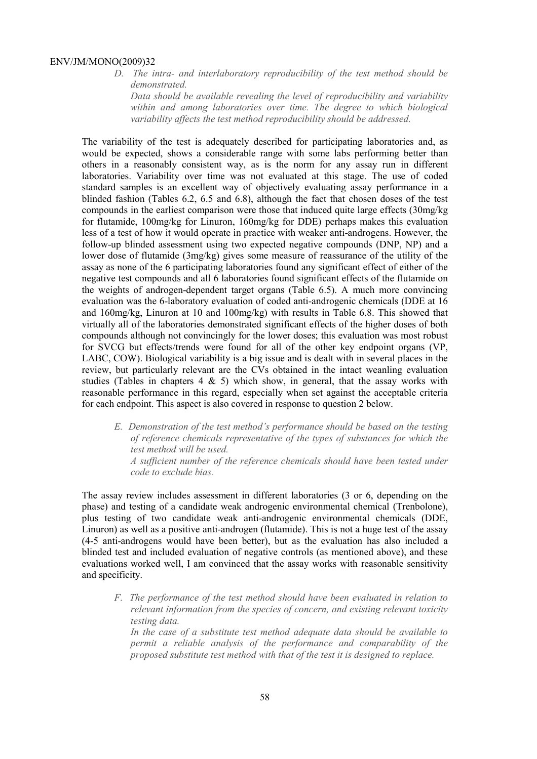*D. The intra- and interlaboratory reproducibility of the test method should be demonstrated.*

*Data should be available revealing the level of reproducibility and variability within and among laboratories over time. The degree to which biological variability affects the test method reproducibility should be addressed.*

The variability of the test is adequately described for participating laboratories and, as would be expected, shows a considerable range with some labs performing better than others in a reasonably consistent way, as is the norm for any assay run in different laboratories. Variability over time was not evaluated at this stage. The use of coded standard samples is an excellent way of objectively evaluating assay performance in a blinded fashion (Tables 6.2, 6.5 and 6.8), although the fact that chosen doses of the test compounds in the earliest comparison were those that induced quite large effects (30mg/kg for flutamide, 100mg/kg for Linuron, 160mg/kg for DDE) perhaps makes this evaluation less of a test of how it would operate in practice with weaker anti-androgens. However, the follow-up blinded assessment using two expected negative compounds (DNP, NP) and a lower dose of flutamide (3mg/kg) gives some measure of reassurance of the utility of the assay as none of the 6 participating laboratories found any significant effect of either of the negative test compounds and all 6 laboratories found significant effects of the flutamide on the weights of androgen-dependent target organs (Table 6.5). A much more convincing evaluation was the 6-laboratory evaluation of coded anti-androgenic chemicals (DDE at 16 and 160mg/kg, Linuron at 10 and 100mg/kg) with results in Table 6.8. This showed that virtually all of the laboratories demonstrated significant effects of the higher doses of both compounds although not convincingly for the lower doses; this evaluation was most robust for SVCG but effects/trends were found for all of the other key endpoint organs (VP, LABC, COW). Biological variability is a big issue and is dealt with in several places in the review, but particularly relevant are the CVs obtained in the intact weanling evaluation studies (Tables in chapters 4 & 5) which show, in general, that the assay works with reasonable performance in this regard, especially when set against the acceptable criteria for each endpoint. This aspect is also covered in response to question 2 below.

*E. Demonstration of the test method's performance should be based on the testing of reference chemicals representative of the types of substances for which the test method will be used.*

*A sufficient number of the reference chemicals should have been tested under code to exclude bias.*

The assay review includes assessment in different laboratories (3 or 6, depending on the phase) and testing of a candidate weak androgenic environmental chemical (Trenbolone), plus testing of two candidate weak anti-androgenic environmental chemicals (DDE, Linuron) as well as a positive anti-androgen (flutamide). This is not a huge test of the assay (4-5 anti-androgens would have been better), but as the evaluation has also included a blinded test and included evaluation of negative controls (as mentioned above), and these evaluations worked well, I am convinced that the assay works with reasonable sensitivity and specificity.

*F. The performance of the test method should have been evaluated in relation to relevant information from the species of concern, and existing relevant toxicity testing data.*

*In the case of a substitute test method adequate data should be available to permit a reliable analysis of the performance and comparability of the proposed substitute test method with that of the test it is designed to replace.*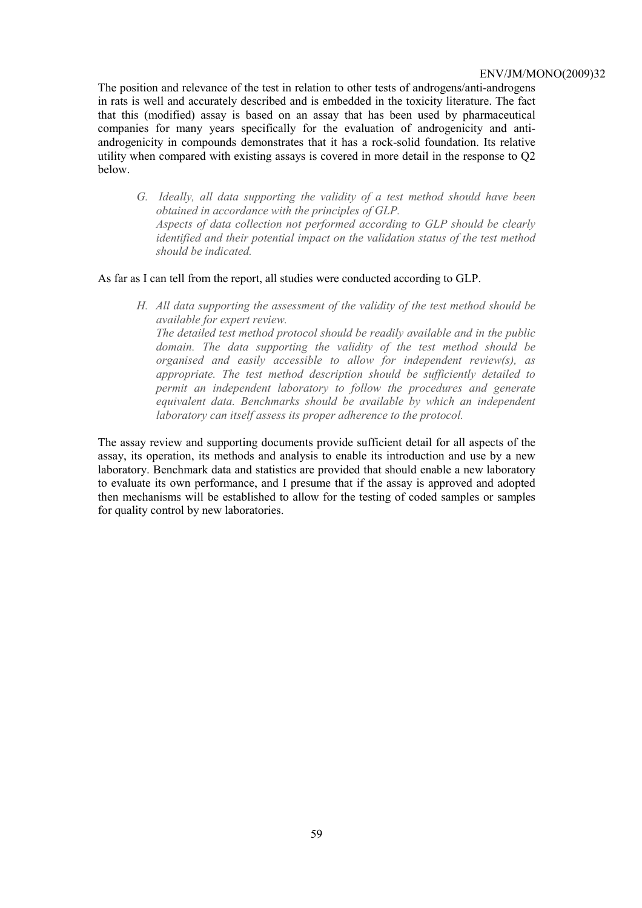The position and relevance of the test in relation to other tests of androgens/anti-androgens in rats is well and accurately described and is embedded in the toxicity literature. The fact that this (modified) assay is based on an assay that has been used by pharmaceutical companies for many years specifically for the evaluation of androgenicity and anti-androgenicity in compounds demonstrates that it has a rock-solid foundation. Its relative utility when compared with existing assays is covered in more detail in the response to Q2 below.

> *G. Ideally, all data supporting the validity of a test method should have been obtained in accordance with the principles of GLP.*
> *Aspects of data collection not performed according to GLP should be clearly identified and their potential impact on the validation status of the test method should be indicated.*

As far as I can tell from the report, all studies were conducted according to GLP.

> *H. All data supporting the assessment of the validity of the test method should be available for expert review.*
> *The detailed test method protocol should be readily available and in the public domain. The data supporting the validity of the test method should be organised and easily accessible to allow for independent review(s), as appropriate. The test method description should be sufficiently detailed to permit an independent laboratory to follow the procedures and generate equivalent data. Benchmarks should be available by which an independent laboratory can itself assess its proper adherence to the protocol.*

The assay review and supporting documents provide sufficient detail for all aspects of the assay, its operation, its methods and analysis to enable its introduction and use by a new laboratory. Benchmark data and statistics are provided that should enable a new laboratory to evaluate its own performance, and I presume that if the assay is approved and adopted then mechanisms will be established to allow for the testing of coded samples or samples for quality control by new laboratories.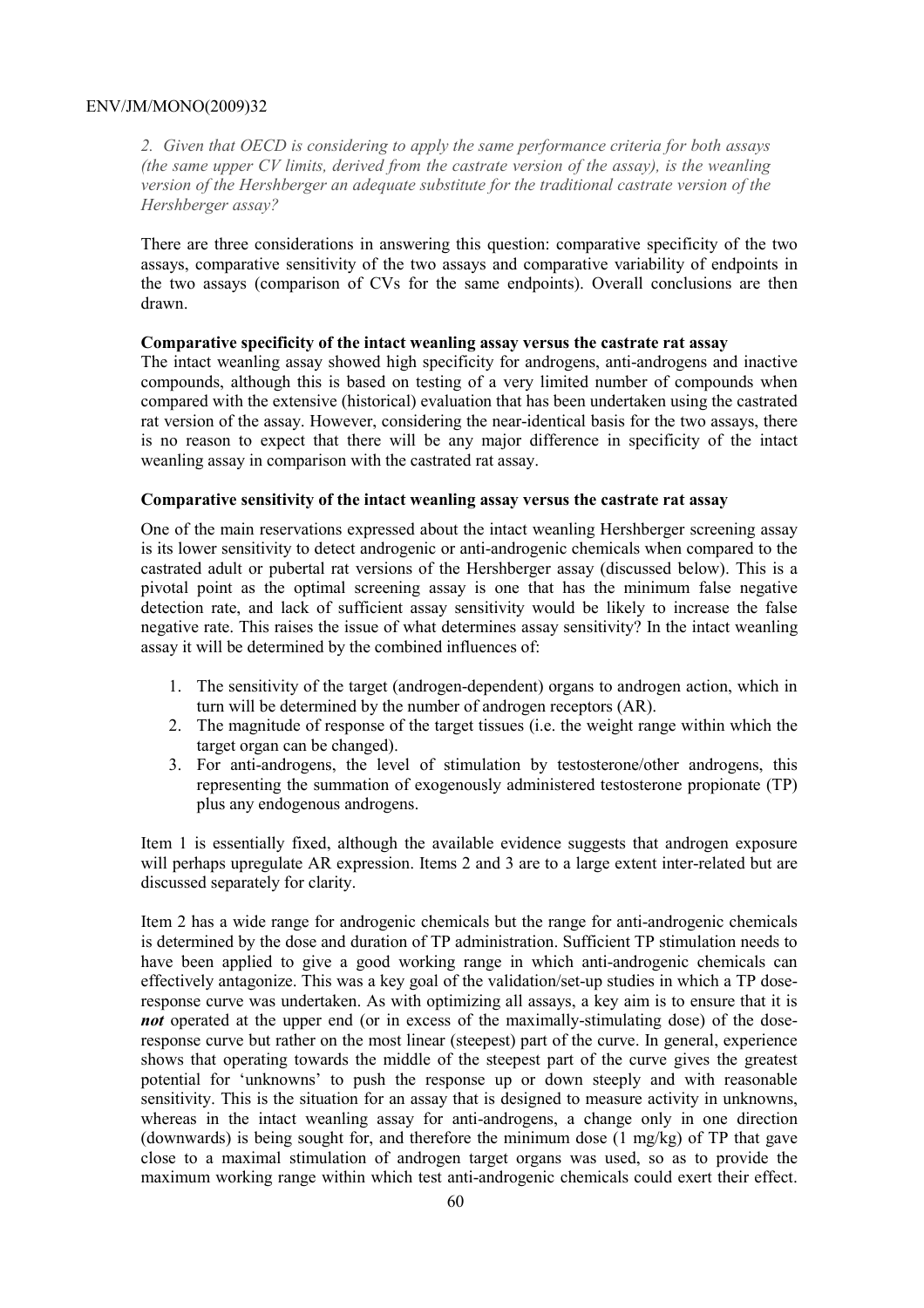*2. Given that OECD is considering to apply the same performance criteria for both assays (the same upper CV limits, derived from the castrate version of the assay), is the weanling version of the Hershberger an adequate substitute for the traditional castrate version of the Hershberger assay?*

There are three considerations in answering this question: comparative specificity of the two assays, comparative sensitivity of the two assays and comparative variability of endpoints in the two assays (comparison of CVs for the same endpoints). Overall conclusions are then drawn.

**Comparative specificity of the intact weanling assay versus the castrate rat assay**

The intact weanling assay showed high specificity for androgens, anti-androgens and inactive compounds, although this is based on testing of a very limited number of compounds when compared with the extensive (historical) evaluation that has been undertaken using the castrated rat version of the assay. However, considering the near-identical basis for the two assays, there is no reason to expect that there will be any major difference in specificity of the intact weanling assay in comparison with the castrated rat assay.

**Comparative sensitivity of the intact weanling assay versus the castrate rat assay**

One of the main reservations expressed about the intact weanling Hershberger screening assay is its lower sensitivity to detect androgenic or anti-androgenic chemicals when compared to the castrated adult or pubertal rat versions of the Hershberger assay (discussed below). This is a pivotal point as the optimal screening assay is one that has the minimum false negative detection rate, and lack of sufficient assay sensitivity would be likely to increase the false negative rate. This raises the issue of what determines assay sensitivity? In the intact weanling assay it will be determined by the combined influences of:

1. The sensitivity of the target (androgen-dependent) organs to androgen action, which in turn will be determined by the number of androgen receptors (AR).
2. The magnitude of response of the target tissues (i.e. the weight range within which the target organ can be changed).
3. For anti-androgens, the level of stimulation by testosterone/other androgens, this representing the summation of exogenously administered testosterone propionate (TP) plus any endogenous androgens.

Item 1 is essentially fixed, although the available evidence suggests that androgen exposure will perhaps upregulate AR expression. Items 2 and 3 are to a large extent inter-related but are discussed separately for clarity.

Item 2 has a wide range for androgenic chemicals but the range for anti-androgenic chemicals is determined by the dose and duration of TP administration. Sufficient TP stimulation needs to have been applied to give a good working range in which anti-androgenic chemicals can effectively antagonize. This was a key goal of the validation/set-up studies in which a TP dose-response curve was undertaken. As with optimizing all assays, a key aim is to ensure that it is ***not*** operated at the upper end (or in excess of the maximally-stimulating dose) of the dose-response curve but rather on the most linear (steepest) part of the curve. In general, experience shows that operating towards the middle of the steepest part of the curve gives the greatest potential for 'unknowns' to push the response up or down steeply and with reasonable sensitivity. This is the situation for an assay that is designed to measure activity in unknowns, whereas in the intact weanling assay for anti-androgens, a change only in one direction (downwards) is being sought for, and therefore the minimum dose (1 mg/kg) of TP that gave close to a maximal stimulation of androgen target organs was used, so as to provide the maximum working range within which test anti-androgenic chemicals could exert their effect.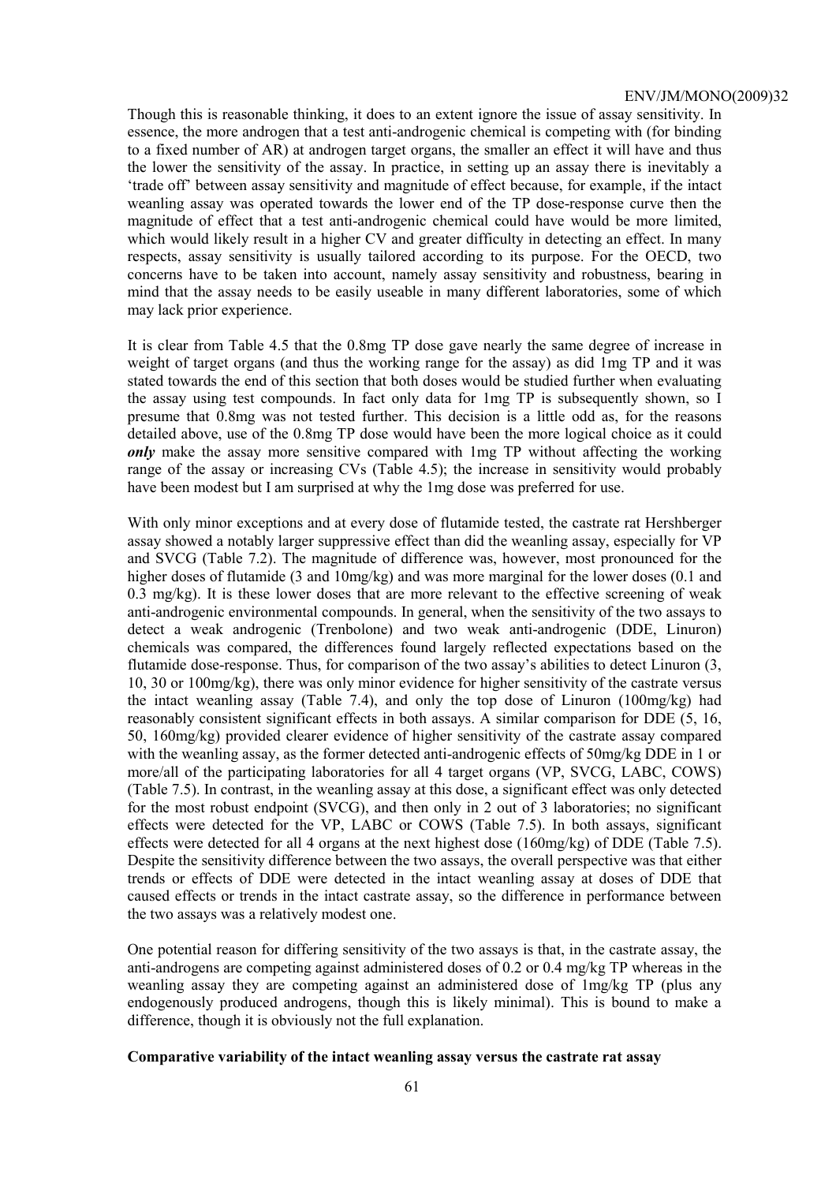Though this is reasonable thinking, it does to an extent ignore the issue of assay sensitivity. In essence, the more androgen that a test anti-androgenic chemical is competing with (for binding to a fixed number of AR) at androgen target organs, the smaller an effect it will have and thus the lower the sensitivity of the assay. In practice, in setting up an assay there is inevitably a 'trade off' between assay sensitivity and magnitude of effect because, for example, if the intact weanling assay was operated towards the lower end of the TP dose-response curve then the magnitude of effect that a test anti-androgenic chemical could have would be more limited, which would likely result in a higher CV and greater difficulty in detecting an effect. In many respects, assay sensitivity is usually tailored according to its purpose. For the OECD, two concerns have to be taken into account, namely assay sensitivity and robustness, bearing in mind that the assay needs to be easily useable in many different laboratories, some of which may lack prior experience.

It is clear from Table 4.5 that the 0.8mg TP dose gave nearly the same degree of increase in weight of target organs (and thus the working range for the assay) as did 1mg TP and it was stated towards the end of this section that both doses would be studied further when evaluating the assay using test compounds. In fact only data for 1mg TP is subsequently shown, so I presume that 0.8mg was not tested further. This decision is a little odd as, for the reasons detailed above, use of the 0.8mg TP dose would have been the more logical choice as it could ***only*** make the assay more sensitive compared with 1mg TP without affecting the working range of the assay or increasing CVs (Table 4.5); the increase in sensitivity would probably have been modest but I am surprised at why the 1mg dose was preferred for use.

With only minor exceptions and at every dose of flutamide tested, the castrate rat Hershberger assay showed a notably larger suppressive effect than did the weanling assay, especially for VP and SVCG (Table 7.2). The magnitude of difference was, however, most pronounced for the higher doses of flutamide (3 and 10mg/kg) and was more marginal for the lower doses (0.1 and 0.3 mg/kg). It is these lower doses that are more relevant to the effective screening of weak anti-androgenic environmental compounds. In general, when the sensitivity of the two assays to detect a weak androgenic (Trenbolone) and two weak anti-androgenic (DDE, Linuron) chemicals was compared, the differences found largely reflected expectations based on the flutamide dose-response. Thus, for comparison of the two assay's abilities to detect Linuron (3, 10, 30 or 100mg/kg), there was only minor evidence for higher sensitivity of the castrate versus the intact weanling assay (Table 7.4), and only the top dose of Linuron (100mg/kg) had reasonably consistent significant effects in both assays. A similar comparison for DDE (5, 16, 50, 160mg/kg) provided clearer evidence of higher sensitivity of the castrate assay compared with the weanling assay, as the former detected anti-androgenic effects of 50mg/kg DDE in 1 or more/all of the participating laboratories for all 4 target organs (VP, SVCG, LABC, COWS) (Table 7.5). In contrast, in the weanling assay at this dose, a significant effect was only detected for the most robust endpoint (SVCG), and then only in 2 out of 3 laboratories; no significant effects were detected for the VP, LABC or COWS (Table 7.5). In both assays, significant effects were detected for all 4 organs at the next highest dose (160mg/kg) of DDE (Table 7.5). Despite the sensitivity difference between the two assays, the overall perspective was that either trends or effects of DDE were detected in the intact weanling assay at doses of DDE that caused effects or trends in the intact castrate assay, so the difference in performance between the two assays was a relatively modest one.

One potential reason for differing sensitivity of the two assays is that, in the castrate assay, the anti-androgens are competing against administered doses of 0.2 or 0.4 mg/kg TP whereas in the weanling assay they are competing against an administered dose of 1mg/kg TP (plus any endogenously produced androgens, though this is likely minimal). This is bound to make a difference, though it is obviously not the full explanation.

**Comparative variability of the intact weanling assay versus the castrate rat assay**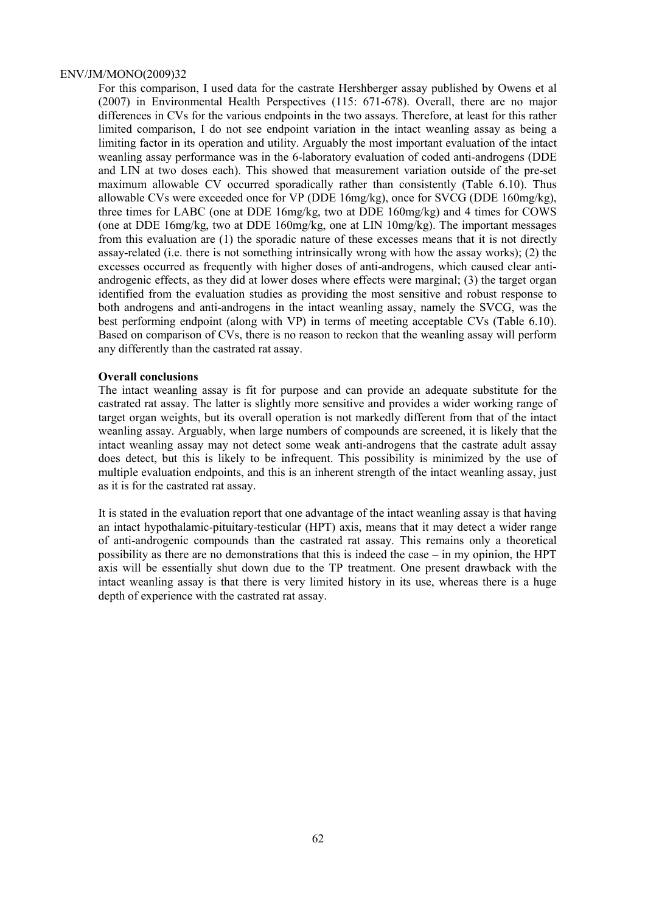For this comparison, I used data for the castrate Hershberger assay published by Owens et al (2007) in Environmental Health Perspectives (115: 671-678). Overall, there are no major differences in CVs for the various endpoints in the two assays. Therefore, at least for this rather limited comparison, I do not see endpoint variation in the intact weanling assay as being a limiting factor in its operation and utility. Arguably the most important evaluation of the intact weanling assay performance was in the 6-laboratory evaluation of coded anti-androgens (DDE and LIN at two doses each). This showed that measurement variation outside of the pre-set maximum allowable CV occurred sporadically rather than consistently (Table 6.10). Thus allowable CVs were exceeded once for VP (DDE 16mg/kg), once for SVCG (DDE 160mg/kg), three times for LABC (one at DDE 16mg/kg, two at DDE 160mg/kg) and 4 times for COWS (one at DDE 16mg/kg, two at DDE 160mg/kg, one at LIN 10mg/kg). The important messages from this evaluation are (1) the sporadic nature of these excesses means that it is not directly assay-related (i.e. there is not something intrinsically wrong with how the assay works); (2) the excesses occurred as frequently with higher doses of anti-androgens, which caused clear anti-androgenic effects, as they did at lower doses where effects were marginal; (3) the target organ identified from the evaluation studies as providing the most sensitive and robust response to both androgens and anti-androgens in the intact weanling assay, namely the SVCG, was the best performing endpoint (along with VP) in terms of meeting acceptable CVs (Table 6.10). Based on comparison of CVs, there is no reason to reckon that the weanling assay will perform any differently than the castrated rat assay.

**Overall conclusions**

The intact weanling assay is fit for purpose and can provide an adequate substitute for the castrated rat assay. The latter is slightly more sensitive and provides a wider working range of target organ weights, but its overall operation is not markedly different from that of the intact weanling assay. Arguably, when large numbers of compounds are screened, it is likely that the intact weanling assay may not detect some weak anti-androgens that the castrate adult assay does detect, but this is likely to be infrequent. This possibility is minimized by the use of multiple evaluation endpoints, and this is an inherent strength of the intact weanling assay, just as it is for the castrated rat assay.

It is stated in the evaluation report that one advantage of the intact weanling assay is that having an intact hypothalamic-pituitary-testicular (HPT) axis, means that it may detect a wider range of anti-androgenic compounds than the castrated rat assay. This remains only a theoretical possibility as there are no demonstrations that this is indeed the case – in my opinion, the HPT axis will be essentially shut down due to the TP treatment. One present drawback with the intact weanling assay is that there is very limited history in its use, whereas there is a huge depth of experience with the castrated rat assay.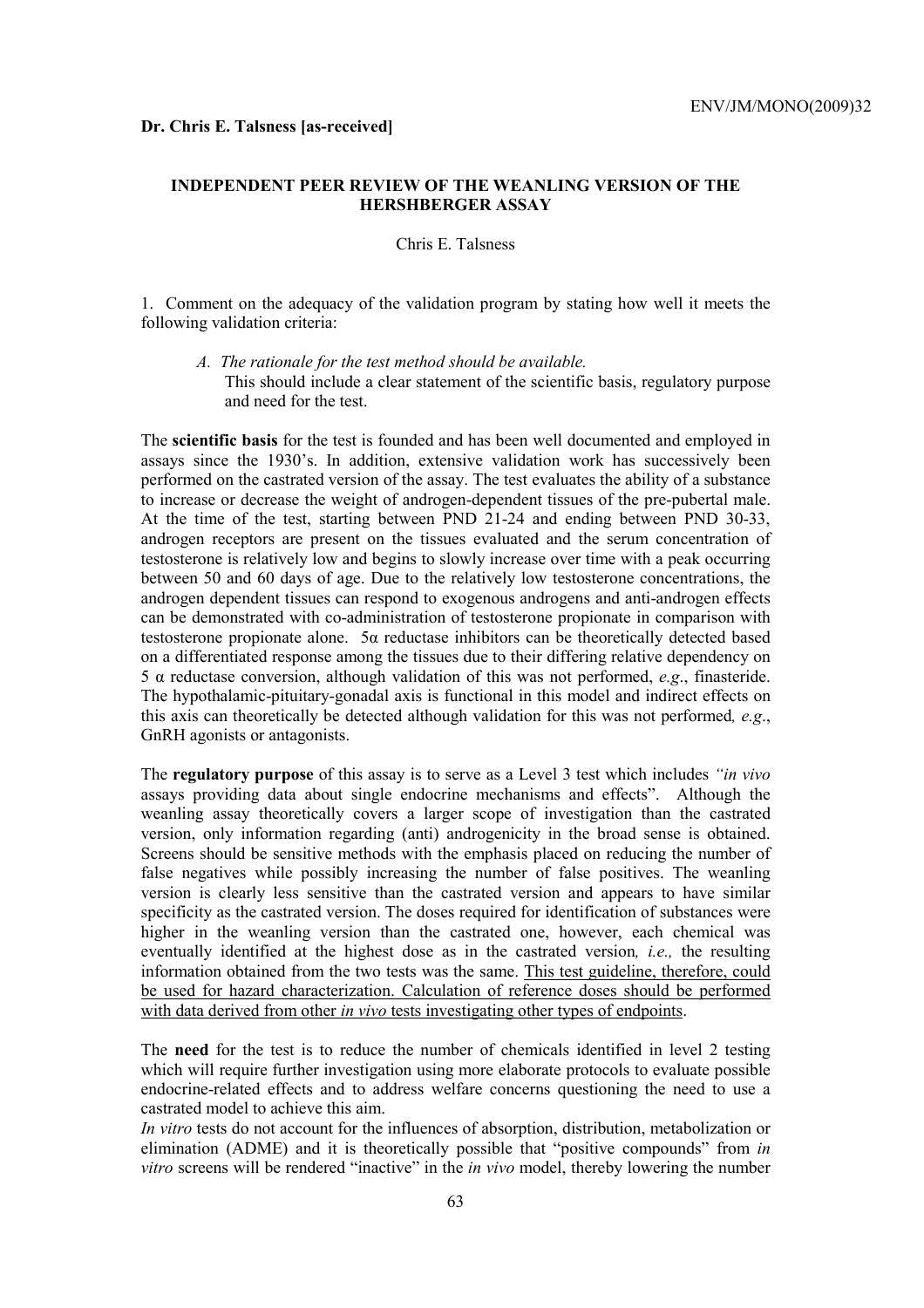**Dr. Chris E. Talsness [as-received]**

**INDEPENDENT PEER REVIEW OF THE WEANLING VERSION OF THE HERSHBERGER ASSAY**

Chris E. Talsness

1. Comment on the adequacy of the validation program by stating how well it meets the following validation criteria:

   *A. The rationale for the test method should be available.*
   This should include a clear statement of the scientific basis, regulatory purpose and need for the test.

The **scientific basis** for the test is founded and has been well documented and employed in assays since the 1930's. In addition, extensive validation work has successively been performed on the castrated version of the assay. The test evaluates the ability of a substance to increase or decrease the weight of androgen-dependent tissues of the pre-pubertal male. At the time of the test, starting between PND 21-24 and ending between PND 30-33, androgen receptors are present on the tissues evaluated and the serum concentration of testosterone is relatively low and begins to slowly increase over time with a peak occurring between 50 and 60 days of age. Due to the relatively low testosterone concentrations, the androgen dependent tissues can respond to exogenous androgens and anti-androgen effects can be demonstrated with co-administration of testosterone propionate in comparison with testosterone propionate alone. 5α reductase inhibitors can be theoretically detected based on a differentiated response among the tissues due to their differing relative dependency on 5 α reductase conversion, although validation of this was not performed, *e.g*., finasteride. The hypothalamic-pituitary-gonadal axis is functional in this model and indirect effects on this axis can theoretically be detected although validation for this was not performed*, e.g*., GnRH agonists or antagonists.

The **regulatory purpose** of this assay is to serve as a Level 3 test which includes *"in vivo* assays providing data about single endocrine mechanisms and effects". Although the weanling assay theoretically covers a larger scope of investigation than the castrated version, only information regarding (anti) androgenicity in the broad sense is obtained. Screens should be sensitive methods with the emphasis placed on reducing the number of false negatives while possibly increasing the number of false positives. The weanling version is clearly less sensitive than the castrated version and appears to have similar specificity as the castrated version. The doses required for identification of substances were higher in the weanling version than the castrated one, however, each chemical was eventually identified at the highest dose as in the castrated version*, i.e.,* the resulting information obtained from the two tests was the same. <u>This test guideline, therefore, could be used for hazard characterization. Calculation of reference doses should be performed with data derived from other *in vivo* tests investigating other types of endpoints</u>.

The **need** for the test is to reduce the number of chemicals identified in level 2 testing which will require further investigation using more elaborate protocols to evaluate possible endocrine-related effects and to address welfare concerns questioning the need to use a castrated model to achieve this aim.

*In vitro* tests do not account for the influences of absorption, distribution, metabolization or elimination (ADME) and it is theoretically possible that "positive compounds" from *in vitro* screens will be rendered "inactive" in the *in vivo* model, thereby lowering the number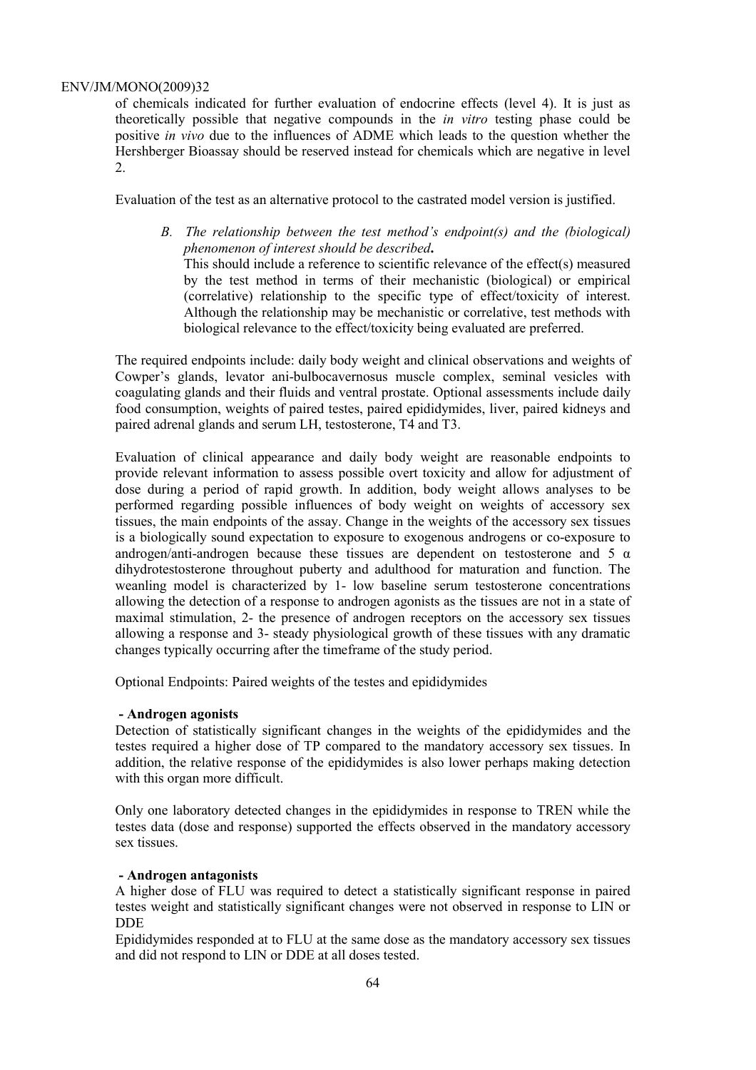of chemicals indicated for further evaluation of endocrine effects (level 4). It is just as theoretically possible that negative compounds in the *in vitro* testing phase could be positive *in vivo* due to the influences of ADME which leads to the question whether the Hershberger Bioassay should be reserved instead for chemicals which are negative in level 2.

Evaluation of the test as an alternative protocol to the castrated model version is justified.

> *B. The relationship between the test method's endpoint(s) and the (biological) phenomenon of interest should be described***.**
>
> This should include a reference to scientific relevance of the effect(s) measured by the test method in terms of their mechanistic (biological) or empirical (correlative) relationship to the specific type of effect/toxicity of interest. Although the relationship may be mechanistic or correlative, test methods with biological relevance to the effect/toxicity being evaluated are preferred.

The required endpoints include: daily body weight and clinical observations and weights of Cowper's glands, levator ani-bulbocavernosus muscle complex, seminal vesicles with coagulating glands and their fluids and ventral prostate. Optional assessments include daily food consumption, weights of paired testes, paired epididymides, liver, paired kidneys and paired adrenal glands and serum LH, testosterone, T4 and T3.

Evaluation of clinical appearance and daily body weight are reasonable endpoints to provide relevant information to assess possible overt toxicity and allow for adjustment of dose during a period of rapid growth. In addition, body weight allows analyses to be performed regarding possible influences of body weight on weights of accessory sex tissues, the main endpoints of the assay. Change in the weights of the accessory sex tissues is a biologically sound expectation to exposure to exogenous androgens or co-exposure to androgen/anti-androgen because these tissues are dependent on testosterone and 5 $\alpha$ dihydrotestosterone throughout puberty and adulthood for maturation and function. The weanling model is characterized by 1- low baseline serum testosterone concentrations allowing the detection of a response to androgen agonists as the tissues are not in a state of maximal stimulation, 2- the presence of androgen receptors on the accessory sex tissues allowing a response and 3- steady physiological growth of these tissues with any dramatic changes typically occurring after the timeframe of the study period.

Optional Endpoints: Paired weights of the testes and epididymides

**- Androgen agonists**

Detection of statistically significant changes in the weights of the epididymides and the testes required a higher dose of TP compared to the mandatory accessory sex tissues. In addition, the relative response of the epididymides is also lower perhaps making detection with this organ more difficult.

Only one laboratory detected changes in the epididymides in response to TREN while the testes data (dose and response) supported the effects observed in the mandatory accessory sex tissues.

**- Androgen antagonists**

A higher dose of FLU was required to detect a statistically significant response in paired testes weight and statistically significant changes were not observed in response to LIN or DDE

Epididymides responded at to FLU at the same dose as the mandatory accessory sex tissues and did not respond to LIN or DDE at all doses tested.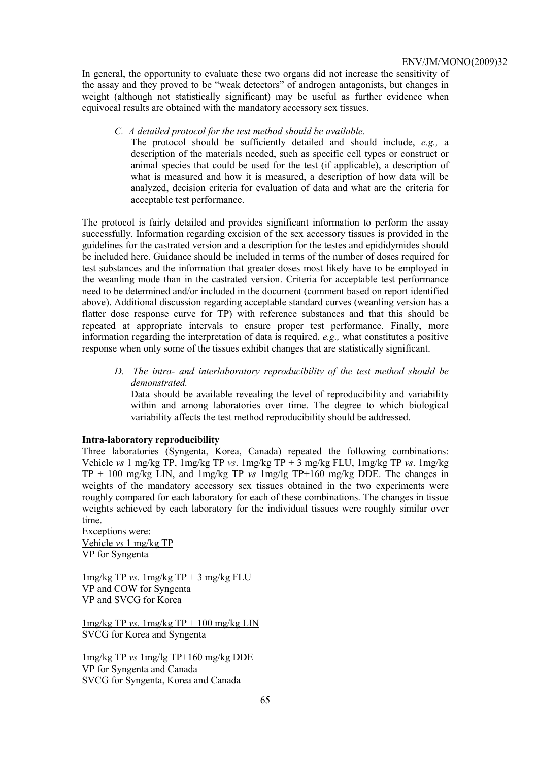In general, the opportunity to evaluate these two organs did not increase the sensitivity of the assay and they proved to be "weak detectors" of androgen antagonists, but changes in weight (although not statistically significant) may be useful as further evidence when equivocal results are obtained with the mandatory accessory sex tissues.

> *C. A detailed protocol for the test method should be available.*
> The protocol should be sufficiently detailed and should include, *e.g.,* a description of the materials needed, such as specific cell types or construct or animal species that could be used for the test (if applicable), a description of what is measured and how it is measured, a description of how data will be analyzed, decision criteria for evaluation of data and what are the criteria for acceptable test performance.

The protocol is fairly detailed and provides significant information to perform the assay successfully. Information regarding excision of the sex accessory tissues is provided in the guidelines for the castrated version and a description for the testes and epididymides should be included here. Guidance should be included in terms of the number of doses required for test substances and the information that greater doses most likely have to be employed in the weanling mode than in the castrated version. Criteria for acceptable test performance need to be determined and/or included in the document (comment based on report identified above). Additional discussion regarding acceptable standard curves (weanling version has a flatter dose response curve for TP) with reference substances and that this should be repeated at appropriate intervals to ensure proper test performance. Finally, more information regarding the interpretation of data is required, *e.g.,* what constitutes a positive response when only some of the tissues exhibit changes that are statistically significant.

> *D. The intra- and interlaboratory reproducibility of the test method should be demonstrated.*
> Data should be available revealing the level of reproducibility and variability within and among laboratories over time. The degree to which biological variability affects the test method reproducibility should be addressed.

**Intra-laboratory reproducibility**

Three laboratories (Syngenta, Korea, Canada) repeated the following combinations: Vehicle *vs* 1 mg/kg TP, 1mg/kg TP *vs*. 1mg/kg TP + 3 mg/kg FLU, 1mg/kg TP *vs*. 1mg/kg TP + 100 mg/kg LIN, and 1mg/kg TP *vs* 1mg/lg TP+160 mg/kg DDE. The changes in weights of the mandatory accessory sex tissues obtained in the two experiments were roughly compared for each laboratory for each of these combinations. The changes in tissue weights achieved by each laboratory for the individual tissues were roughly similar over time.

Exceptions were:

Vehicle *vs* 1 mg/kg TP
VP for Syngenta

1mg/kg TP *vs*. 1mg/kg TP + 3 mg/kg FLU
VP and COW for Syngenta
VP and SVCG for Korea

1mg/kg TP *vs*. 1mg/kg TP + 100 mg/kg LIN
SVCG for Korea and Syngenta

1mg/kg TP *vs* 1mg/lg TP+160 mg/kg DDE
VP for Syngenta and Canada
SVCG for Syngenta, Korea and Canada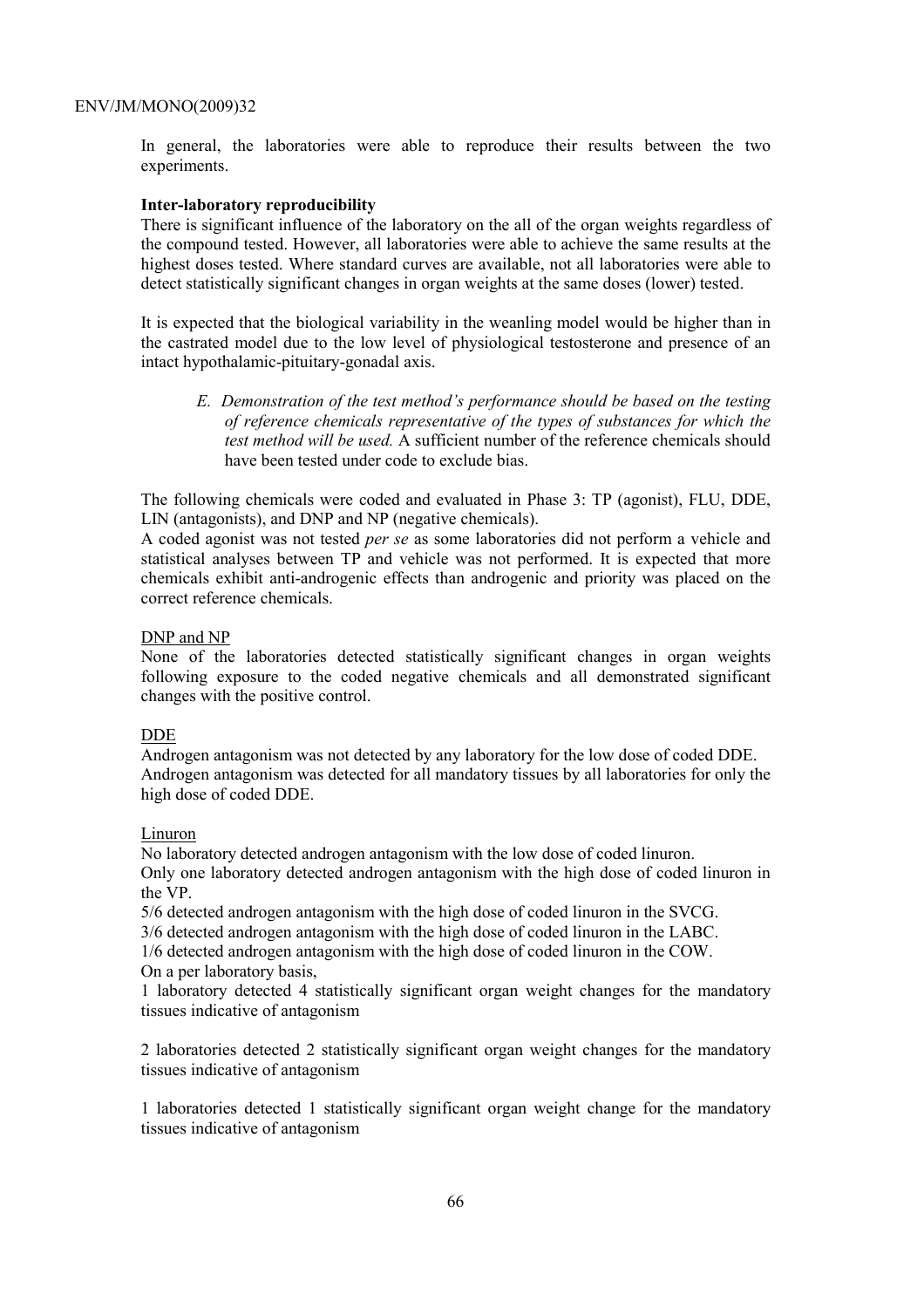In general, the laboratories were able to reproduce their results between the two experiments.

**Inter-laboratory reproducibility**

There is significant influence of the laboratory on the all of the organ weights regardless of the compound tested. However, all laboratories were able to achieve the same results at the highest doses tested. Where standard curves are available, not all laboratories were able to detect statistically significant changes in organ weights at the same doses (lower) tested.

It is expected that the biological variability in the weanling model would be higher than in the castrated model due to the low level of physiological testosterone and presence of an intact hypothalamic-pituitary-gonadal axis.

> *E. Demonstration of the test method's performance should be based on the testing of reference chemicals representative of the types of substances for which the test method will be used.* A sufficient number of the reference chemicals should have been tested under code to exclude bias.

The following chemicals were coded and evaluated in Phase 3: TP (agonist), FLU, DDE, LIN (antagonists), and DNP and NP (negative chemicals).

A coded agonist was not tested *per se* as some laboratories did not perform a vehicle and statistical analyses between TP and vehicle was not performed. It is expected that more chemicals exhibit anti-androgenic effects than androgenic and priority was placed on the correct reference chemicals.

<u>DNP and NP</u>

None of the laboratories detected statistically significant changes in organ weights following exposure to the coded negative chemicals and all demonstrated significant changes with the positive control.

<u>DDE</u>

Androgen antagonism was not detected by any laboratory for the low dose of coded DDE.
Androgen antagonism was detected for all mandatory tissues by all laboratories for only the high dose of coded DDE.

<u>Linuron</u>

No laboratory detected androgen antagonism with the low dose of coded linuron.
Only one laboratory detected androgen antagonism with the high dose of coded linuron in the VP.
5/6 detected androgen antagonism with the high dose of coded linuron in the SVCG.
3/6 detected androgen antagonism with the high dose of coded linuron in the LABC.
1/6 detected androgen antagonism with the high dose of coded linuron in the COW.
On a per laboratory basis,
1 laboratory detected 4 statistically significant organ weight changes for the mandatory tissues indicative of antagonism

2 laboratories detected 2 statistically significant organ weight changes for the mandatory tissues indicative of antagonism

1 laboratories detected 1 statistically significant organ weight change for the mandatory tissues indicative of antagonism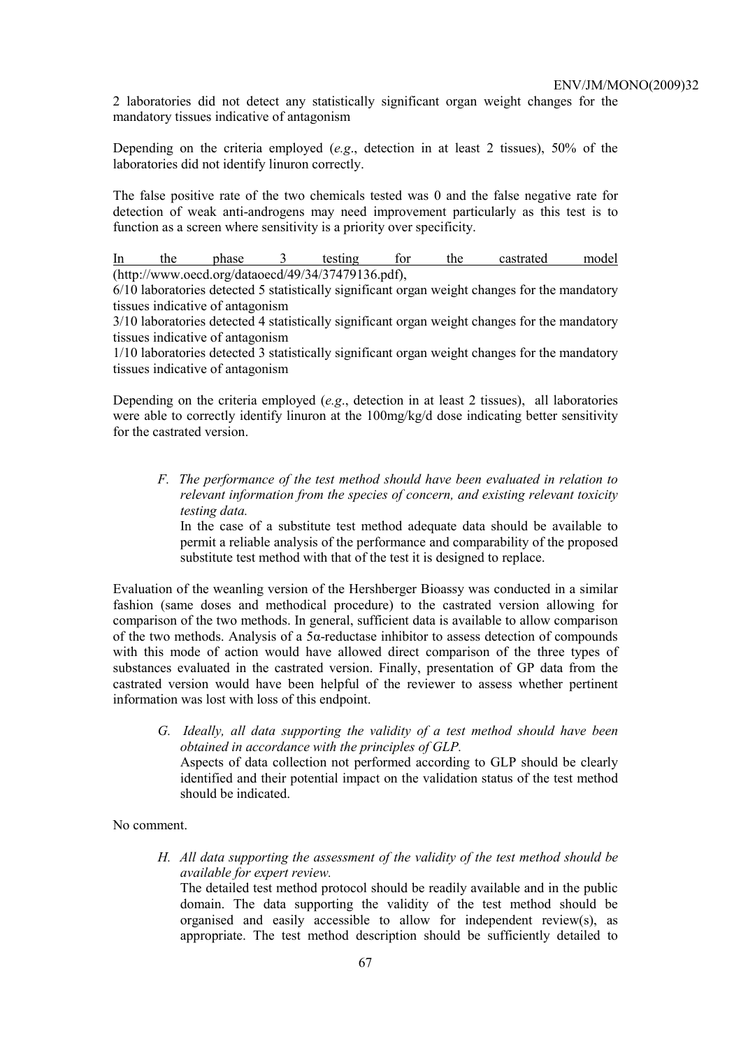2 laboratories did not detect any statistically significant organ weight changes for the mandatory tissues indicative of antagonism

Depending on the criteria employed (*e.g*., detection in at least 2 tissues), 50% of the laboratories did not identify linuron correctly.

The false positive rate of the two chemicals tested was 0 and the false negative rate for detection of weak anti-androgens may need improvement particularly as this test is to function as a screen where sensitivity is a priority over specificity.

In the phase 3 testing for the castrated model (http://www.oecd.org/dataoecd/49/34/37479136.pdf),

6/10 laboratories detected 5 statistically significant organ weight changes for the mandatory tissues indicative of antagonism

3/10 laboratories detected 4 statistically significant organ weight changes for the mandatory tissues indicative of antagonism

1/10 laboratories detected 3 statistically significant organ weight changes for the mandatory tissues indicative of antagonism

Depending on the criteria employed (*e.g*., detection in at least 2 tissues), all laboratories were able to correctly identify linuron at the 100mg/kg/d dose indicating better sensitivity for the castrated version.

> *F. The performance of the test method should have been evaluated in relation to relevant information from the species of concern, and existing relevant toxicity testing data.*
>
> In the case of a substitute test method adequate data should be available to permit a reliable analysis of the performance and comparability of the proposed substitute test method with that of the test it is designed to replace.

Evaluation of the weanling version of the Hershberger Bioassy was conducted in a similar fashion (same doses and methodical procedure) to the castrated version allowing for comparison of the two methods. In general, sufficient data is available to allow comparison of the two methods. Analysis of a 5α-reductase inhibitor to assess detection of compounds with this mode of action would have allowed direct comparison of the three types of substances evaluated in the castrated version. Finally, presentation of GP data from the castrated version would have been helpful of the reviewer to assess whether pertinent information was lost with loss of this endpoint.

> *G. Ideally, all data supporting the validity of a test method should have been obtained in accordance with the principles of GLP.*
>
> Aspects of data collection not performed according to GLP should be clearly identified and their potential impact on the validation status of the test method should be indicated.

No comment.

> *H. All data supporting the assessment of the validity of the test method should be available for expert review.*
>
> The detailed test method protocol should be readily available and in the public domain. The data supporting the validity of the test method should be organised and easily accessible to allow for independent review(s), as appropriate. The test method description should be sufficiently detailed to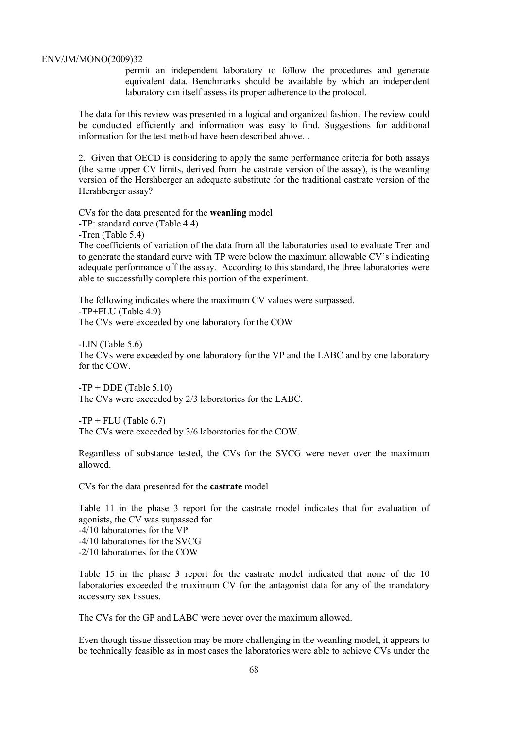permit an independent laboratory to follow the procedures and generate equivalent data. Benchmarks should be available by which an independent laboratory can itself assess its proper adherence to the protocol.

The data for this review was presented in a logical and organized fashion. The review could be conducted efficiently and information was easy to find. Suggestions for additional information for the test method have been described above. .

2. Given that OECD is considering to apply the same performance criteria for both assays (the same upper CV limits, derived from the castrate version of the assay), is the weanling version of the Hershberger an adequate substitute for the traditional castrate version of the Hershberger assay?

CVs for the data presented for the **weanling** model
-TP: standard curve (Table 4.4)
-Tren (Table 5.4)
The coefficients of variation of the data from all the laboratories used to evaluate Tren and to generate the standard curve with TP were below the maximum allowable CV's indicating adequate performance off the assay. According to this standard, the three laboratories were able to successfully complete this portion of the experiment.

The following indicates where the maximum CV values were surpassed.
-TP+FLU (Table 4.9)
The CVs were exceeded by one laboratory for the COW

-LIN (Table 5.6)
The CVs were exceeded by one laboratory for the VP and the LABC and by one laboratory for the COW.

-TP + DDE (Table 5.10)
The CVs were exceeded by 2/3 laboratories for the LABC.

-TP + FLU (Table 6.7)
The CVs were exceeded by 3/6 laboratories for the COW.

Regardless of substance tested, the CVs for the SVCG were never over the maximum allowed.

CVs for the data presented for the **castrate** model

Table 11 in the phase 3 report for the castrate model indicates that for evaluation of agonists, the CV was surpassed for
-4/10 laboratories for the VP
-4/10 laboratories for the SVCG
-2/10 laboratories for the COW

Table 15 in the phase 3 report for the castrate model indicated that none of the 10 laboratories exceeded the maximum CV for the antagonist data for any of the mandatory accessory sex tissues.

The CVs for the GP and LABC were never over the maximum allowed.

Even though tissue dissection may be more challenging in the weanling model, it appears to be technically feasible as in most cases the laboratories were able to achieve CVs under the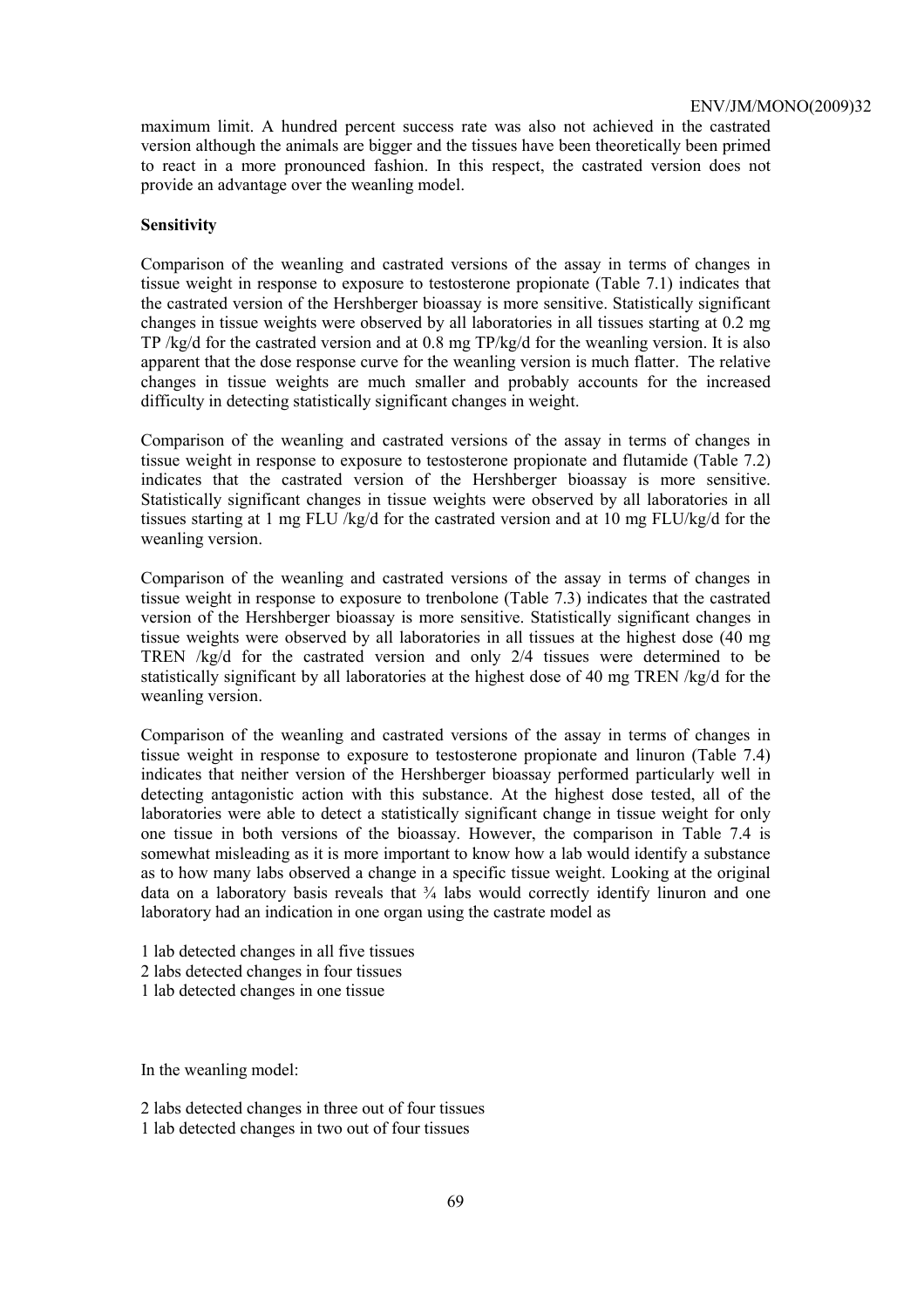maximum limit. A hundred percent success rate was also not achieved in the castrated version although the animals are bigger and the tissues have been theoretically been primed to react in a more pronounced fashion. In this respect, the castrated version does not provide an advantage over the weanling model.

**Sensitivity**

Comparison of the weanling and castrated versions of the assay in terms of changes in tissue weight in response to exposure to testosterone propionate (Table 7.1) indicates that the castrated version of the Hershberger bioassay is more sensitive. Statistically significant changes in tissue weights were observed by all laboratories in all tissues starting at 0.2 mg TP /kg/d for the castrated version and at 0.8 mg TP/kg/d for the weanling version. It is also apparent that the dose response curve for the weanling version is much flatter. The relative changes in tissue weights are much smaller and probably accounts for the increased difficulty in detecting statistically significant changes in weight.

Comparison of the weanling and castrated versions of the assay in terms of changes in tissue weight in response to exposure to testosterone propionate and flutamide (Table 7.2) indicates that the castrated version of the Hershberger bioassay is more sensitive. Statistically significant changes in tissue weights were observed by all laboratories in all tissues starting at 1 mg FLU /kg/d for the castrated version and at 10 mg FLU/kg/d for the weanling version.

Comparison of the weanling and castrated versions of the assay in terms of changes in tissue weight in response to exposure to trenbolone (Table 7.3) indicates that the castrated version of the Hershberger bioassay is more sensitive. Statistically significant changes in tissue weights were observed by all laboratories in all tissues at the highest dose (40 mg TREN /kg/d for the castrated version and only 2/4 tissues were determined to be statistically significant by all laboratories at the highest dose of 40 mg TREN /kg/d for the weanling version.

Comparison of the weanling and castrated versions of the assay in terms of changes in tissue weight in response to exposure to testosterone propionate and linuron (Table 7.4) indicates that neither version of the Hershberger bioassay performed particularly well in detecting antagonistic action with this substance. At the highest dose tested, all of the laboratories were able to detect a statistically significant change in tissue weight for only one tissue in both versions of the bioassay. However, the comparison in Table 7.4 is somewhat misleading as it is more important to know how a lab would identify a substance as to how many labs observed a change in a specific tissue weight. Looking at the original data on a laboratory basis reveals that ¾ labs would correctly identify linuron and one laboratory had an indication in one organ using the castrate model as

1 lab detected changes in all five tissues
2 labs detected changes in four tissues
1 lab detected changes in one tissue

In the weanling model:

2 labs detected changes in three out of four tissues
1 lab detected changes in two out of four tissues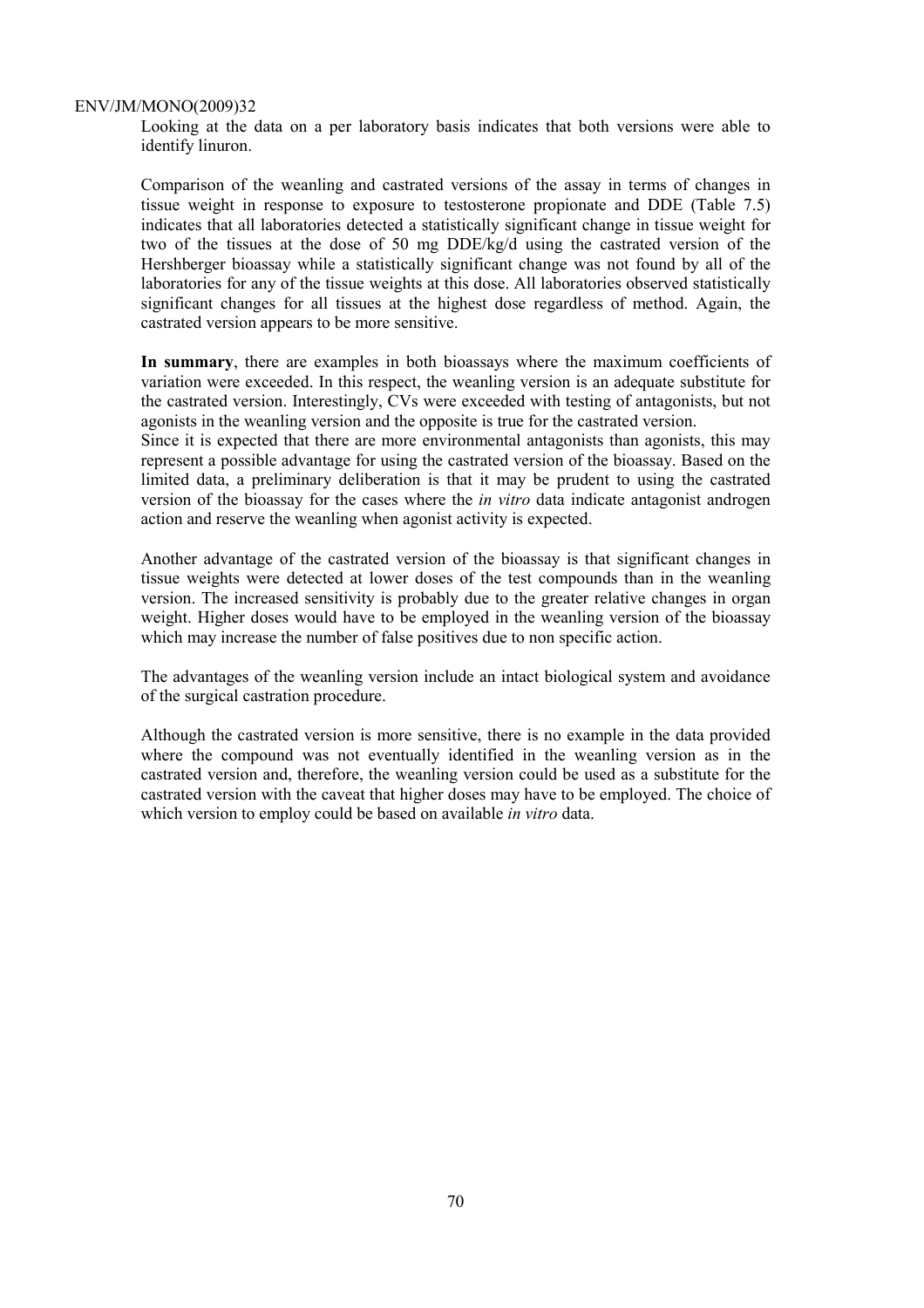Looking at the data on a per laboratory basis indicates that both versions were able to identify linuron.

Comparison of the weanling and castrated versions of the assay in terms of changes in tissue weight in response to exposure to testosterone propionate and DDE (Table 7.5) indicates that all laboratories detected a statistically significant change in tissue weight for two of the tissues at the dose of 50 mg DDE/kg/d using the castrated version of the Hershberger bioassay while a statistically significant change was not found by all of the laboratories for any of the tissue weights at this dose. All laboratories observed statistically significant changes for all tissues at the highest dose regardless of method. Again, the castrated version appears to be more sensitive.

**In summary**, there are examples in both bioassays where the maximum coefficients of variation were exceeded. In this respect, the weanling version is an adequate substitute for the castrated version. Interestingly, CVs were exceeded with testing of antagonists, but not agonists in the weanling version and the opposite is true for the castrated version.
Since it is expected that there are more environmental antagonists than agonists, this may represent a possible advantage for using the castrated version of the bioassay. Based on the limited data, a preliminary deliberation is that it may be prudent to using the castrated version of the bioassay for the cases where the *in vitro* data indicate antagonist androgen action and reserve the weanling when agonist activity is expected.

Another advantage of the castrated version of the bioassay is that significant changes in tissue weights were detected at lower doses of the test compounds than in the weanling version. The increased sensitivity is probably due to the greater relative changes in organ weight. Higher doses would have to be employed in the weanling version of the bioassay which may increase the number of false positives due to non specific action.

The advantages of the weanling version include an intact biological system and avoidance of the surgical castration procedure.

Although the castrated version is more sensitive, there is no example in the data provided where the compound was not eventually identified in the weanling version as in the castrated version and, therefore, the weanling version could be used as a substitute for the castrated version with the caveat that higher doses may have to be employed. The choice of which version to employ could be based on available *in vitro* data.